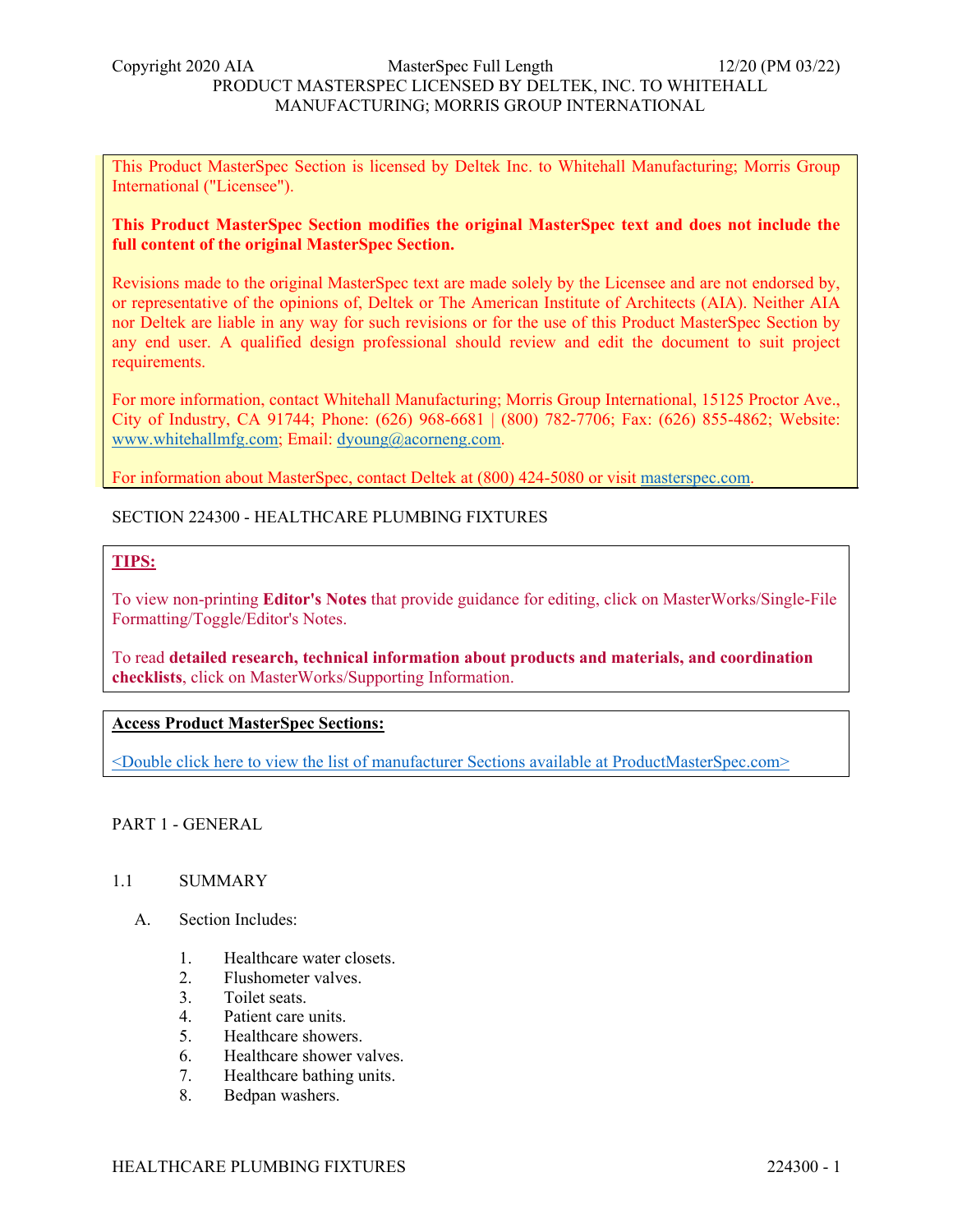Copyright 2020 AIA MasterSpec Full Length 12/20 (PM 03/22)
PRODUCT MASTERSPEC LICENSED BY DELTEK, INC. TO WHITEHALL MANUFACTURING; MORRIS GROUP INTERNATIONAL

This Product MasterSpec Section is licensed by Deltek Inc. to Whitehall Manufacturing; Morris Group International ("Licensee").

**This Product MasterSpec Section modifies the original MasterSpec text and does not include the full content of the original MasterSpec Section.**

Revisions made to the original MasterSpec text are made solely by the Licensee and are not endorsed by, or representative of the opinions of, Deltek or The American Institute of Architects (AIA). Neither AIA nor Deltek are liable in any way for such revisions or for the use of this Product MasterSpec Section by any end user. A qualified design professional should review and edit the document to suit project requirements.

For more information, contact Whitehall Manufacturing; Morris Group International, 15125 Proctor Ave., City of Industry, CA 91744; Phone: (626) 968-6681 | (800) 782-7706; Fax: (626) 855-4862; Website: www.whitehallmfg.com; Email: dyoung@acorneng.com.

For information about MasterSpec, contact Deltek at (800) 424-5080 or visit masterspec.com.

# SECTION 224300 - HEALTHCARE PLUMBING FIXTURES

**TIPS:**

To view non-printing **Editor's Notes** that provide guidance for editing, click on MasterWorks/Single-File Formatting/Toggle/Editor's Notes.

To read **detailed research, technical information about products and materials, and coordination checklists**, click on MasterWorks/Supporting Information.

**Access Product MasterSpec Sections:**

<Double click here to view the list of manufacturer Sections available at ProductMasterSpec.com>

## PART 1 - GENERAL

### 1.1 SUMMARY

A. Section Includes:

1. Healthcare water closets.
2. Flushometer valves.
3. Toilet seats.
4. Patient care units.
5. Healthcare showers.
6. Healthcare shower valves.
7. Healthcare bathing units.
8. Bedpan washers.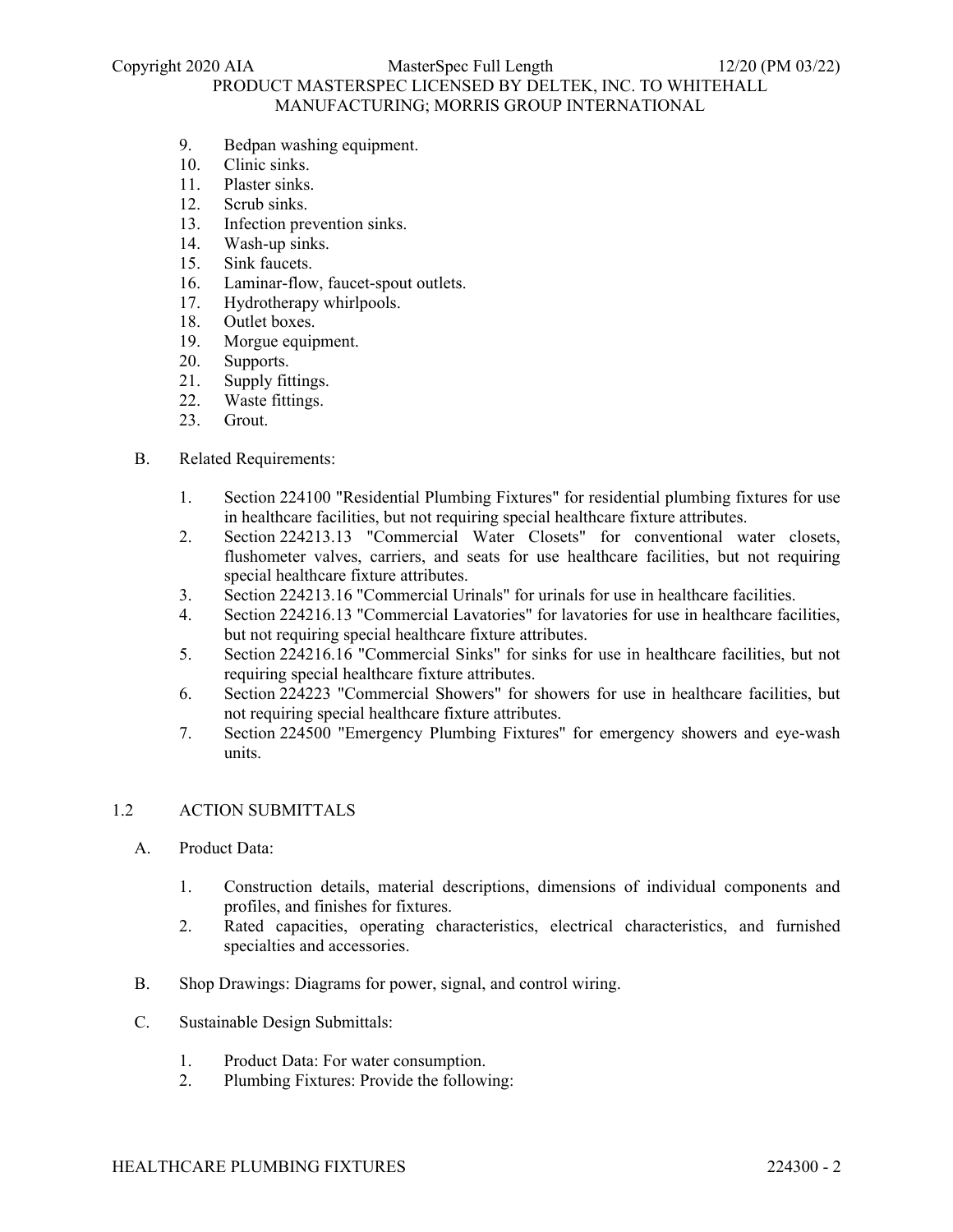9. Bedpan washing equipment.
10. Clinic sinks.
11. Plaster sinks.
12. Scrub sinks.
13. Infection prevention sinks.
14. Wash-up sinks.
15. Sink faucets.
16. Laminar-flow, faucet-spout outlets.
17. Hydrotherapy whirlpools.
18. Outlet boxes.
19. Morgue equipment.
20. Supports.
21. Supply fittings.
22. Waste fittings.
23. Grout.

B. Related Requirements:

1. Section 224100 "Residential Plumbing Fixtures" for residential plumbing fixtures for use in healthcare facilities, but not requiring special healthcare fixture attributes.
2. Section 224213.13 "Commercial Water Closets" for conventional water closets, flushometer valves, carriers, and seats for use healthcare facilities, but not requiring special healthcare fixture attributes.
3. Section 224213.16 "Commercial Urinals" for urinals for use in healthcare facilities.
4. Section 224216.13 "Commercial Lavatories" for lavatories for use in healthcare facilities, but not requiring special healthcare fixture attributes.
5. Section 224216.16 "Commercial Sinks" for sinks for use in healthcare facilities, but not requiring special healthcare fixture attributes.
6. Section 224223 "Commercial Showers" for showers for use in healthcare facilities, but not requiring special healthcare fixture attributes.
7. Section 224500 "Emergency Plumbing Fixtures" for emergency showers and eye-wash units.

## 1.2 ACTION SUBMITTALS

A. Product Data:

1. Construction details, material descriptions, dimensions of individual components and profiles, and finishes for fixtures.
2. Rated capacities, operating characteristics, electrical characteristics, and furnished specialties and accessories.

B. Shop Drawings: Diagrams for power, signal, and control wiring.

C. Sustainable Design Submittals:

1. Product Data: For water consumption.
2. Plumbing Fixtures: Provide the following: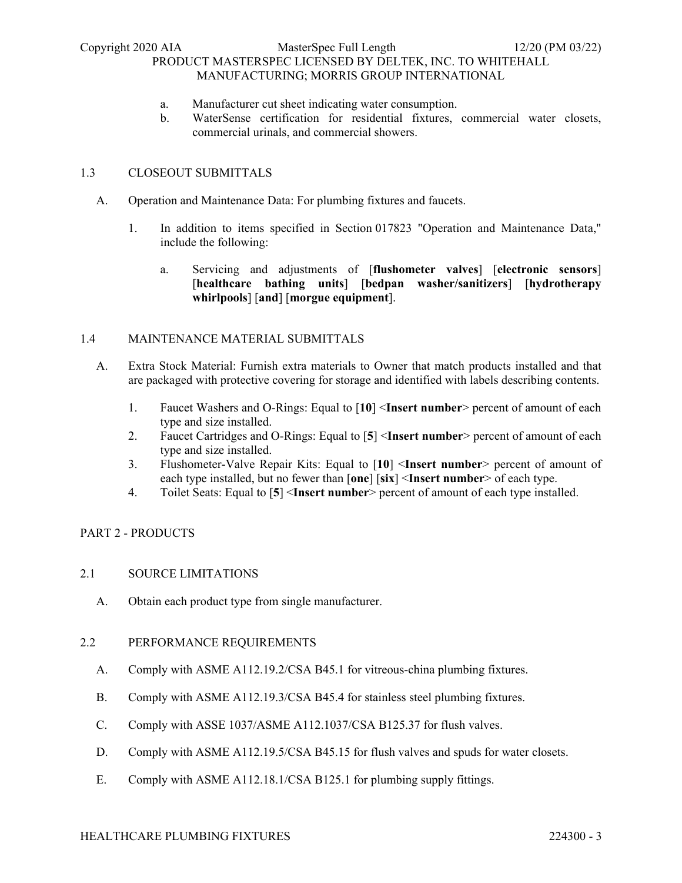a. Manufacturer cut sheet indicating water consumption.
b. WaterSense certification for residential fixtures, commercial water closets, commercial urinals, and commercial showers.

## 1.3 CLOSEOUT SUBMITTALS

A. Operation and Maintenance Data: For plumbing fixtures and faucets.

1. In addition to items specified in Section 017823 "Operation and Maintenance Data," include the following:

   a. Servicing and adjustments of [**flushometer valves**] [**electronic sensors**] [**healthcare bathing units**] [**bedpan washer/sanitizers**] [**hydrotherapy whirlpools**] [**and**] [**morgue equipment**].

## 1.4 MAINTENANCE MATERIAL SUBMITTALS

A. Extra Stock Material: Furnish extra materials to Owner that match products installed and that are packaged with protective covering for storage and identified with labels describing contents.

1. Faucet Washers and O-Rings: Equal to [**10**] <**Insert number**> percent of amount of each type and size installed.
2. Faucet Cartridges and O-Rings: Equal to [**5**] <**Insert number**> percent of amount of each type and size installed.
3. Flushometer-Valve Repair Kits: Equal to [**10**] <**Insert number**> percent of amount of each type installed, but no fewer than [**one**] [**six**] <**Insert number**> of each type.
4. Toilet Seats: Equal to [**5**] <**Insert number**> percent of amount of each type installed.

# PART 2 - PRODUCTS

## 2.1 SOURCE LIMITATIONS

A. Obtain each product type from single manufacturer.

## 2.2 PERFORMANCE REQUIREMENTS

A. Comply with ASME A112.19.2/CSA B45.1 for vitreous-china plumbing fixtures.

B. Comply with ASME A112.19.3/CSA B45.4 for stainless steel plumbing fixtures.

C. Comply with ASSE 1037/ASME A112.1037/CSA B125.37 for flush valves.

D. Comply with ASME A112.19.5/CSA B45.15 for flush valves and spuds for water closets.

E. Comply with ASME A112.18.1/CSA B125.1 for plumbing supply fittings.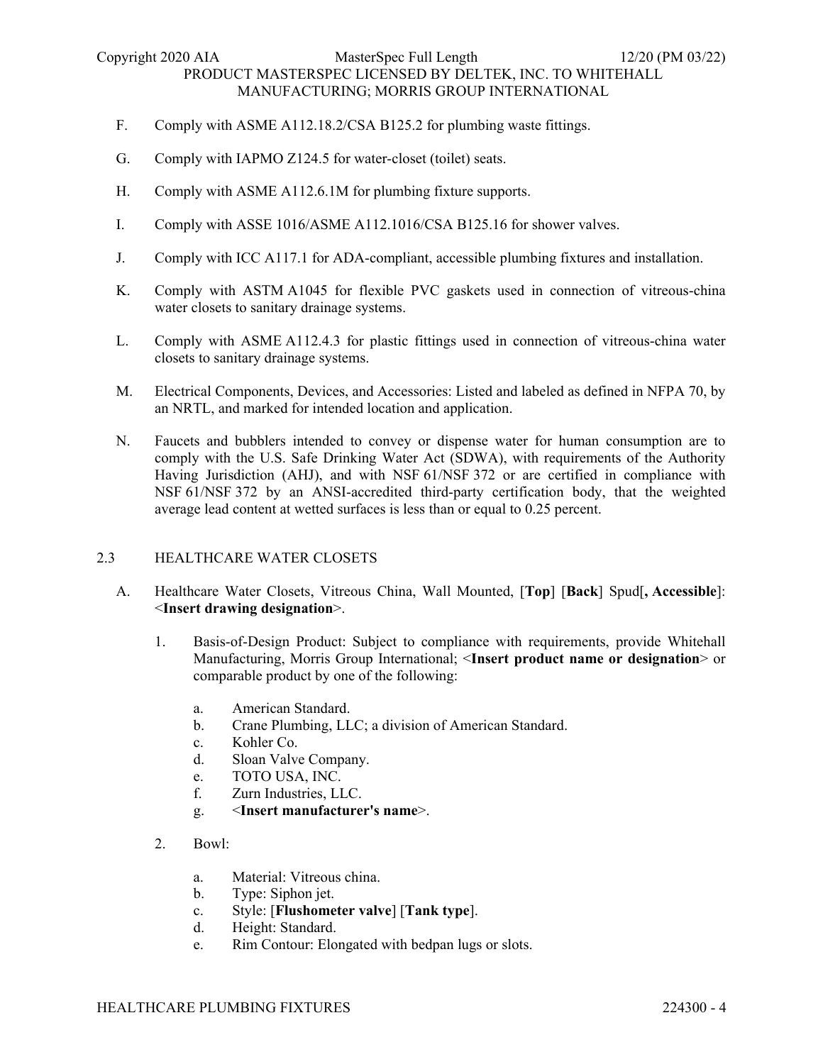F. Comply with ASME A112.18.2/CSA B125.2 for plumbing waste fittings.

G. Comply with IAPMO Z124.5 for water-closet (toilet) seats.

H. Comply with ASME A112.6.1M for plumbing fixture supports.

I. Comply with ASSE 1016/ASME A112.1016/CSA B125.16 for shower valves.

J. Comply with ICC A117.1 for ADA-compliant, accessible plumbing fixtures and installation.

K. Comply with ASTM A1045 for flexible PVC gaskets used in connection of vitreous-china water closets to sanitary drainage systems.

L. Comply with ASME A112.4.3 for plastic fittings used in connection of vitreous-china water closets to sanitary drainage systems.

M. Electrical Components, Devices, and Accessories: Listed and labeled as defined in NFPA 70, by an NRTL, and marked for intended location and application.

N. Faucets and bubblers intended to convey or dispense water for human consumption are to comply with the U.S. Safe Drinking Water Act (SDWA), with requirements of the Authority Having Jurisdiction (AHJ), and with NSF 61/NSF 372 or are certified in compliance with NSF 61/NSF 372 by an ANSI-accredited third-party certification body, that the weighted average lead content at wetted surfaces is less than or equal to 0.25 percent.

## 2.3 HEALTHCARE WATER CLOSETS

A. Healthcare Water Closets, Vitreous China, Wall Mounted, [**Top**] [**Back**] Spud[**, Accessible**]: <**Insert drawing designation**>.

1. Basis-of-Design Product: Subject to compliance with requirements, provide Whitehall Manufacturing, Morris Group International; <**Insert product name or designation**> or comparable product by one of the following:
   a. American Standard.
   b. Crane Plumbing, LLC; a division of American Standard.
   c. Kohler Co.
   d. Sloan Valve Company.
   e. TOTO USA, INC.
   f. Zurn Industries, LLC.
   g. <**Insert manufacturer's name**>.

2. Bowl:
   a. Material: Vitreous china.
   b. Type: Siphon jet.
   c. Style: [**Flushometer valve**] [**Tank type**].
   d. Height: Standard.
   e. Rim Contour: Elongated with bedpan lugs or slots.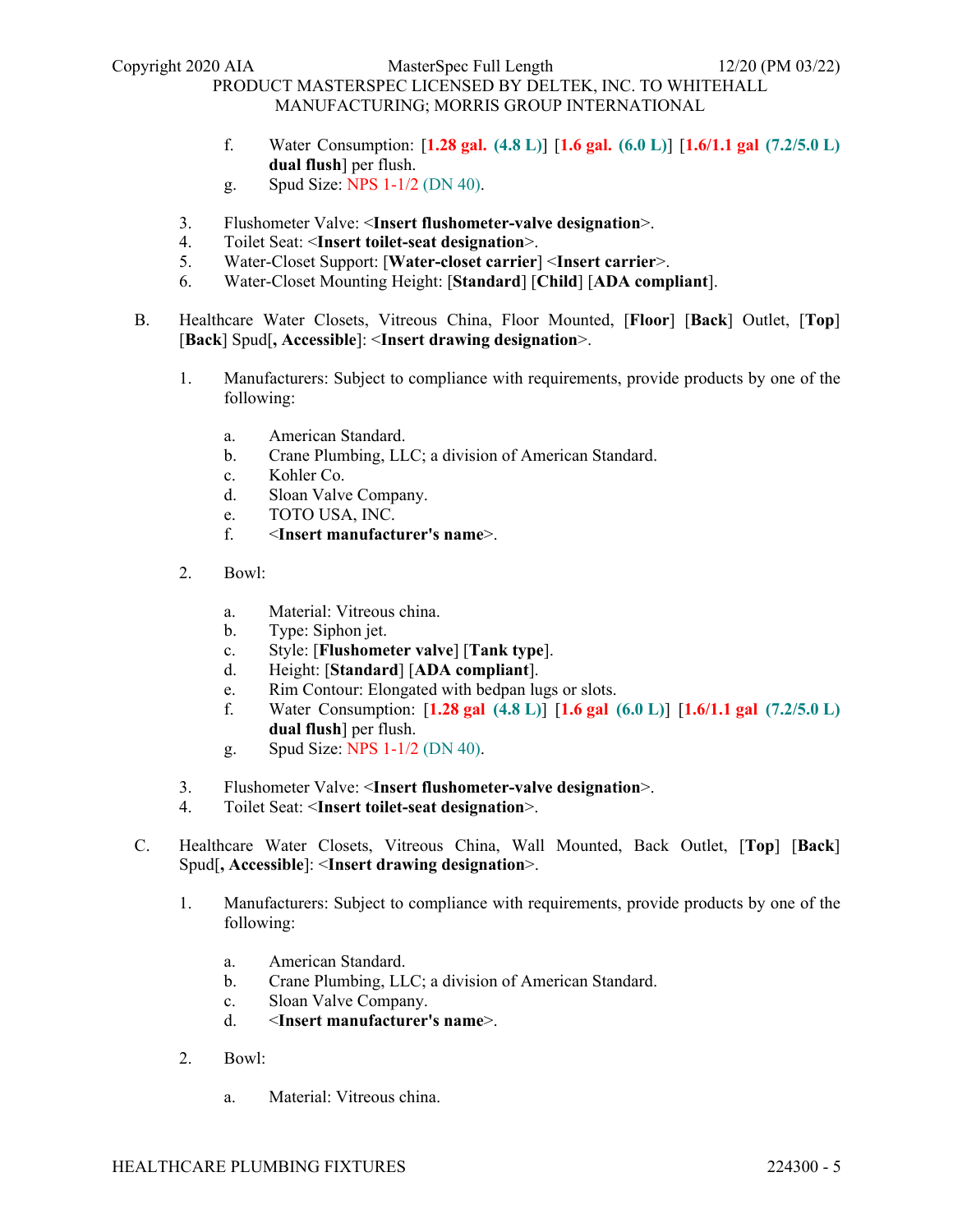f. Water Consumption: [**1.28 gal. (4.8 L)**] [**1.6 gal. (6.0 L)**] [**1.6/1.1 gal (7.2/5.0 L) dual flush**] per flush.
g. Spud Size: NPS 1-1/2 (DN 40).

3. Flushometer Valve: <**Insert flushometer-valve designation**>.
4. Toilet Seat: <**Insert toilet-seat designation**>.
5. Water-Closet Support: [**Water-closet carrier**] <**Insert carrier**>.
6. Water-Closet Mounting Height: [**Standard**] [**Child**] [**ADA compliant**].

B. Healthcare Water Closets, Vitreous China, Floor Mounted, [**Floor**] [**Back**] Outlet, [**Top**] [**Back**] Spud[**, Accessible**]: <**Insert drawing designation**>.

1. Manufacturers: Subject to compliance with requirements, provide products by one of the following:

   a. American Standard.
   b. Crane Plumbing, LLC; a division of American Standard.
   c. Kohler Co.
   d. Sloan Valve Company.
   e. TOTO USA, INC.
   f. <**Insert manufacturer's name**>.

2. Bowl:

   a. Material: Vitreous china.
   b. Type: Siphon jet.
   c. Style: [**Flushometer valve**] [**Tank type**].
   d. Height: [**Standard**] [**ADA compliant**].
   e. Rim Contour: Elongated with bedpan lugs or slots.
   f. Water Consumption: [**1.28 gal (4.8 L)**] [**1.6 gal (6.0 L)**] [**1.6/1.1 gal (7.2/5.0 L) dual flush**] per flush.
   g. Spud Size: NPS 1-1/2 (DN 40).

3. Flushometer Valve: <**Insert flushometer-valve designation**>.
4. Toilet Seat: <**Insert toilet-seat designation**>.

C. Healthcare Water Closets, Vitreous China, Wall Mounted, Back Outlet, [**Top**] [**Back**] Spud[**, Accessible**]: <**Insert drawing designation**>.

1. Manufacturers: Subject to compliance with requirements, provide products by one of the following:

   a. American Standard.
   b. Crane Plumbing, LLC; a division of American Standard.
   c. Sloan Valve Company.
   d. <**Insert manufacturer's name**>.

2. Bowl:

   a. Material: Vitreous china.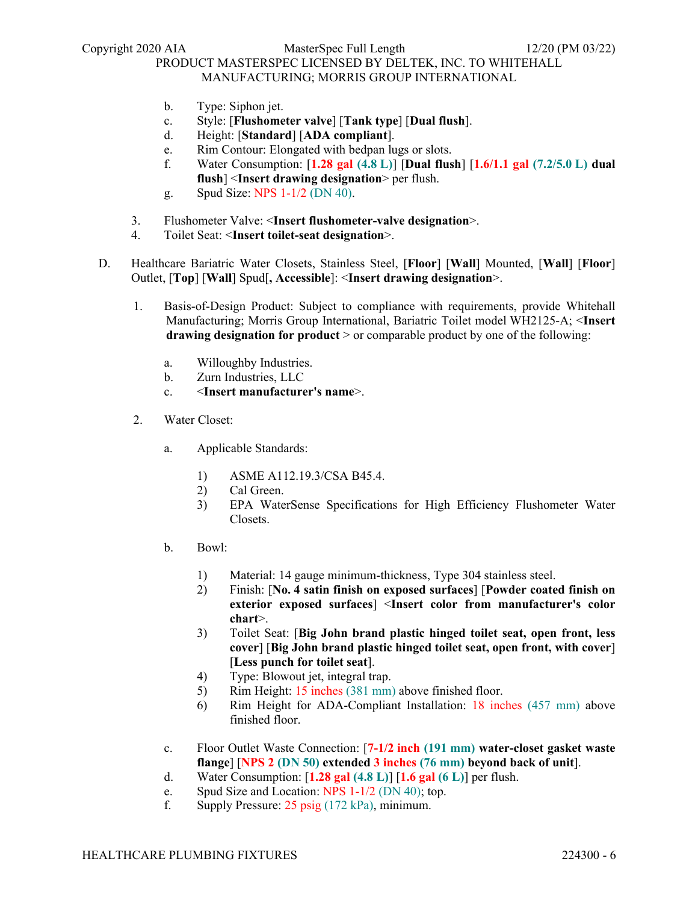b. Type: Siphon jet.
c. Style: [**Flushometer valve**] [**Tank type**] [**Dual flush**].
d. Height: [**Standard**] [**ADA compliant**].
e. Rim Contour: Elongated with bedpan lugs or slots.
f. Water Consumption: [**1.28 gal (4.8 L)**] [**Dual flush**] [**1.6/1.1 gal (7.2/5.0 L) dual flush**] <**Insert drawing designation**> per flush.
g. Spud Size: NPS 1-1/2 (DN 40).

3. Flushometer Valve: <**Insert flushometer-valve designation**>.
4. Toilet Seat: <**Insert toilet-seat designation**>.

D. Healthcare Bariatric Water Closets, Stainless Steel, [**Floor**] [**Wall**] Mounted, [**Wall**] [**Floor**] Outlet, [**Top**] [**Wall**] Spud[**, Accessible**]: <**Insert drawing designation**>.

1. Basis-of-Design Product: Subject to compliance with requirements, provide Whitehall Manufacturing; Morris Group International, Bariatric Toilet model WH2125-A; <**Insert drawing designation for product** > or comparable product by one of the following:

   a. Willoughby Industries.
   b. Zurn Industries, LLC
   c. <**Insert manufacturer's name**>.

2. Water Closet:

   a. Applicable Standards:

      1) ASME A112.19.3/CSA B45.4.
      2) Cal Green.
      3) EPA WaterSense Specifications for High Efficiency Flushometer Water Closets.

   b. Bowl:

      1) Material: 14 gauge minimum-thickness, Type 304 stainless steel.
      2) Finish: [**No. 4 satin finish on exposed surfaces**] [**Powder coated finish on exterior exposed surfaces**] <**Insert color from manufacturer's color chart**>.
      3) Toilet Seat: [**Big John brand plastic hinged toilet seat, open front, less cover**] [**Big John brand plastic hinged toilet seat, open front, with cover**] [**Less punch for toilet seat**].
      4) Type: Blowout jet, integral trap.
      5) Rim Height: 15 inches (381 mm) above finished floor.
      6) Rim Height for ADA-Compliant Installation: 18 inches (457 mm) above finished floor.

   c. Floor Outlet Waste Connection: [**7-1/2 inch (191 mm) water-closet gasket waste flange**] [**NPS 2 (DN 50) extended 3 inches (76 mm) beyond back of unit**].
   d. Water Consumption: [**1.28 gal (4.8 L)**] [**1.6 gal (6 L)**] per flush.
   e. Spud Size and Location: NPS 1-1/2 (DN 40); top.
   f. Supply Pressure: 25 psig (172 kPa), minimum.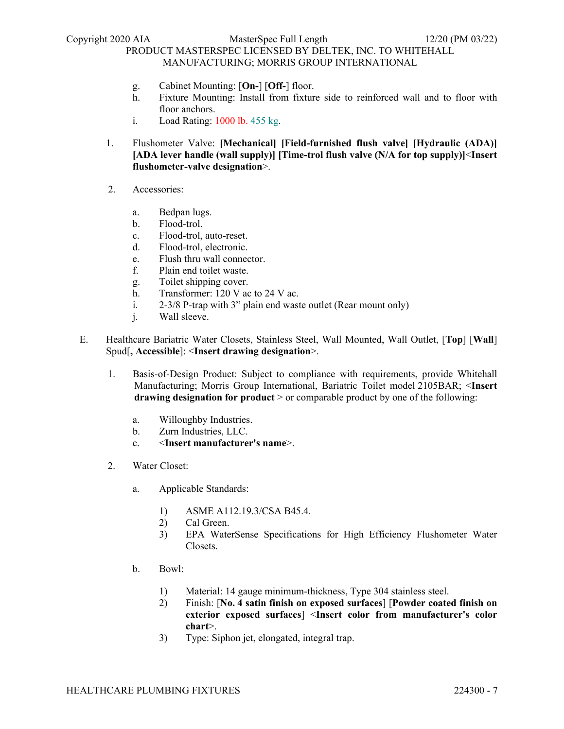g. Cabinet Mounting: [**On-**] [**Off-**] floor.

h. Fixture Mounting: Install from fixture side to reinforced wall and to floor with floor anchors.

i. Load Rating: 1000 lb. 455 kg.

1. Flushometer Valve: **[Mechanical] [Field-furnished flush valve] [Hydraulic (ADA)] [ADA lever handle (wall supply)] [Time-trol flush valve (N/A for top supply)]**<**Insert flushometer-valve designation**>.

2. Accessories:

   a. Bedpan lugs.
   b. Flood-trol.
   c. Flood-trol, auto-reset.
   d. Flood-trol, electronic.
   e. Flush thru wall connector.
   f. Plain end toilet waste.
   g. Toilet shipping cover.
   h. Transformer: 120 V ac to 24 V ac.
   i. 2-3/8 P-trap with 3" plain end waste outlet (Rear mount only)
   j. Wall sleeve.

E. Healthcare Bariatric Water Closets, Stainless Steel, Wall Mounted, Wall Outlet, [**Top**] [**Wall**] Spud[**, Accessible**]: <**Insert drawing designation**>.

1. Basis-of-Design Product: Subject to compliance with requirements, provide Whitehall Manufacturing; Morris Group International, Bariatric Toilet model 2105BAR; <**Insert drawing designation for product** > or comparable product by one of the following:

   a. Willoughby Industries.
   b. Zurn Industries, LLC.
   c. <**Insert manufacturer's name**>.

2. Water Closet:

   a. Applicable Standards:

      1) ASME A112.19.3/CSA B45.4.
      2) Cal Green.
      3) EPA WaterSense Specifications for High Efficiency Flushometer Water Closets.

   b. Bowl:

      1) Material: 14 gauge minimum-thickness, Type 304 stainless steel.
      2) Finish: [**No. 4 satin finish on exposed surfaces**] [**Powder coated finish on exterior exposed surfaces**] <**Insert color from manufacturer's color chart**>.
      3) Type: Siphon jet, elongated, integral trap.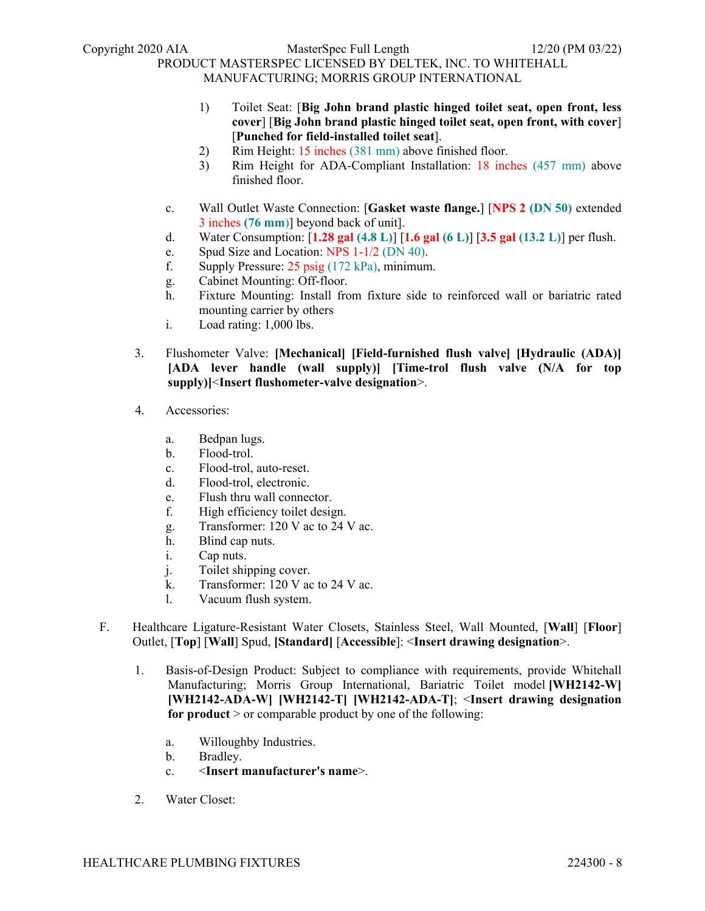1) Toilet Seat: [**Big John brand plastic hinged toilet seat, open front, less cover**] [**Big John brand plastic hinged toilet seat, open front, with cover**] [**Punched for field-installed toilet seat**].
2) Rim Height: 15 inches (381 mm) above finished floor.
3) Rim Height for ADA-Compliant Installation: 18 inches (457 mm) above finished floor.

c. Wall Outlet Waste Connection: [**Gasket waste flange.**] [**NPS 2 (DN 50)** extended 3 inches **(76 mm)**] beyond back of unit].
d. Water Consumption: [**1.28 gal (4.8 L)**] [**1.6 gal (6 L)**] [**3.5 gal (13.2 L)**] per flush.
e. Spud Size and Location: NPS 1-1/2 (DN 40).
f. Supply Pressure: 25 psig (172 kPa), minimum.
g. Cabinet Mounting: Off-floor.
h. Fixture Mounting: Install from fixture side to reinforced wall or bariatric rated mounting carrier by others
i. Load rating: 1,000 lbs.

3. Flushometer Valve: **[Mechanical] [Field-furnished flush valve] [Hydraulic (ADA)] [ADA lever handle (wall supply)] [Time-trol flush valve (N/A for top supply)]**<**Insert flushometer-valve designation**>.

4. Accessories:

   a. Bedpan lugs.
   b. Flood-trol.
   c. Flood-trol, auto-reset.
   d. Flood-trol, electronic.
   e. Flush thru wall connector.
   f. High efficiency toilet design.
   g. Transformer: 120 V ac to 24 V ac.
   h. Blind cap nuts.
   i. Cap nuts.
   j. Toilet shipping cover.
   k. Transformer: 120 V ac to 24 V ac.
   l. Vacuum flush system.

F. Healthcare Ligature-Resistant Water Closets, Stainless Steel, Wall Mounted, [**Wall**] [**Floor**] Outlet, [**Top**] [**Wall**] Spud, **[Standard]** [**Accessible**]: <**Insert drawing designation**>.

1. Basis-of-Design Product: Subject to compliance with requirements, provide Whitehall Manufacturing; Morris Group International, Bariatric Toilet model **[WH2142-W] [WH2142-ADA-W] [WH2142-T] [WH2142-ADA-T]**; <**Insert drawing designation for product** > or comparable product by one of the following:

   a. Willoughby Industries.
   b. Bradley.
   c. <**Insert manufacturer's name**>.

2. Water Closet: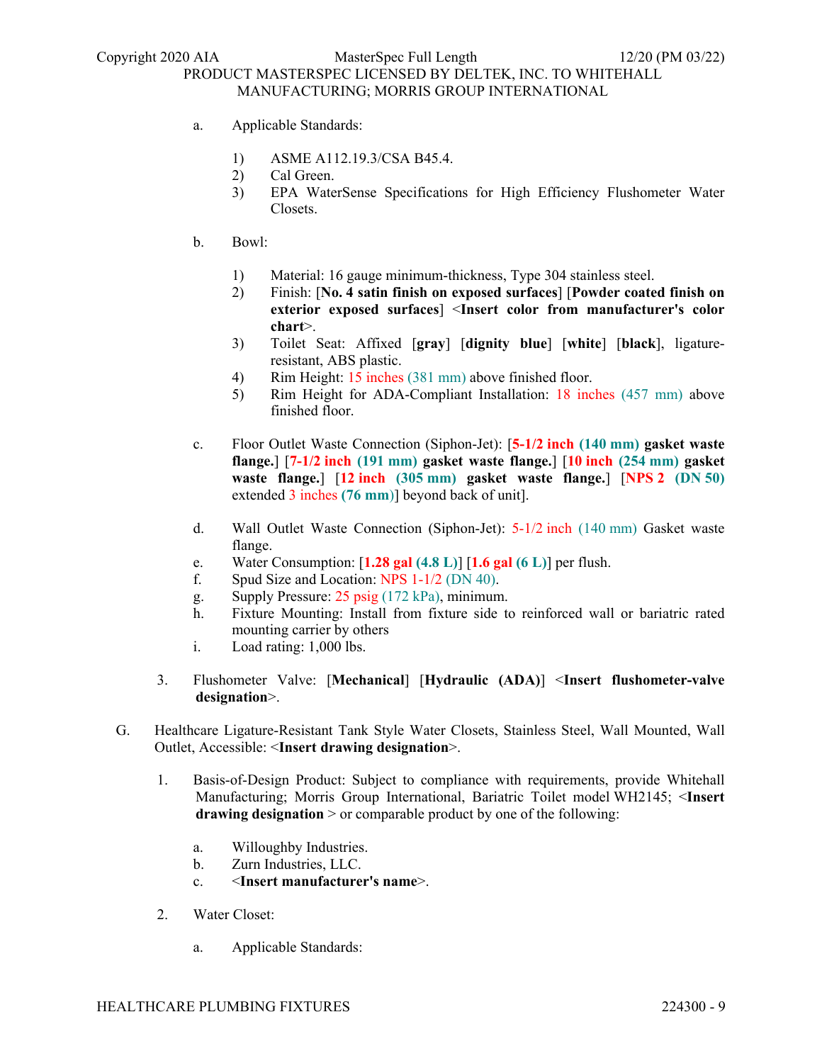a. Applicable Standards:

1) ASME A112.19.3/CSA B45.4.
2) Cal Green.
3) EPA WaterSense Specifications for High Efficiency Flushometer Water Closets.

b. Bowl:

1) Material: 16 gauge minimum-thickness, Type 304 stainless steel.
2) Finish: [**No. 4 satin finish on exposed surfaces**] [**Powder coated finish on exterior exposed surfaces**] <**Insert color from manufacturer's color chart**>.
3) Toilet Seat: Affixed [**gray**] [**dignity blue**] [**white**] [**black**], ligature-resistant, ABS plastic.
4) Rim Height: 15 inches (381 mm) above finished floor.
5) Rim Height for ADA-Compliant Installation: 18 inches (457 mm) above finished floor.

c. Floor Outlet Waste Connection (Siphon-Jet): [**5-1/2 inch (140 mm) gasket waste flange.**] [**7-1/2 inch (191 mm) gasket waste flange.**] [**10 inch (254 mm) gasket waste flange.**] [**12 inch (305 mm) gasket waste flange.**] [**NPS 2 (DN 50)** extended 3 inches **(76 mm)**] beyond back of unit].

d. Wall Outlet Waste Connection (Siphon-Jet): 5-1/2 inch (140 mm) Gasket waste flange.

e. Water Consumption: [**1.28 gal (4.8 L)**] [**1.6 gal (6 L)**] per flush.

f. Spud Size and Location: NPS 1-1/2 (DN 40).

g. Supply Pressure: 25 psig (172 kPa), minimum.

h. Fixture Mounting: Install from fixture side to reinforced wall or bariatric rated mounting carrier by others

i. Load rating: 1,000 lbs.

3. Flushometer Valve: [**Mechanical**] [**Hydraulic (ADA)**] <**Insert flushometer-valve designation**>.

G. Healthcare Ligature-Resistant Tank Style Water Closets, Stainless Steel, Wall Mounted, Wall Outlet, Accessible: <**Insert drawing designation**>.

1. Basis-of-Design Product: Subject to compliance with requirements, provide Whitehall Manufacturing; Morris Group International, Bariatric Toilet model WH2145; <**Insert drawing designation** > or comparable product by one of the following:

   a. Willoughby Industries.
   b. Zurn Industries, LLC.
   c. <**Insert manufacturer's name**>.

2. Water Closet:

   a. Applicable Standards: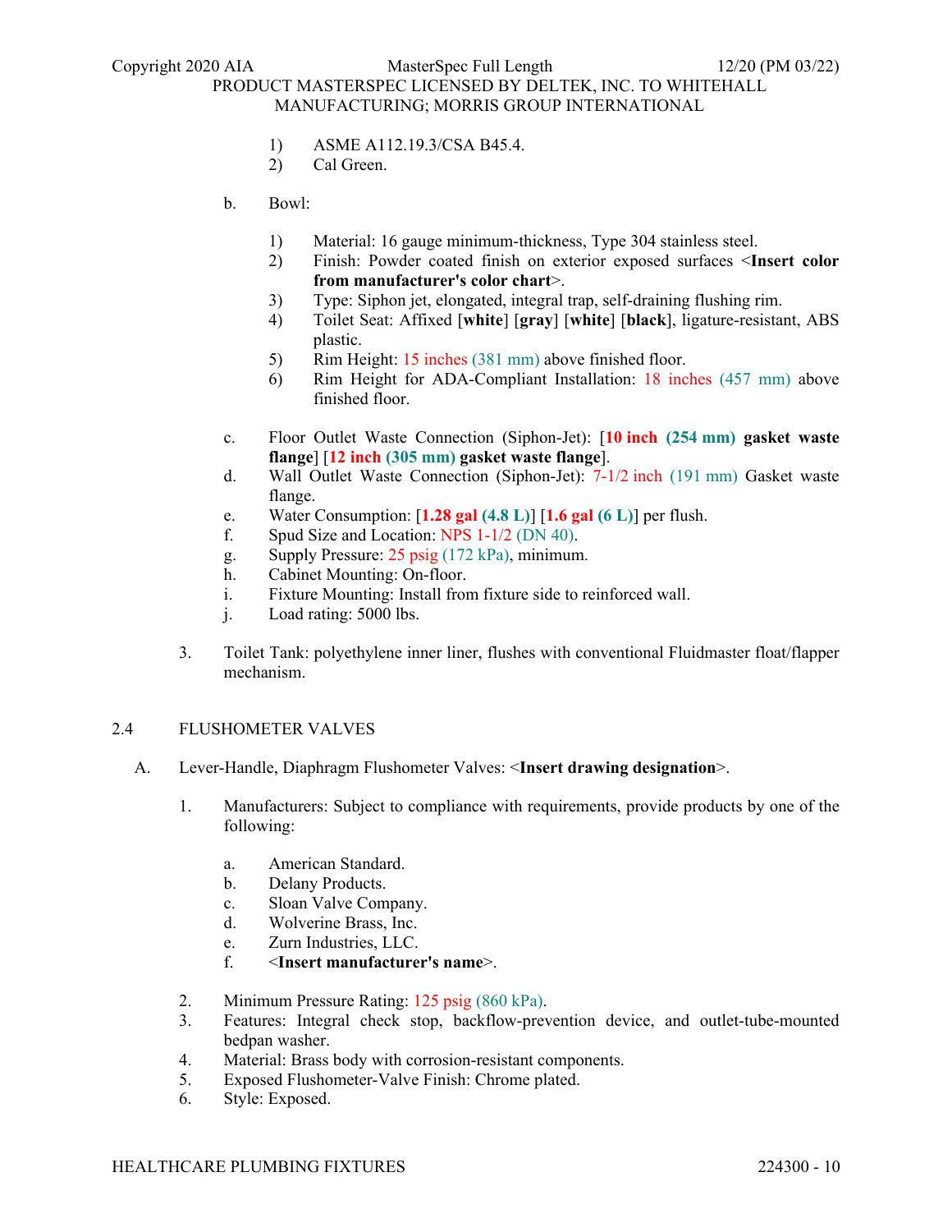1) ASME A112.19.3/CSA B45.4.
2) Cal Green.

b. Bowl:

1) Material: 16 gauge minimum-thickness, Type 304 stainless steel.
2) Finish: Powder coated finish on exterior exposed surfaces <**Insert color from manufacturer's color chart**>.
3) Type: Siphon jet, elongated, integral trap, self-draining flushing rim.
4) Toilet Seat: Affixed [**white**] [**gray**] [**white**] [**black**], ligature-resistant, ABS plastic.
5) Rim Height: 15 inches (381 mm) above finished floor.
6) Rim Height for ADA-Compliant Installation: 18 inches (457 mm) above finished floor.

c. Floor Outlet Waste Connection (Siphon-Jet): [**10 inch (254 mm) gasket waste flange**] [**12 inch (305 mm) gasket waste flange**].
d. Wall Outlet Waste Connection (Siphon-Jet): 7-1/2 inch (191 mm) Gasket waste flange.
e. Water Consumption: [**1.28 gal (4.8 L)**] [**1.6 gal (6 L)**] per flush.
f. Spud Size and Location: NPS 1-1/2 (DN 40).
g. Supply Pressure: 25 psig (172 kPa), minimum.
h. Cabinet Mounting: On-floor.
i. Fixture Mounting: Install from fixture side to reinforced wall.
j. Load rating: 5000 lbs.

3. Toilet Tank: polyethylene inner liner, flushes with conventional Fluidmaster float/flapper mechanism.

## 2.4 FLUSHOMETER VALVES

A. Lever-Handle, Diaphragm Flushometer Valves: <**Insert drawing designation**>.

1. Manufacturers: Subject to compliance with requirements, provide products by one of the following:

a. American Standard.
b. Delany Products.
c. Sloan Valve Company.
d. Wolverine Brass, Inc.
e. Zurn Industries, LLC.
f. <**Insert manufacturer's name**>.

2. Minimum Pressure Rating: 125 psig (860 kPa).
3. Features: Integral check stop, backflow-prevention device, and outlet-tube-mounted bedpan washer.
4. Material: Brass body with corrosion-resistant components.
5. Exposed Flushometer-Valve Finish: Chrome plated.
6. Style: Exposed.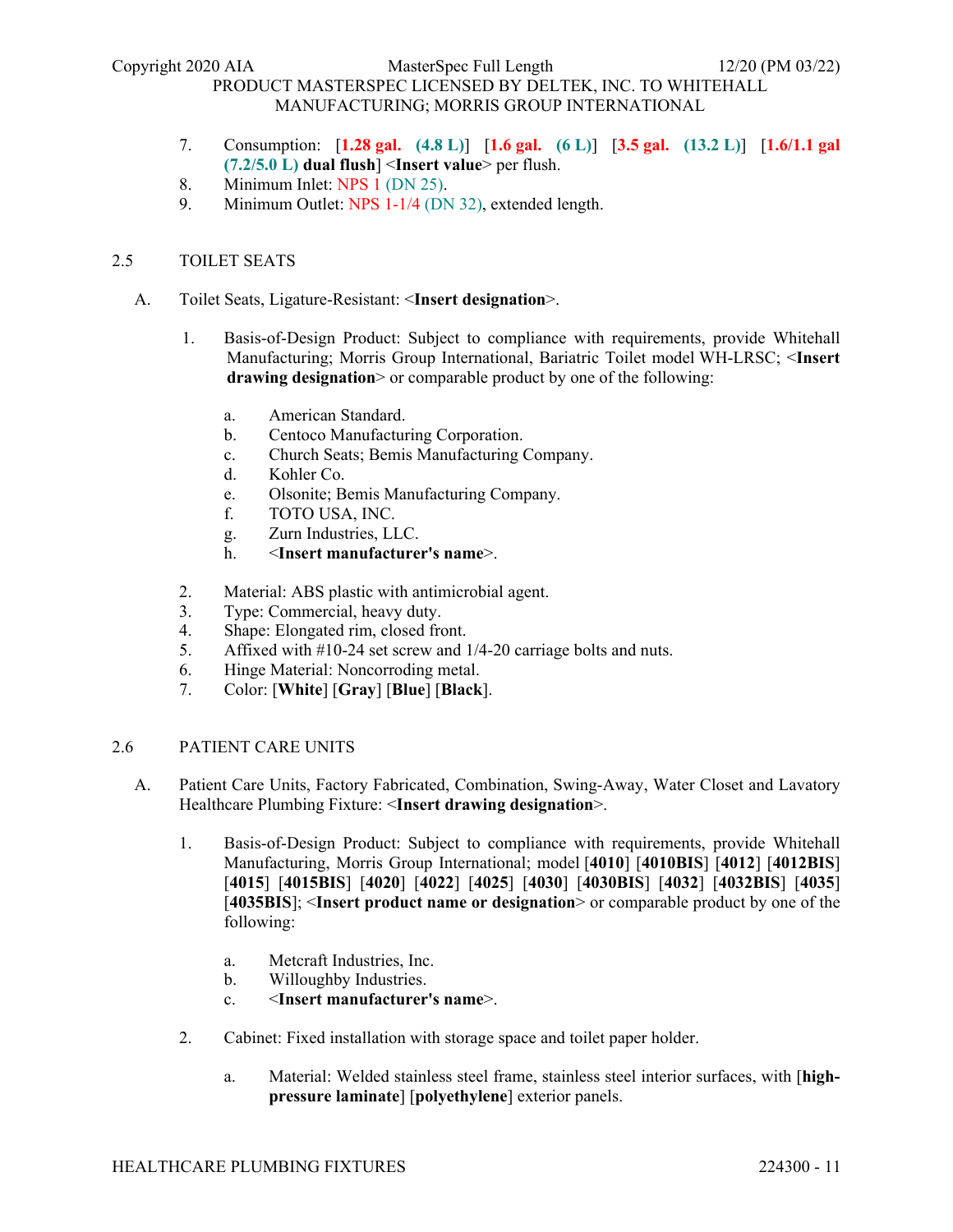7. Consumption: [**1.28 gal. (4.8 L)**] [**1.6 gal. (6 L)**] [**3.5 gal. (13.2 L)**] [**1.6/1.1 gal (7.2/5.0 L) dual flush**] <**Insert value**> per flush.
8. Minimum Inlet: NPS 1 (DN 25).
9. Minimum Outlet: NPS 1-1/4 (DN 32), extended length.

## 2.5 TOILET SEATS

A. Toilet Seats, Ligature-Resistant: <**Insert designation**>.

1. Basis-of-Design Product: Subject to compliance with requirements, provide Whitehall Manufacturing; Morris Group International, Bariatric Toilet model WH-LRSC; <**Insert drawing designation**> or comparable product by one of the following:

    a. American Standard.
    b. Centoco Manufacturing Corporation.
    c. Church Seats; Bemis Manufacturing Company.
    d. Kohler Co.
    e. Olsonite; Bemis Manufacturing Company.
    f. TOTO USA, INC.
    g. Zurn Industries, LLC.
    h. <**Insert manufacturer's name**>.

2. Material: ABS plastic with antimicrobial agent.
3. Type: Commercial, heavy duty.
4. Shape: Elongated rim, closed front.
5. Affixed with #10-24 set screw and 1/4-20 carriage bolts and nuts.
6. Hinge Material: Noncorroding metal.
7. Color: [**White**] [**Gray**] [**Blue**] [**Black**].

## 2.6 PATIENT CARE UNITS

A. Patient Care Units, Factory Fabricated, Combination, Swing-Away, Water Closet and Lavatory Healthcare Plumbing Fixture: <**Insert drawing designation**>.

1. Basis-of-Design Product: Subject to compliance with requirements, provide Whitehall Manufacturing, Morris Group International; model [**4010**] [**4010BIS**] [**4012**] [**4012BIS**] [**4015**] [**4015BIS**] [**4020**] [**4022**] [**4025**] [**4030**] [**4030BIS**] [**4032**] [**4032BIS**] [**4035**] [**4035BIS**]; <**Insert product name or designation**> or comparable product by one of the following:

    a. Metcraft Industries, Inc.
    b. Willoughby Industries.
    c. <**Insert manufacturer's name**>.

2. Cabinet: Fixed installation with storage space and toilet paper holder.

    a. Material: Welded stainless steel frame, stainless steel interior surfaces, with [**high-pressure laminate**] [**polyethylene**] exterior panels.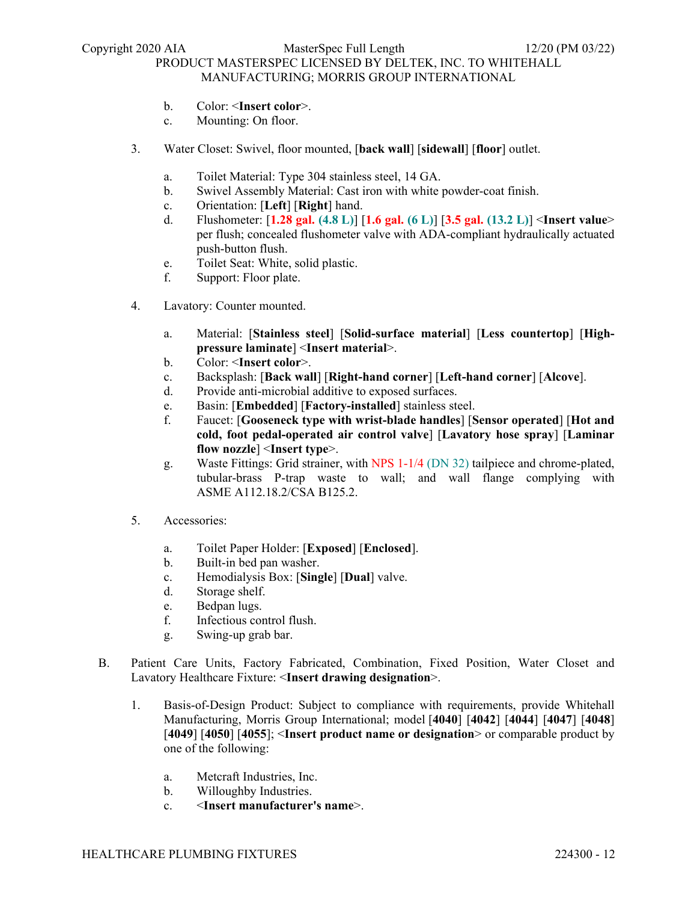b. Color: <**Insert color**>.
c. Mounting: On floor.

3. Water Closet: Swivel, floor mounted, [**back wall**] [**sidewall**] [**floor**] outlet.

    a. Toilet Material: Type 304 stainless steel, 14 GA.
    b. Swivel Assembly Material: Cast iron with white powder-coat finish.
    c. Orientation: [**Left**] [**Right**] hand.
    d. Flushometer: [**1.28 gal. (4.8 L)**] [**1.6 gal. (6 L)**] [**3.5 gal. (13.2 L)**] <**Insert value**> per flush; concealed flushometer valve with ADA-compliant hydraulically actuated push-button flush.
    e. Toilet Seat: White, solid plastic.
    f. Support: Floor plate.

4. Lavatory: Counter mounted.

    a. Material: [**Stainless steel**] [**Solid-surface material**] [**Less countertop**] [**High-pressure laminate**] <**Insert material**>.
    b. Color: <**Insert color**>.
    c. Backsplash: [**Back wall**] [**Right-hand corner**] [**Left-hand corner**] [**Alcove**].
    d. Provide anti-microbial additive to exposed surfaces.
    e. Basin: [**Embedded**] [**Factory-installed**] stainless steel.
    f. Faucet: [**Gooseneck type with wrist-blade handles**] [**Sensor operated**] [**Hot and cold, foot pedal-operated air control valve**] [**Lavatory hose spray**] [**Laminar flow nozzle**] <**Insert type**>.
    g. Waste Fittings: Grid strainer, with NPS 1-1/4 (DN 32) tailpiece and chrome-plated, tubular-brass P-trap waste to wall; and wall flange complying with ASME A112.18.2/CSA B125.2.

5. Accessories:

    a. Toilet Paper Holder: [**Exposed**] [**Enclosed**].
    b. Built-in bed pan washer.
    c. Hemodialysis Box: [**Single**] [**Dual**] valve.
    d. Storage shelf.
    e. Bedpan lugs.
    f. Infectious control flush.
    g. Swing-up grab bar.

B. Patient Care Units, Factory Fabricated, Combination, Fixed Position, Water Closet and Lavatory Healthcare Fixture: <**Insert drawing designation**>.

1. Basis-of-Design Product: Subject to compliance with requirements, provide Whitehall Manufacturing, Morris Group International; model [**4040**] [**4042**] [**4044**] [**4047**] [**4048**] [**4049**] [**4050**] [**4055**]; <**Insert product name or designation**> or comparable product by one of the following:

    a. Metcraft Industries, Inc.
    b. Willoughby Industries.
    c. <**Insert manufacturer's name**>.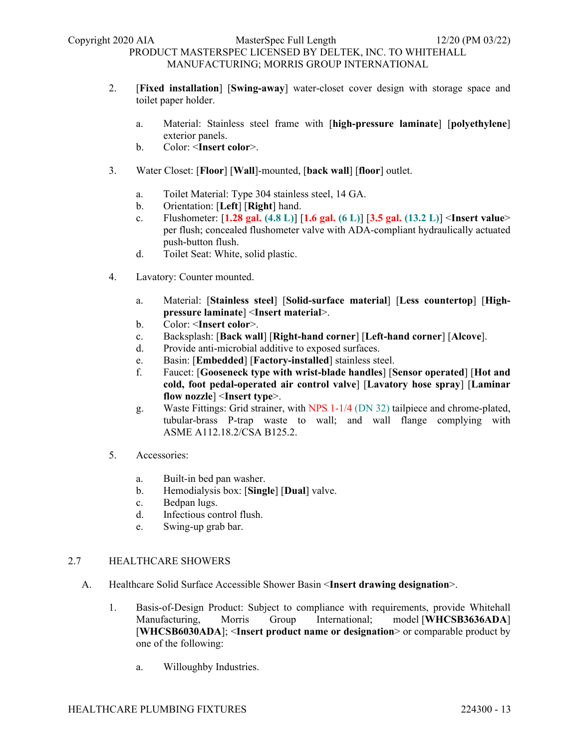2. [**Fixed installation**] [**Swing-away**] water-closet cover design with storage space and toilet paper holder.

    a. Material: Stainless steel frame with [**high-pressure laminate**] [**polyethylene**] exterior panels.
    b. Color: <**Insert color**>.

3. Water Closet: [**Floor**] [**Wall**]-mounted, [**back wall**] [**floor**] outlet.

    a. Toilet Material: Type 304 stainless steel, 14 GA.
    b. Orientation: [**Left**] [**Right**] hand.
    c. Flushometer: [**1.28 gal. (4.8 L)**] [**1.6 gal. (6 L)**] [**3.5 gal. (13.2 L)**] <**Insert value**> per flush; concealed flushometer valve with ADA-compliant hydraulically actuated push-button flush.
    d. Toilet Seat: White, solid plastic.

4. Lavatory: Counter mounted.

    a. Material: [**Stainless steel**] [**Solid-surface material**] [**Less countertop**] [**High-pressure laminate**] <**Insert material**>.
    b. Color: <**Insert color**>.
    c. Backsplash: [**Back wall**] [**Right-hand corner**] [**Left-hand corner**] [**Alcove**].
    d. Provide anti-microbial additive to exposed surfaces.
    e. Basin: [**Embedded**] [**Factory-installed**] stainless steel.
    f. Faucet: [**Gooseneck type with wrist-blade handles**] [**Sensor operated**] [**Hot and cold, foot pedal-operated air control valve**] [**Lavatory hose spray**] [**Laminar flow nozzle**] <**Insert type**>.
    g. Waste Fittings: Grid strainer, with NPS 1-1/4 (DN 32) tailpiece and chrome-plated, tubular-brass P-trap waste to wall; and wall flange complying with ASME A112.18.2/CSA B125.2.

5. Accessories:

    a. Built-in bed pan washer.
    b. Hemodialysis box: [**Single**] [**Dual**] valve.
    c. Bedpan lugs.
    d. Infectious control flush.
    e. Swing-up grab bar.

## 2.7 HEALTHCARE SHOWERS

A. Healthcare Solid Surface Accessible Shower Basin <**Insert drawing designation**>.

1. Basis-of-Design Product: Subject to compliance with requirements, provide Whitehall Manufacturing, Morris Group International; model [**WHCSB3636ADA**] [**WHCSB6030ADA**]; <**Insert product name or designation**> or comparable product by one of the following:

    a. Willoughby Industries.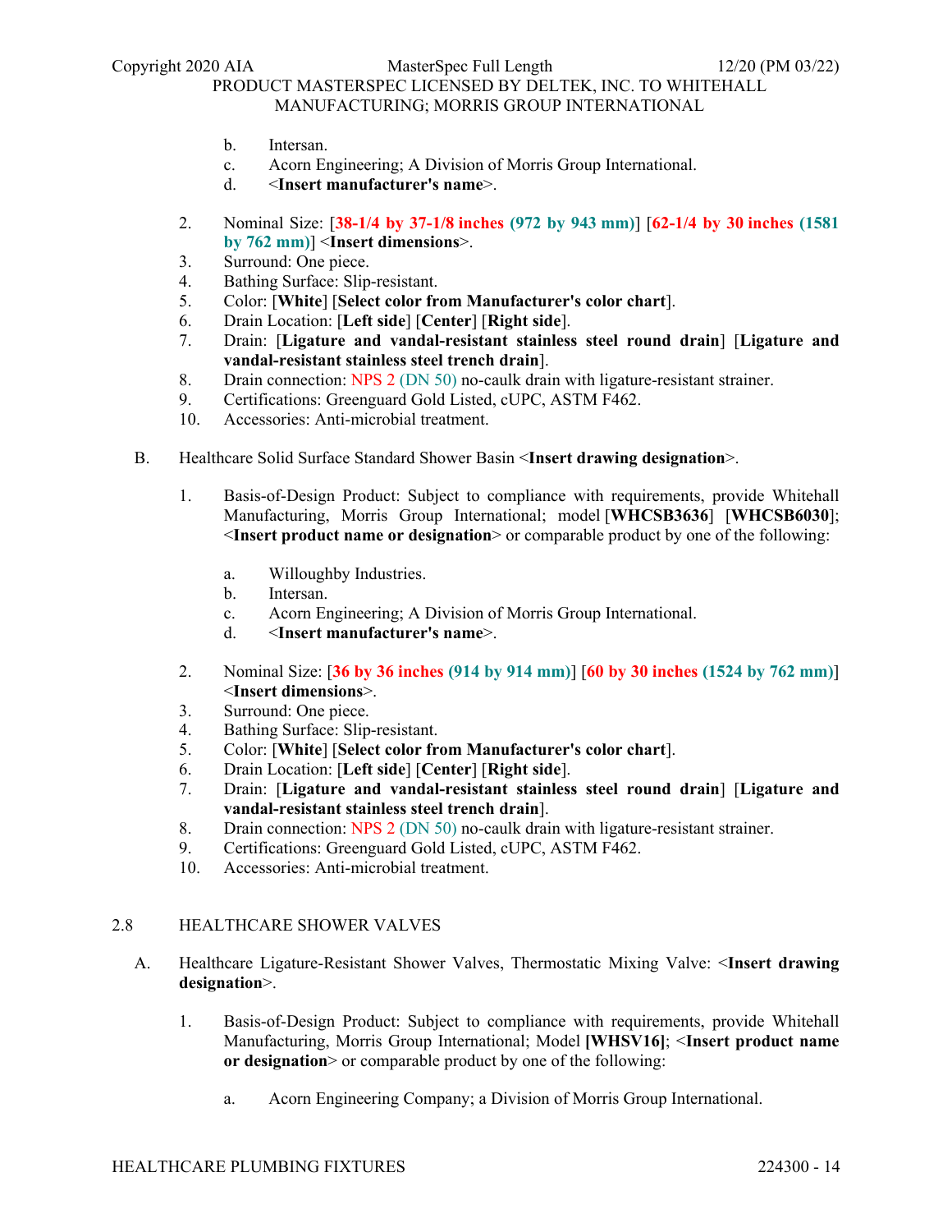b. Intersan.
c. Acorn Engineering; A Division of Morris Group International.
d. <**Insert manufacturer's name**>.

2. Nominal Size: [**38-1/4 by 37-1/8 inches (972 by 943 mm)**] [**62-1/4 by 30 inches (1581 by 762 mm)**] <**Insert dimensions**>.
3. Surround: One piece.
4. Bathing Surface: Slip-resistant.
5. Color: [**White**] [**Select color from Manufacturer's color chart**].
6. Drain Location: [**Left side**] [**Center**] [**Right side**].
7. Drain: [**Ligature and vandal-resistant stainless steel round drain**] [**Ligature and vandal-resistant stainless steel trench drain**].
8. Drain connection: NPS 2 (DN 50) no-caulk drain with ligature-resistant strainer.
9. Certifications: Greenguard Gold Listed, cUPC, ASTM F462.
10. Accessories: Anti-microbial treatment.

B. Healthcare Solid Surface Standard Shower Basin <**Insert drawing designation**>.

1. Basis-of-Design Product: Subject to compliance with requirements, provide Whitehall Manufacturing, Morris Group International; model [**WHCSB3636**] [**WHCSB6030**]; <**Insert product name or designation**> or comparable product by one of the following:

   a. Willoughby Industries.
   b. Intersan.
   c. Acorn Engineering; A Division of Morris Group International.
   d. <**Insert manufacturer's name**>.

2. Nominal Size: [**36 by 36 inches (914 by 914 mm)**] [**60 by 30 inches (1524 by 762 mm)**] <**Insert dimensions**>.
3. Surround: One piece.
4. Bathing Surface: Slip-resistant.
5. Color: [**White**] [**Select color from Manufacturer's color chart**].
6. Drain Location: [**Left side**] [**Center**] [**Right side**].
7. Drain: [**Ligature and vandal-resistant stainless steel round drain**] [**Ligature and vandal-resistant stainless steel trench drain**].
8. Drain connection: NPS 2 (DN 50) no-caulk drain with ligature-resistant strainer.
9. Certifications: Greenguard Gold Listed, cUPC, ASTM F462.
10. Accessories: Anti-microbial treatment.

## 2.8 HEALTHCARE SHOWER VALVES

A. Healthcare Ligature-Resistant Shower Valves, Thermostatic Mixing Valve: <**Insert drawing designation**>.

1. Basis-of-Design Product: Subject to compliance with requirements, provide Whitehall Manufacturing, Morris Group International; Model **[WHSV16]**; <**Insert product name or designation**> or comparable product by one of the following:

   a. Acorn Engineering Company; a Division of Morris Group International.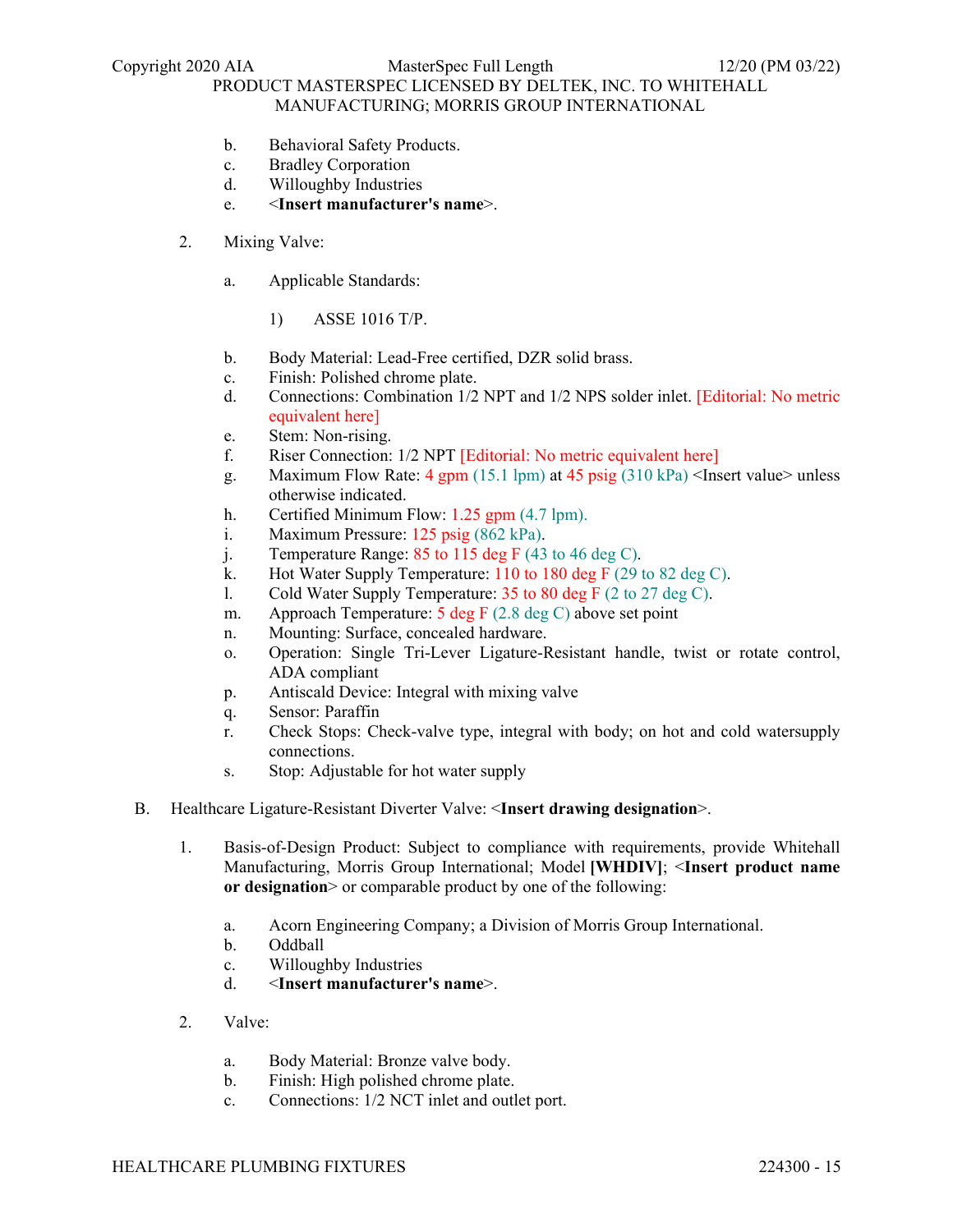b. Behavioral Safety Products.
c. Bradley Corporation
d. Willoughby Industries
e. <**Insert manufacturer's name**>.

2. Mixing Valve:

   a. Applicable Standards:

      1) ASSE 1016 T/P.

   b. Body Material: Lead-Free certified, DZR solid brass.
   c. Finish: Polished chrome plate.
   d. Connections: Combination 1/2 NPT and 1/2 NPS solder inlet. [Editorial: No metric equivalent here]
   e. Stem: Non-rising.
   f. Riser Connection: 1/2 NPT [Editorial: No metric equivalent here]
   g. Maximum Flow Rate: 4 gpm (15.1 lpm) at 45 psig (310 kPa) <Insert value> unless otherwise indicated.
   h. Certified Minimum Flow: 1.25 gpm (4.7 lpm).
   i. Maximum Pressure: 125 psig (862 kPa).
   j. Temperature Range: 85 to 115 deg F (43 to 46 deg C).
   k. Hot Water Supply Temperature: 110 to 180 deg F (29 to 82 deg C).
   l. Cold Water Supply Temperature: 35 to 80 deg F (2 to 27 deg C).
   m. Approach Temperature: 5 deg F (2.8 deg C) above set point
   n. Mounting: Surface, concealed hardware.
   o. Operation: Single Tri-Lever Ligature-Resistant handle, twist or rotate control, ADA compliant
   p. Antiscald Device: Integral with mixing valve
   q. Sensor: Paraffin
   r. Check Stops: Check-valve type, integral with body; on hot and cold watersupply connections.
   s. Stop: Adjustable for hot water supply

B. Healthcare Ligature-Resistant Diverter Valve: <**Insert drawing designation**>.

1. Basis-of-Design Product: Subject to compliance with requirements, provide Whitehall Manufacturing, Morris Group International; Model **[WHDIV]**; <**Insert product name or designation**> or comparable product by one of the following:

   a. Acorn Engineering Company; a Division of Morris Group International.
   b. Oddball
   c. Willoughby Industries
   d. <**Insert manufacturer's name**>.

2. Valve:

   a. Body Material: Bronze valve body.
   b. Finish: High polished chrome plate.
   c. Connections: 1/2 NCT inlet and outlet port.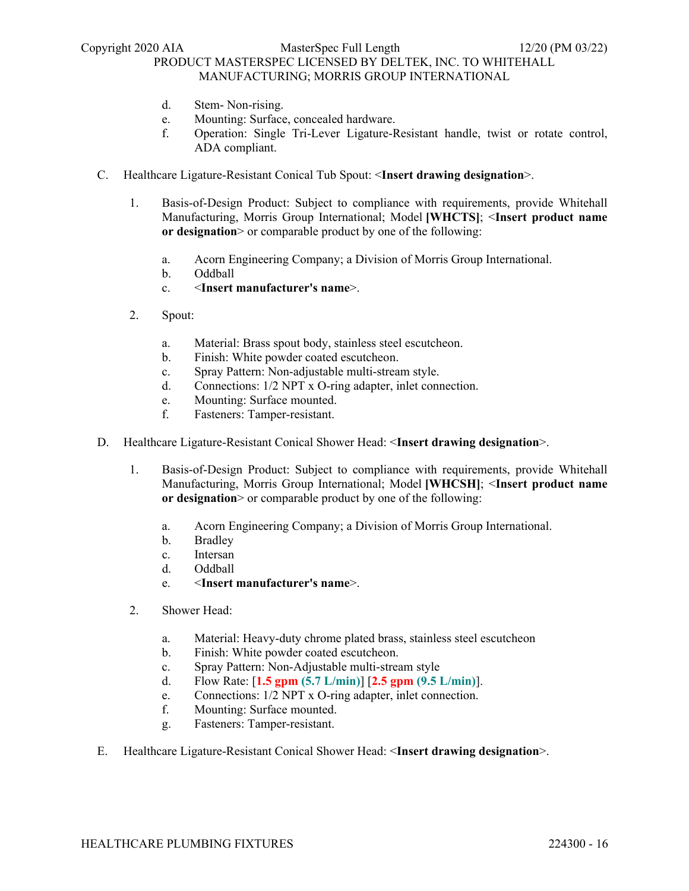d. Stem- Non-rising.
e. Mounting: Surface, concealed hardware.
f. Operation: Single Tri-Lever Ligature-Resistant handle, twist or rotate control, ADA compliant.

C. Healthcare Ligature-Resistant Conical Tub Spout: <**Insert drawing designation**>.

1. Basis-of-Design Product: Subject to compliance with requirements, provide Whitehall Manufacturing, Morris Group International; Model **[WHCTS]**; <**Insert product name or designation**> or comparable product by one of the following:

   a. Acorn Engineering Company; a Division of Morris Group International.
   b. Oddball
   c. <**Insert manufacturer's name**>.

2. Spout:

   a. Material: Brass spout body, stainless steel escutcheon.
   b. Finish: White powder coated escutcheon.
   c. Spray Pattern: Non-adjustable multi-stream style.
   d. Connections: 1/2 NPT x O-ring adapter, inlet connection.
   e. Mounting: Surface mounted.
   f. Fasteners: Tamper-resistant.

D. Healthcare Ligature-Resistant Conical Shower Head: <**Insert drawing designation**>.

1. Basis-of-Design Product: Subject to compliance with requirements, provide Whitehall Manufacturing, Morris Group International; Model **[WHCSH]**; <**Insert product name or designation**> or comparable product by one of the following:

   a. Acorn Engineering Company; a Division of Morris Group International.
   b. Bradley
   c. Intersan
   d. Oddball
   e. <**Insert manufacturer's name**>.

2. Shower Head:

   a. Material: Heavy-duty chrome plated brass, stainless steel escutcheon
   b. Finish: White powder coated escutcheon.
   c. Spray Pattern: Non-Adjustable multi-stream style
   d. Flow Rate: [**1.5 gpm (5.7 L/min)**] [**2.5 gpm (9.5 L/min)**].
   e. Connections: 1/2 NPT x O-ring adapter, inlet connection.
   f. Mounting: Surface mounted.
   g. Fasteners: Tamper-resistant.

E. Healthcare Ligature-Resistant Conical Shower Head: <**Insert drawing designation**>.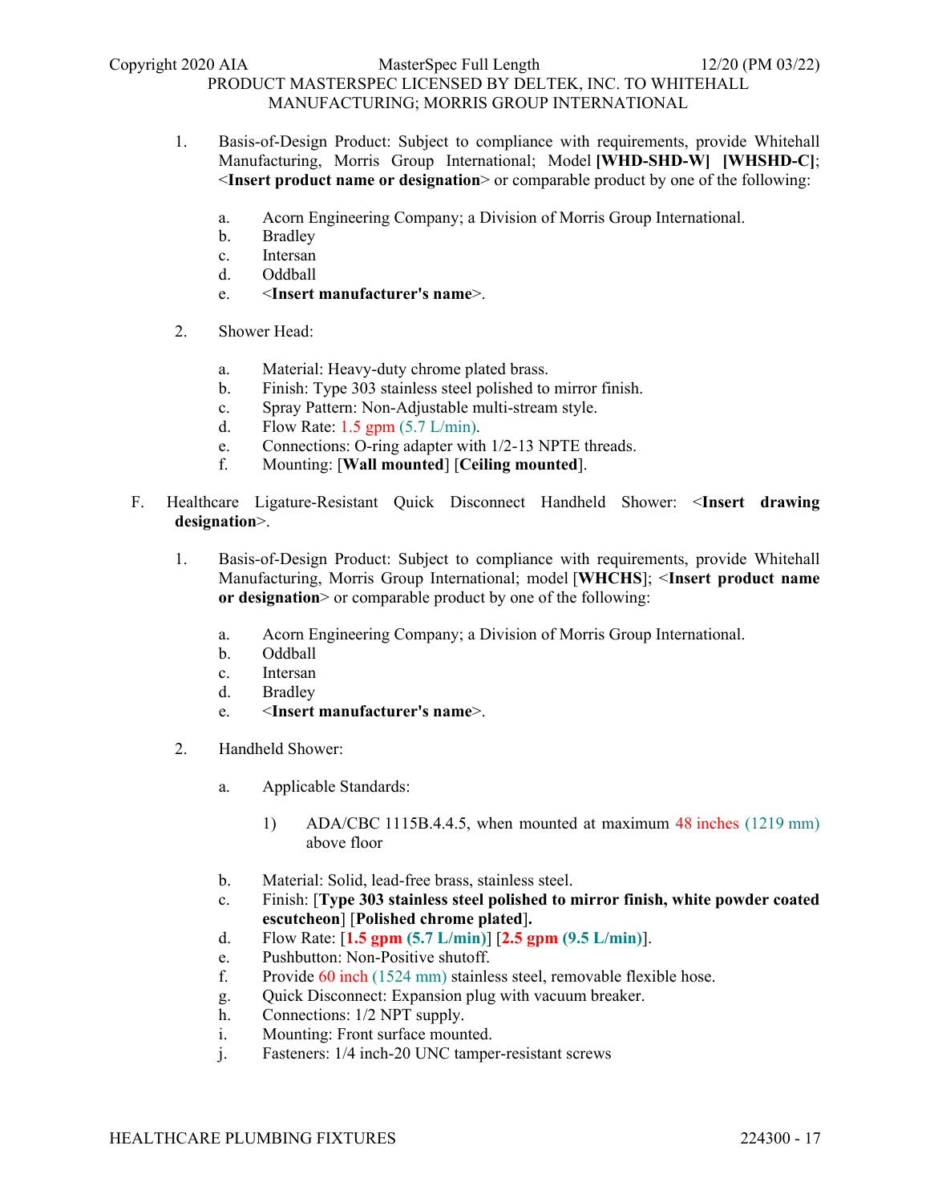1. Basis-of-Design Product: Subject to compliance with requirements, provide Whitehall Manufacturing, Morris Group International; Model **[WHD-SHD-W] [WHSHD-C]**; <**Insert product name or designation**> or comparable product by one of the following:

   a. Acorn Engineering Company; a Division of Morris Group International.
   b. Bradley
   c. Intersan
   d. Oddball
   e. <**Insert manufacturer's name**>.

2. Shower Head:

   a. Material: Heavy-duty chrome plated brass.
   b. Finish: Type 303 stainless steel polished to mirror finish.
   c. Spray Pattern: Non-Adjustable multi-stream style.
   d. Flow Rate: 1.5 gpm (5.7 L/min).
   e. Connections: O-ring adapter with 1/2-13 NPTE threads.
   f. Mounting: [**Wall mounted**] [**Ceiling mounted**].

F. Healthcare Ligature-Resistant Quick Disconnect Handheld Shower: <**Insert drawing designation**>.

1. Basis-of-Design Product: Subject to compliance with requirements, provide Whitehall Manufacturing, Morris Group International; model [**WHCHS**]; <**Insert product name or designation**> or comparable product by one of the following:

   a. Acorn Engineering Company; a Division of Morris Group International.
   b. Oddball
   c. Intersan
   d. Bradley
   e. <**Insert manufacturer's name**>.

2. Handheld Shower:

   a. Applicable Standards:

      1) ADA/CBC 1115B.4.4.5, when mounted at maximum 48 inches (1219 mm) above floor

   b. Material: Solid, lead-free brass, stainless steel.
   c. Finish: [**Type 303 stainless steel polished to mirror finish, white powder coated escutcheon**] [**Polished chrome plated**].
   d. Flow Rate: [**1.5 gpm (5.7 L/min)**] [**2.5 gpm (9.5 L/min)**].
   e. Pushbutton: Non-Positive shutoff.
   f. Provide 60 inch (1524 mm) stainless steel, removable flexible hose.
   g. Quick Disconnect: Expansion plug with vacuum breaker.
   h. Connections: 1/2 NPT supply.
   i. Mounting: Front surface mounted.
   j. Fasteners: 1/4 inch-20 UNC tamper-resistant screws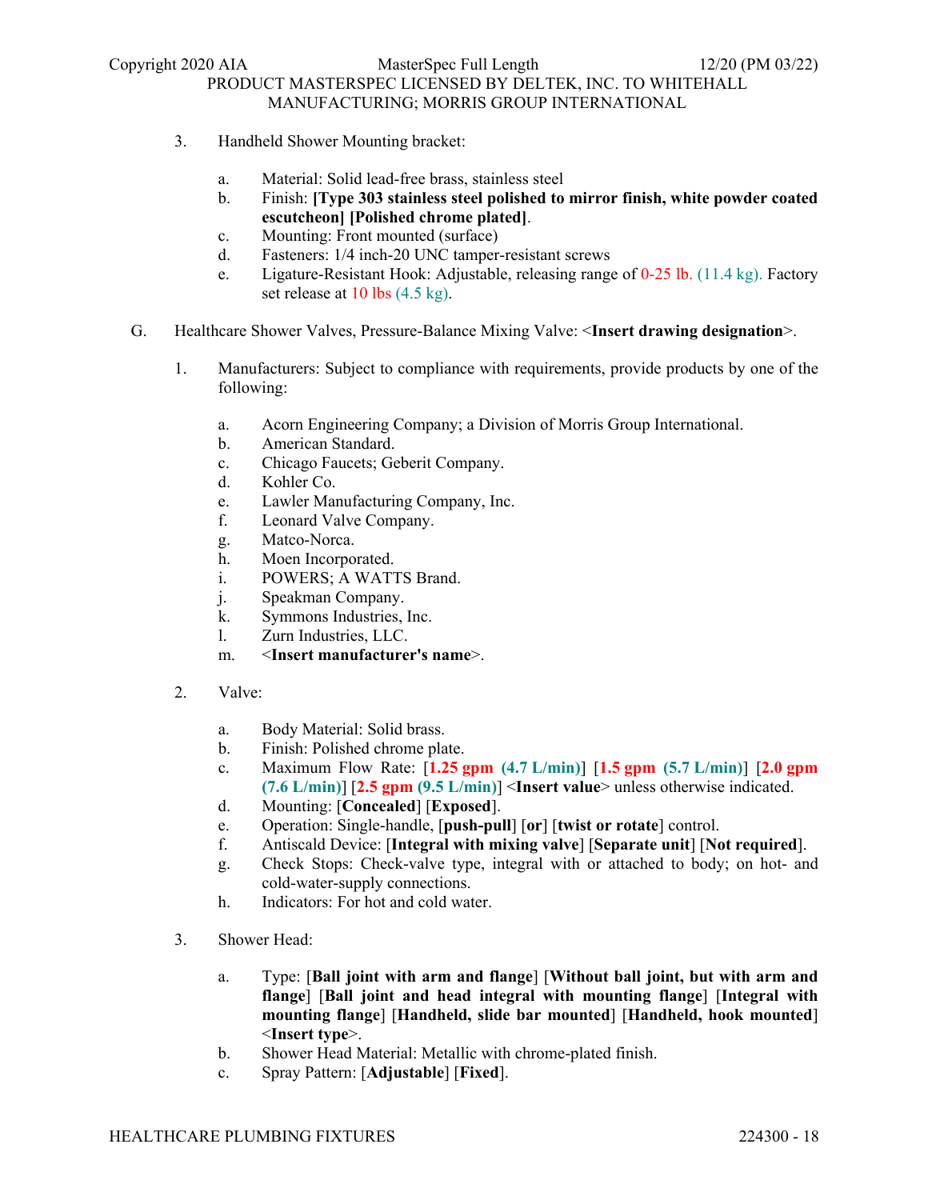3. Handheld Shower Mounting bracket:

   a. Material: Solid lead-free brass, stainless steel
   b. Finish: **[Type 303 stainless steel polished to mirror finish, white powder coated escutcheon] [Polished chrome plated]**.
   c. Mounting: Front mounted (surface)
   d. Fasteners: 1/4 inch-20 UNC tamper-resistant screws
   e. Ligature-Resistant Hook: Adjustable, releasing range of 0-25 lb. (11.4 kg). Factory set release at 10 lbs (4.5 kg).

G. Healthcare Shower Valves, Pressure-Balance Mixing Valve: <**Insert drawing designation**>.

1. Manufacturers: Subject to compliance with requirements, provide products by one of the following:

   a. Acorn Engineering Company; a Division of Morris Group International.
   b. American Standard.
   c. Chicago Faucets; Geberit Company.
   d. Kohler Co.
   e. Lawler Manufacturing Company, Inc.
   f. Leonard Valve Company.
   g. Matco-Norca.
   h. Moen Incorporated.
   i. POWERS; A WATTS Brand.
   j. Speakman Company.
   k. Symmons Industries, Inc.
   l. Zurn Industries, LLC.
   m. <**Insert manufacturer's name**>.

2. Valve:

   a. Body Material: Solid brass.
   b. Finish: Polished chrome plate.
   c. Maximum Flow Rate: [**1.25 gpm (4.7 L/min)**] [**1.5 gpm (5.7 L/min)**] [**2.0 gpm (7.6 L/min)**] [**2.5 gpm (9.5 L/min)**] <**Insert value**> unless otherwise indicated.
   d. Mounting: [**Concealed**] [**Exposed**].
   e. Operation: Single-handle, [**push-pull**] [**or**] [**twist or rotate**] control.
   f. Antiscald Device: [**Integral with mixing valve**] [**Separate unit**] [**Not required**].
   g. Check Stops: Check-valve type, integral with or attached to body; on hot- and cold-water-supply connections.
   h. Indicators: For hot and cold water.

3. Shower Head:

   a. Type: [**Ball joint with arm and flange**] [**Without ball joint, but with arm and flange**] [**Ball joint and head integral with mounting flange**] [**Integral with mounting flange**] [**Handheld, slide bar mounted**] [**Handheld, hook mounted**] <**Insert type**>.
   b. Shower Head Material: Metallic with chrome-plated finish.
   c. Spray Pattern: [**Adjustable**] [**Fixed**].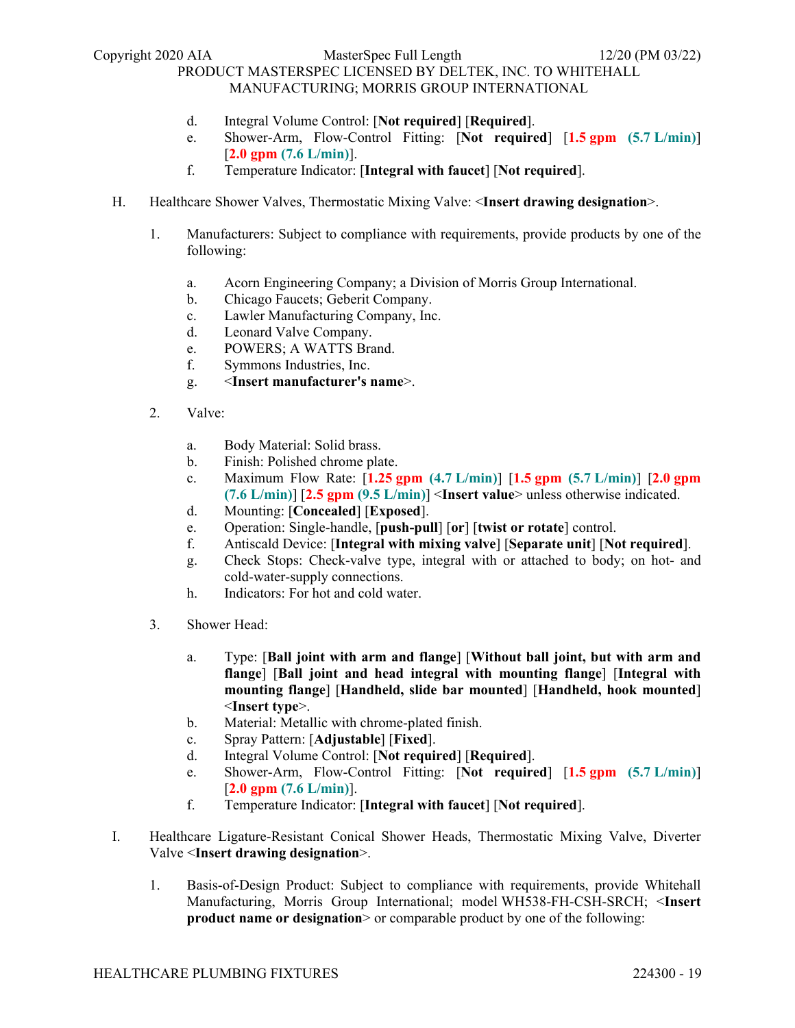d. Integral Volume Control: [**Not required**] [**Required**].
e. Shower-Arm, Flow-Control Fitting: [**Not required**] [**1.5 gpm (5.7 L/min)**] [**2.0 gpm (7.6 L/min)**].
f. Temperature Indicator: [**Integral with faucet**] [**Not required**].

H. Healthcare Shower Valves, Thermostatic Mixing Valve: <**Insert drawing designation**>.

1. Manufacturers: Subject to compliance with requirements, provide products by one of the following:

   a. Acorn Engineering Company; a Division of Morris Group International.
   b. Chicago Faucets; Geberit Company.
   c. Lawler Manufacturing Company, Inc.
   d. Leonard Valve Company.
   e. POWERS; A WATTS Brand.
   f. Symmons Industries, Inc.
   g. <**Insert manufacturer's name**>.

2. Valve:

   a. Body Material: Solid brass.
   b. Finish: Polished chrome plate.
   c. Maximum Flow Rate: [**1.25 gpm (4.7 L/min)**] [**1.5 gpm (5.7 L/min)**] [**2.0 gpm (7.6 L/min)**] [**2.5 gpm (9.5 L/min)**] <**Insert value**> unless otherwise indicated.
   d. Mounting: [**Concealed**] [**Exposed**].
   e. Operation: Single-handle, [**push-pull**] [**or**] [**twist or rotate**] control.
   f. Antiscald Device: [**Integral with mixing valve**] [**Separate unit**] [**Not required**].
   g. Check Stops: Check-valve type, integral with or attached to body; on hot- and cold-water-supply connections.
   h. Indicators: For hot and cold water.

3. Shower Head:

   a. Type: [**Ball joint with arm and flange**] [**Without ball joint, but with arm and flange**] [**Ball joint and head integral with mounting flange**] [**Integral with mounting flange**] [**Handheld, slide bar mounted**] [**Handheld, hook mounted**] <**Insert type**>.
   b. Material: Metallic with chrome-plated finish.
   c. Spray Pattern: [**Adjustable**] [**Fixed**].
   d. Integral Volume Control: [**Not required**] [**Required**].
   e. Shower-Arm, Flow-Control Fitting: [**Not required**] [**1.5 gpm (5.7 L/min)**] [**2.0 gpm (7.6 L/min)**].
   f. Temperature Indicator: [**Integral with faucet**] [**Not required**].

I. Healthcare Ligature-Resistant Conical Shower Heads, Thermostatic Mixing Valve, Diverter Valve <**Insert drawing designation**>.

1. Basis-of-Design Product: Subject to compliance with requirements, provide Whitehall Manufacturing, Morris Group International; model WH538-FH-CSH-SRCH; <**Insert product name or designation**> or comparable product by one of the following: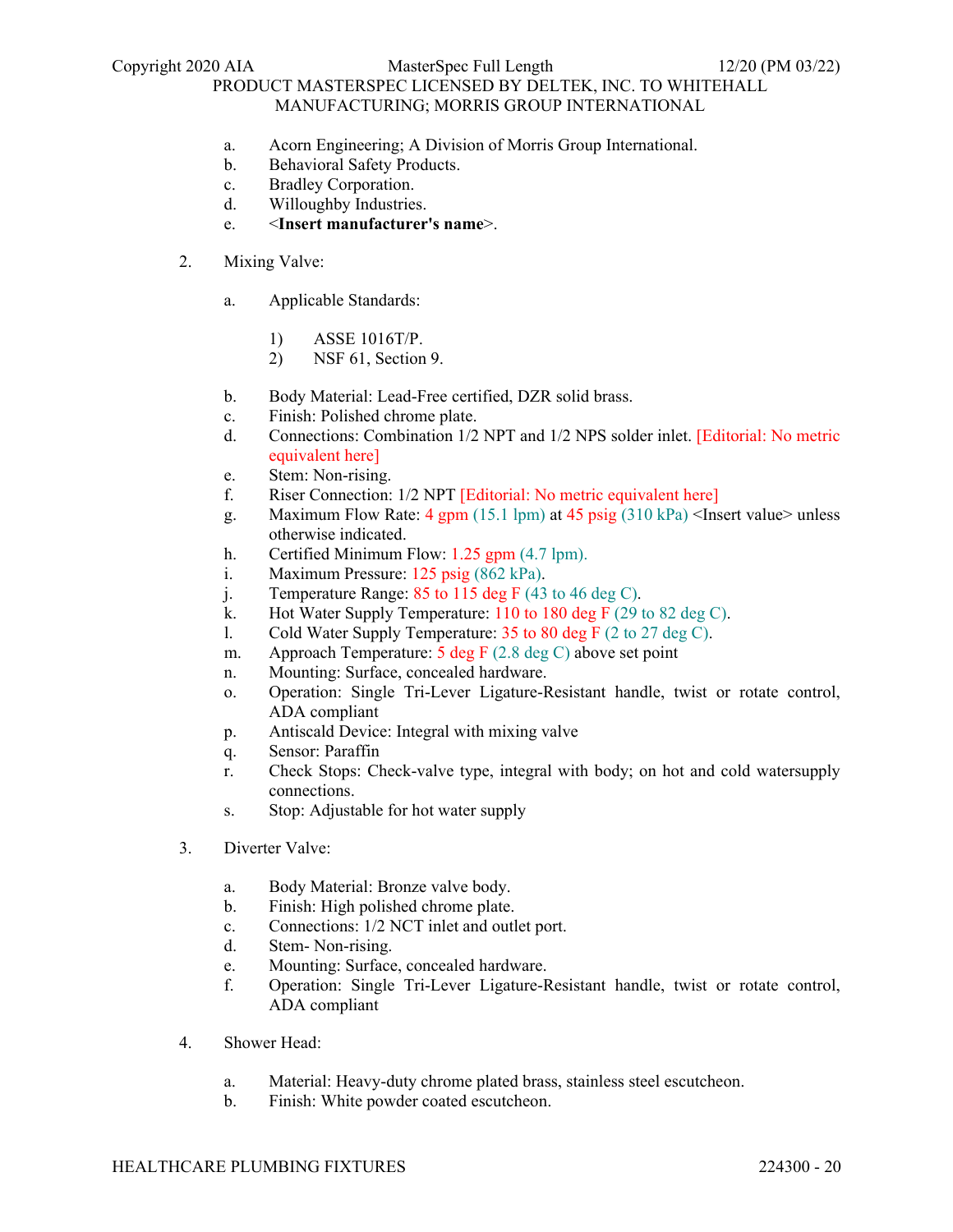a. Acorn Engineering; A Division of Morris Group International.
b. Behavioral Safety Products.
c. Bradley Corporation.
d. Willoughby Industries.
e. <**Insert manufacturer's name**>.

2. Mixing Valve:

a. Applicable Standards:

1) ASSE 1016T/P.
2) NSF 61, Section 9.

b. Body Material: Lead-Free certified, DZR solid brass.
c. Finish: Polished chrome plate.
d. Connections: Combination 1/2 NPT and 1/2 NPS solder inlet. [Editorial: No metric equivalent here]
e. Stem: Non-rising.
f. Riser Connection: 1/2 NPT [Editorial: No metric equivalent here]
g. Maximum Flow Rate: 4 gpm (15.1 lpm) at 45 psig (310 kPa) <Insert value> unless otherwise indicated.
h. Certified Minimum Flow: 1.25 gpm (4.7 lpm).
i. Maximum Pressure: 125 psig (862 kPa).
j. Temperature Range: 85 to 115 deg F (43 to 46 deg C).
k. Hot Water Supply Temperature: 110 to 180 deg F (29 to 82 deg C).
l. Cold Water Supply Temperature: 35 to 80 deg F (2 to 27 deg C).
m. Approach Temperature: 5 deg F (2.8 deg C) above set point
n. Mounting: Surface, concealed hardware.
o. Operation: Single Tri-Lever Ligature-Resistant handle, twist or rotate control, ADA compliant
p. Antiscald Device: Integral with mixing valve
q. Sensor: Paraffin
r. Check Stops: Check-valve type, integral with body; on hot and cold watersupply connections.
s. Stop: Adjustable for hot water supply

3. Diverter Valve:

a. Body Material: Bronze valve body.
b. Finish: High polished chrome plate.
c. Connections: 1/2 NCT inlet and outlet port.
d. Stem- Non-rising.
e. Mounting: Surface, concealed hardware.
f. Operation: Single Tri-Lever Ligature-Resistant handle, twist or rotate control, ADA compliant

4. Shower Head:

a. Material: Heavy-duty chrome plated brass, stainless steel escutcheon.
b. Finish: White powder coated escutcheon.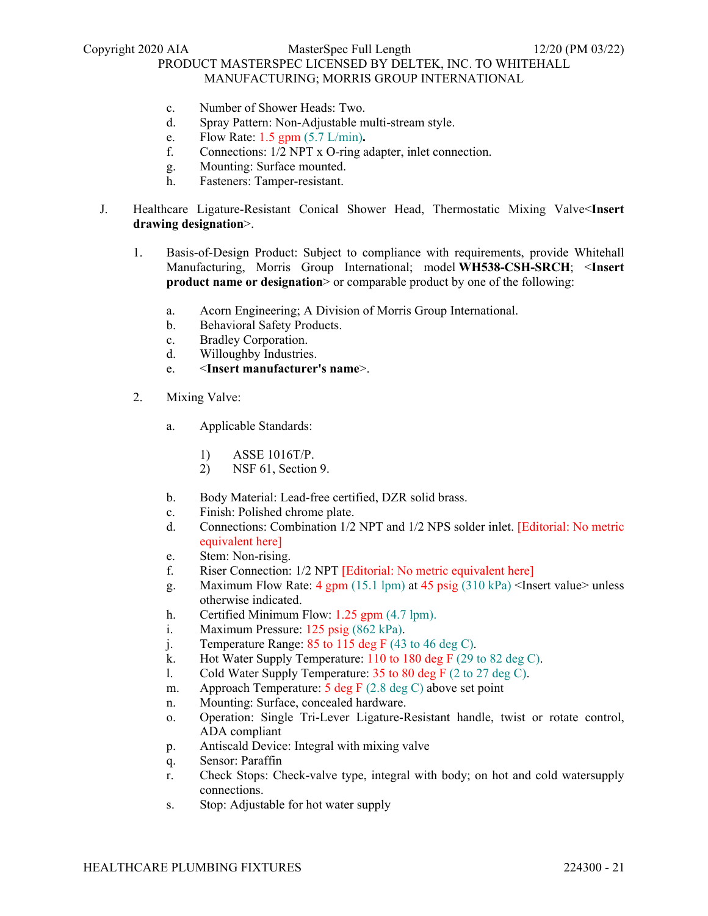c. Number of Shower Heads: Two.
d. Spray Pattern: Non-Adjustable multi-stream style.
e. Flow Rate: 1.5 gpm (5.7 L/min).
f. Connections: 1/2 NPT x O-ring adapter, inlet connection.
g. Mounting: Surface mounted.
h. Fasteners: Tamper-resistant.

J. Healthcare Ligature-Resistant Conical Shower Head, Thermostatic Mixing Valve<**Insert drawing designation**>.

1. Basis-of-Design Product: Subject to compliance with requirements, provide Whitehall Manufacturing, Morris Group International; model **WH538-CSH-SRCH**; <**Insert product name or designation**> or comparable product by one of the following:

   a. Acorn Engineering; A Division of Morris Group International.
   b. Behavioral Safety Products.
   c. Bradley Corporation.
   d. Willoughby Industries.
   e. <**Insert manufacturer's name**>.

2. Mixing Valve:

   a. Applicable Standards:

      1) ASSE 1016T/P.
      2) NSF 61, Section 9.

   b. Body Material: Lead-free certified, DZR solid brass.
   c. Finish: Polished chrome plate.
   d. Connections: Combination 1/2 NPT and 1/2 NPS solder inlet. [Editorial: No metric equivalent here]
   e. Stem: Non-rising.
   f. Riser Connection: 1/2 NPT [Editorial: No metric equivalent here]
   g. Maximum Flow Rate: 4 gpm (15.1 lpm) at 45 psig (310 kPa) <Insert value> unless otherwise indicated.
   h. Certified Minimum Flow: 1.25 gpm (4.7 lpm).
   i. Maximum Pressure: 125 psig (862 kPa).
   j. Temperature Range: 85 to 115 deg F (43 to 46 deg C).
   k. Hot Water Supply Temperature: 110 to 180 deg F (29 to 82 deg C).
   l. Cold Water Supply Temperature: 35 to 80 deg F (2 to 27 deg C).
   m. Approach Temperature: 5 deg F (2.8 deg C) above set point
   n. Mounting: Surface, concealed hardware.
   o. Operation: Single Tri-Lever Ligature-Resistant handle, twist or rotate control, ADA compliant
   p. Antiscald Device: Integral with mixing valve
   q. Sensor: Paraffin
   r. Check Stops: Check-valve type, integral with body; on hot and cold watersupply connections.
   s. Stop: Adjustable for hot water supply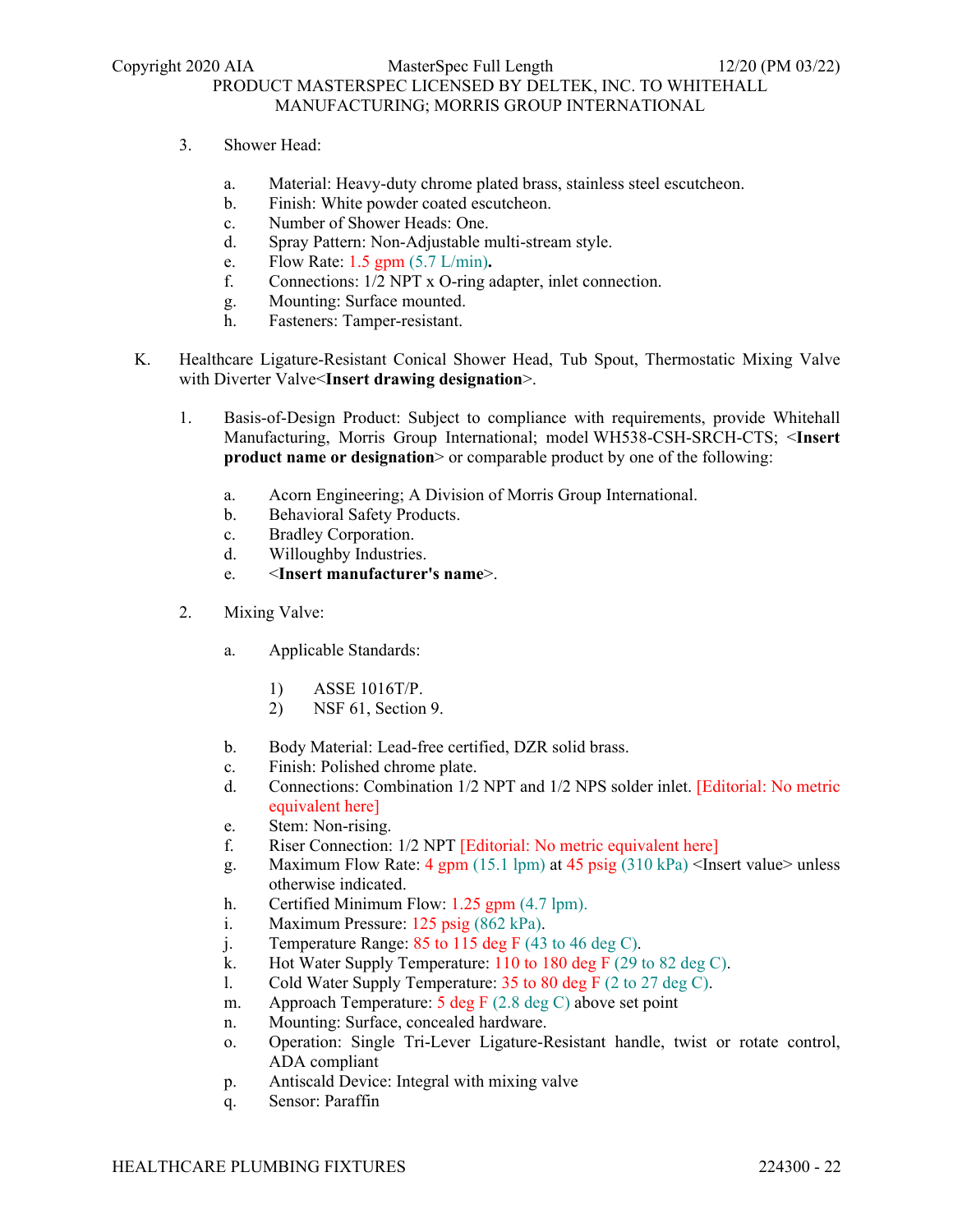3. Shower Head:

    a. Material: Heavy-duty chrome plated brass, stainless steel escutcheon.
    b. Finish: White powder coated escutcheon.
    c. Number of Shower Heads: One.
    d. Spray Pattern: Non-Adjustable multi-stream style.
    e. Flow Rate: 1.5 gpm (5.7 L/min)**.**
    f. Connections: 1/2 NPT x O-ring adapter, inlet connection.
    g. Mounting: Surface mounted.
    h. Fasteners: Tamper-resistant.

K. Healthcare Ligature-Resistant Conical Shower Head, Tub Spout, Thermostatic Mixing Valve with Diverter Valve<**Insert drawing designation**>.

1. Basis-of-Design Product: Subject to compliance with requirements, provide Whitehall Manufacturing, Morris Group International; model WH538-CSH-SRCH-CTS; <**Insert product name or designation**> or comparable product by one of the following:

    a. Acorn Engineering; A Division of Morris Group International.
    b. Behavioral Safety Products.
    c. Bradley Corporation.
    d. Willoughby Industries.
    e. <**Insert manufacturer's name**>.

2. Mixing Valve:

    a. Applicable Standards:

        1) ASSE 1016T/P.
        2) NSF 61, Section 9.

    b. Body Material: Lead-free certified, DZR solid brass.
    c. Finish: Polished chrome plate.
    d. Connections: Combination 1/2 NPT and 1/2 NPS solder inlet. [Editorial: No metric equivalent here]
    e. Stem: Non-rising.
    f. Riser Connection: 1/2 NPT [Editorial: No metric equivalent here]
    g. Maximum Flow Rate: 4 gpm (15.1 lpm) at 45 psig (310 kPa) <Insert value> unless otherwise indicated.
    h. Certified Minimum Flow: 1.25 gpm (4.7 lpm).
    i. Maximum Pressure: 125 psig (862 kPa).
    j. Temperature Range: 85 to 115 deg F (43 to 46 deg C).
    k. Hot Water Supply Temperature: 110 to 180 deg F (29 to 82 deg C).
    l. Cold Water Supply Temperature: 35 to 80 deg F (2 to 27 deg C).
    m. Approach Temperature: 5 deg F (2.8 deg C) above set point
    n. Mounting: Surface, concealed hardware.
    o. Operation: Single Tri-Lever Ligature-Resistant handle, twist or rotate control, ADA compliant
    p. Antiscald Device: Integral with mixing valve
    q. Sensor: Paraffin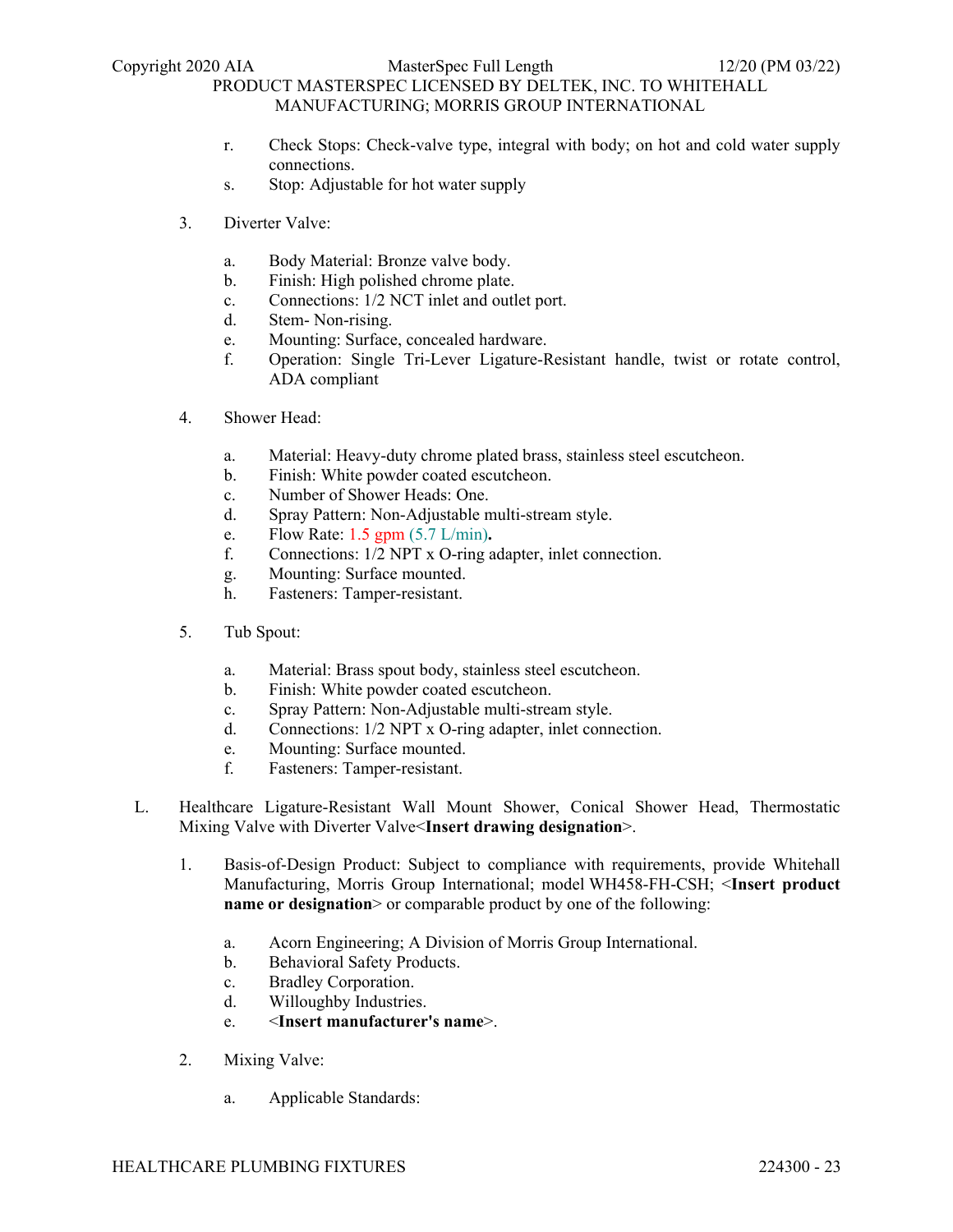r. Check Stops: Check-valve type, integral with body; on hot and cold water supply connections.
s. Stop: Adjustable for hot water supply

3. Diverter Valve:

   a. Body Material: Bronze valve body.
   b. Finish: High polished chrome plate.
   c. Connections: 1/2 NCT inlet and outlet port.
   d. Stem- Non-rising.
   e. Mounting: Surface, concealed hardware.
   f. Operation: Single Tri-Lever Ligature-Resistant handle, twist or rotate control, ADA compliant

4. Shower Head:

   a. Material: Heavy-duty chrome plated brass, stainless steel escutcheon.
   b. Finish: White powder coated escutcheon.
   c. Number of Shower Heads: One.
   d. Spray Pattern: Non-Adjustable multi-stream style.
   e. Flow Rate: 1.5 gpm (5.7 L/min).
   f. Connections: 1/2 NPT x O-ring adapter, inlet connection.
   g. Mounting: Surface mounted.
   h. Fasteners: Tamper-resistant.

5. Tub Spout:

   a. Material: Brass spout body, stainless steel escutcheon.
   b. Finish: White powder coated escutcheon.
   c. Spray Pattern: Non-Adjustable multi-stream style.
   d. Connections: 1/2 NPT x O-ring adapter, inlet connection.
   e. Mounting: Surface mounted.
   f. Fasteners: Tamper-resistant.

L. Healthcare Ligature-Resistant Wall Mount Shower, Conical Shower Head, Thermostatic Mixing Valve with Diverter Valve<**Insert drawing designation**>.

   1. Basis-of-Design Product: Subject to compliance with requirements, provide Whitehall Manufacturing, Morris Group International; model WH458-FH-CSH; <**Insert product name or designation**> or comparable product by one of the following:

      a. Acorn Engineering; A Division of Morris Group International.
      b. Behavioral Safety Products.
      c. Bradley Corporation.
      d. Willoughby Industries.
      e. <**Insert manufacturer's name**>.

   2. Mixing Valve:

      a. Applicable Standards: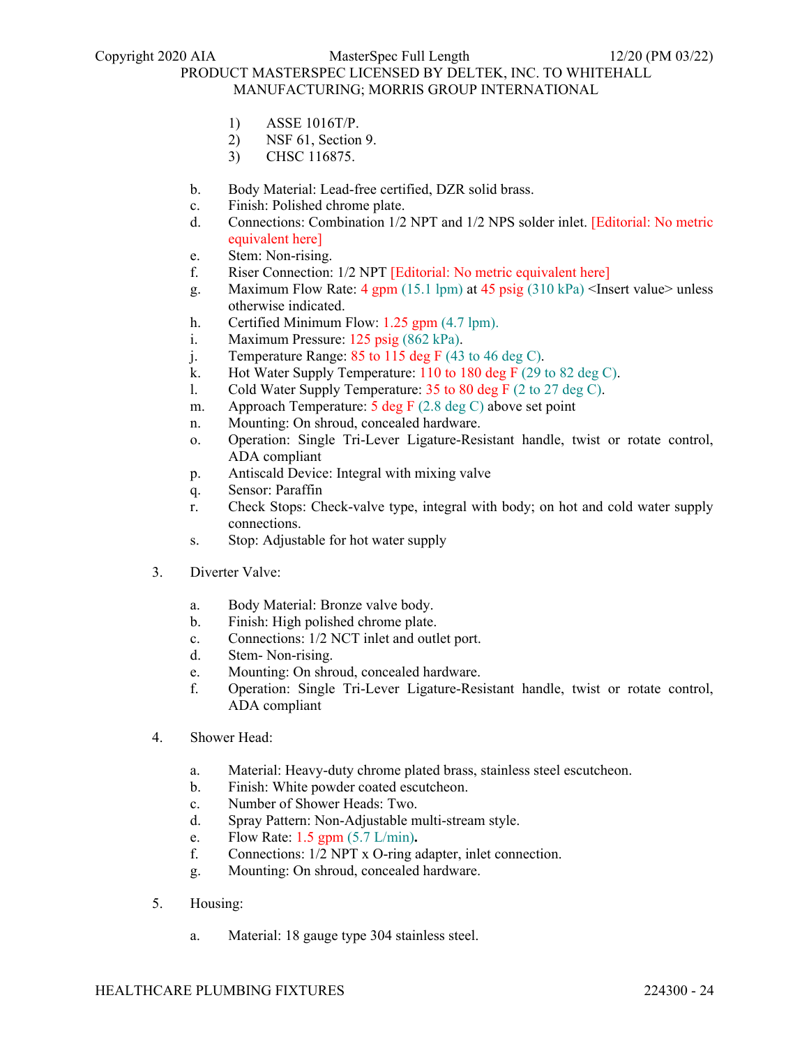1) ASSE 1016T/P.
2) NSF 61, Section 9.
3) CHSC 116875.

b. Body Material: Lead-free certified, DZR solid brass.
c. Finish: Polished chrome plate.
d. Connections: Combination 1/2 NPT and 1/2 NPS solder inlet. [Editorial: No metric equivalent here]
e. Stem: Non-rising.
f. Riser Connection: 1/2 NPT [Editorial: No metric equivalent here]
g. Maximum Flow Rate: 4 gpm (15.1 lpm) at 45 psig (310 kPa) <Insert value> unless otherwise indicated.
h. Certified Minimum Flow: 1.25 gpm (4.7 lpm).
i. Maximum Pressure: 125 psig (862 kPa).
j. Temperature Range: 85 to 115 deg F (43 to 46 deg C).
k. Hot Water Supply Temperature: 110 to 180 deg F (29 to 82 deg C).
l. Cold Water Supply Temperature: 35 to 80 deg F (2 to 27 deg C).
m. Approach Temperature: 5 deg F (2.8 deg C) above set point
n. Mounting: On shroud, concealed hardware.
o. Operation: Single Tri-Lever Ligature-Resistant handle, twist or rotate control, ADA compliant
p. Antiscald Device: Integral with mixing valve
q. Sensor: Paraffin
r. Check Stops: Check-valve type, integral with body; on hot and cold water supply connections.
s. Stop: Adjustable for hot water supply

3. Diverter Valve:

a. Body Material: Bronze valve body.
b. Finish: High polished chrome plate.
c. Connections: 1/2 NCT inlet and outlet port.
d. Stem- Non-rising.
e. Mounting: On shroud, concealed hardware.
f. Operation: Single Tri-Lever Ligature-Resistant handle, twist or rotate control, ADA compliant

4. Shower Head:

a. Material: Heavy-duty chrome plated brass, stainless steel escutcheon.
b. Finish: White powder coated escutcheon.
c. Number of Shower Heads: Two.
d. Spray Pattern: Non-Adjustable multi-stream style.
e. Flow Rate: 1.5 gpm (5.7 L/min).
f. Connections: 1/2 NPT x O-ring adapter, inlet connection.
g. Mounting: On shroud, concealed hardware.

5. Housing:

a. Material: 18 gauge type 304 stainless steel.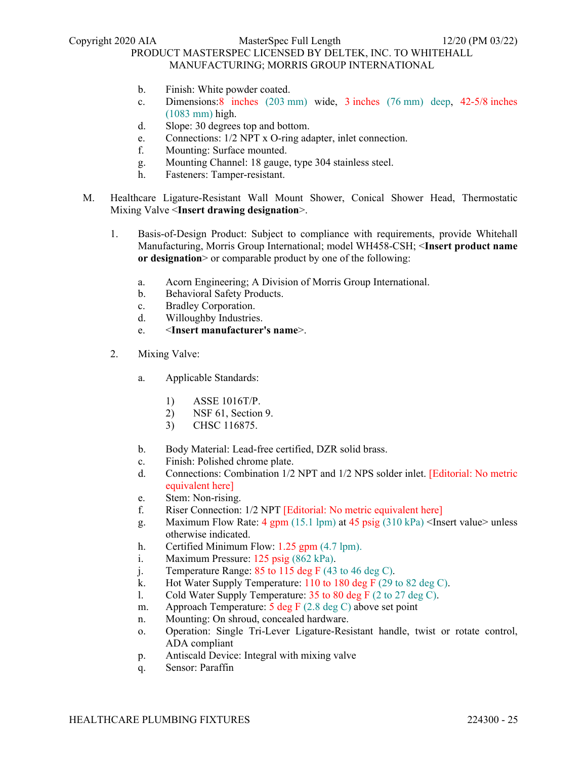b. Finish: White powder coated.
c. Dimensions:8 inches (203 mm) wide, 3 inches (76 mm) deep, 42-5/8 inches (1083 mm) high.
d. Slope: 30 degrees top and bottom.
e. Connections: 1/2 NPT x O-ring adapter, inlet connection.
f. Mounting: Surface mounted.
g. Mounting Channel: 18 gauge, type 304 stainless steel.
h. Fasteners: Tamper-resistant.

M. Healthcare Ligature-Resistant Wall Mount Shower, Conical Shower Head, Thermostatic Mixing Valve <**Insert drawing designation**>.

1. Basis-of-Design Product: Subject to compliance with requirements, provide Whitehall Manufacturing, Morris Group International; model WH458-CSH; <**Insert product name or designation**> or comparable product by one of the following:

   a. Acorn Engineering; A Division of Morris Group International.
   b. Behavioral Safety Products.
   c. Bradley Corporation.
   d. Willoughby Industries.
   e. <**Insert manufacturer's name**>.

2. Mixing Valve:

   a. Applicable Standards:

      1) ASSE 1016T/P.
      2) NSF 61, Section 9.
      3) CHSC 116875.

   b. Body Material: Lead-free certified, DZR solid brass.
   c. Finish: Polished chrome plate.
   d. Connections: Combination 1/2 NPT and 1/2 NPS solder inlet. [Editorial: No metric equivalent here]
   e. Stem: Non-rising.
   f. Riser Connection: 1/2 NPT [Editorial: No metric equivalent here]
   g. Maximum Flow Rate: 4 gpm (15.1 lpm) at 45 psig (310 kPa) <Insert value> unless otherwise indicated.
   h. Certified Minimum Flow: 1.25 gpm (4.7 lpm).
   i. Maximum Pressure: 125 psig (862 kPa).
   j. Temperature Range: 85 to 115 deg F (43 to 46 deg C).
   k. Hot Water Supply Temperature: 110 to 180 deg F (29 to 82 deg C).
   l. Cold Water Supply Temperature: 35 to 80 deg F (2 to 27 deg C).
   m. Approach Temperature: 5 deg F (2.8 deg C) above set point
   n. Mounting: On shroud, concealed hardware.
   o. Operation: Single Tri-Lever Ligature-Resistant handle, twist or rotate control, ADA compliant
   p. Antiscald Device: Integral with mixing valve
   q. Sensor: Paraffin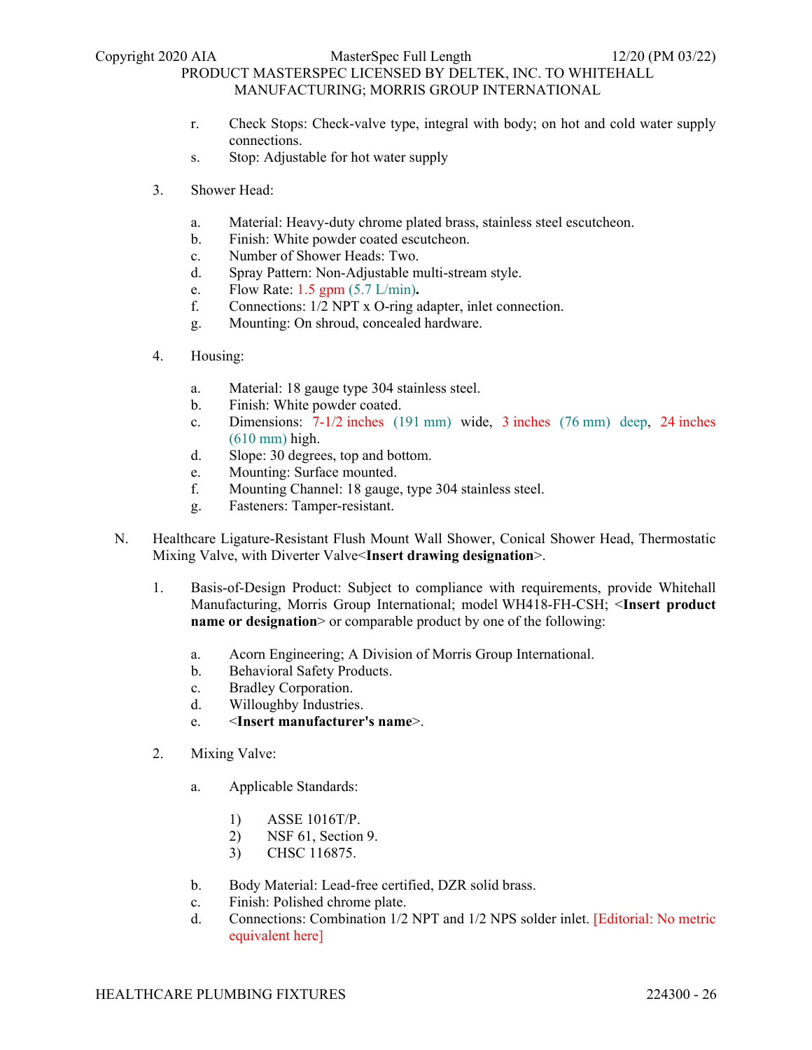r. Check Stops: Check-valve type, integral with body; on hot and cold water supply connections.
s. Stop: Adjustable for hot water supply

3. Shower Head:

   a. Material: Heavy-duty chrome plated brass, stainless steel escutcheon.
   b. Finish: White powder coated escutcheon.
   c. Number of Shower Heads: Two.
   d. Spray Pattern: Non-Adjustable multi-stream style.
   e. Flow Rate: 1.5 gpm (5.7 L/min)**.**
   f. Connections: 1/2 NPT x O-ring adapter, inlet connection.
   g. Mounting: On shroud, concealed hardware.

4. Housing:

   a. Material: 18 gauge type 304 stainless steel.
   b. Finish: White powder coated.
   c. Dimensions: 7-1/2 inches (191 mm) wide, 3 inches (76 mm) deep, 24 inches (610 mm) high.
   d. Slope: 30 degrees, top and bottom.
   e. Mounting: Surface mounted.
   f. Mounting Channel: 18 gauge, type 304 stainless steel.
   g. Fasteners: Tamper-resistant.

N. Healthcare Ligature-Resistant Flush Mount Wall Shower, Conical Shower Head, Thermostatic Mixing Valve, with Diverter Valve<**Insert drawing designation**>.

1. Basis-of-Design Product: Subject to compliance with requirements, provide Whitehall Manufacturing, Morris Group International; model WH418-FH-CSH; <**Insert product name or designation**> or comparable product by one of the following:

   a. Acorn Engineering; A Division of Morris Group International.
   b. Behavioral Safety Products.
   c. Bradley Corporation.
   d. Willoughby Industries.
   e. <**Insert manufacturer's name**>.

2. Mixing Valve:

   a. Applicable Standards:

      1) ASSE 1016T/P.
      2) NSF 61, Section 9.
      3) CHSC 116875.

   b. Body Material: Lead-free certified, DZR solid brass.
   c. Finish: Polished chrome plate.
   d. Connections: Combination 1/2 NPT and 1/2 NPS solder inlet. [Editorial: No metric equivalent here]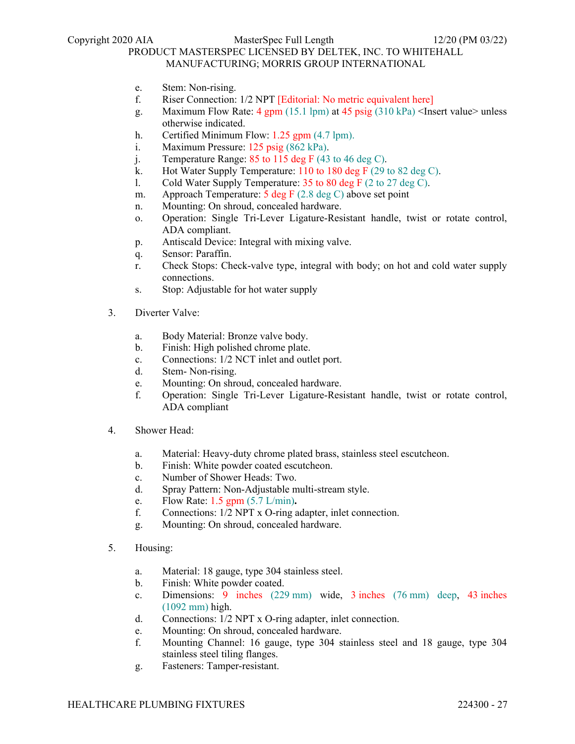e. Stem: Non-rising.
f. Riser Connection: 1/2 NPT [Editorial: No metric equivalent here]
g. Maximum Flow Rate: 4 gpm (15.1 lpm) at 45 psig (310 kPa) <Insert value> unless otherwise indicated.
h. Certified Minimum Flow: 1.25 gpm (4.7 lpm).
i. Maximum Pressure: 125 psig (862 kPa).
j. Temperature Range: 85 to 115 deg F (43 to 46 deg C).
k. Hot Water Supply Temperature: 110 to 180 deg F (29 to 82 deg C).
l. Cold Water Supply Temperature: 35 to 80 deg F (2 to 27 deg C).
m. Approach Temperature: 5 deg F (2.8 deg C) above set point
n. Mounting: On shroud, concealed hardware.
o. Operation: Single Tri-Lever Ligature-Resistant handle, twist or rotate control, ADA compliant.
p. Antiscald Device: Integral with mixing valve.
q. Sensor: Paraffin.
r. Check Stops: Check-valve type, integral with body; on hot and cold water supply connections.
s. Stop: Adjustable for hot water supply

3. Diverter Valve:

   a. Body Material: Bronze valve body.
   b. Finish: High polished chrome plate.
   c. Connections: 1/2 NCT inlet and outlet port.
   d. Stem- Non-rising.
   e. Mounting: On shroud, concealed hardware.
   f. Operation: Single Tri-Lever Ligature-Resistant handle, twist or rotate control, ADA compliant

4. Shower Head:

   a. Material: Heavy-duty chrome plated brass, stainless steel escutcheon.
   b. Finish: White powder coated escutcheon.
   c. Number of Shower Heads: Two.
   d. Spray Pattern: Non-Adjustable multi-stream style.
   e. Flow Rate: 1.5 gpm (5.7 L/min)**.**
   f. Connections: 1/2 NPT x O-ring adapter, inlet connection.
   g. Mounting: On shroud, concealed hardware.

5. Housing:

   a. Material: 18 gauge, type 304 stainless steel.
   b. Finish: White powder coated.
   c. Dimensions: 9 inches (229 mm) wide, 3 inches (76 mm) deep, 43 inches (1092 mm) high.
   d. Connections: 1/2 NPT x O-ring adapter, inlet connection.
   e. Mounting: On shroud, concealed hardware.
   f. Mounting Channel: 16 gauge, type 304 stainless steel and 18 gauge, type 304 stainless steel tiling flanges.
   g. Fasteners: Tamper-resistant.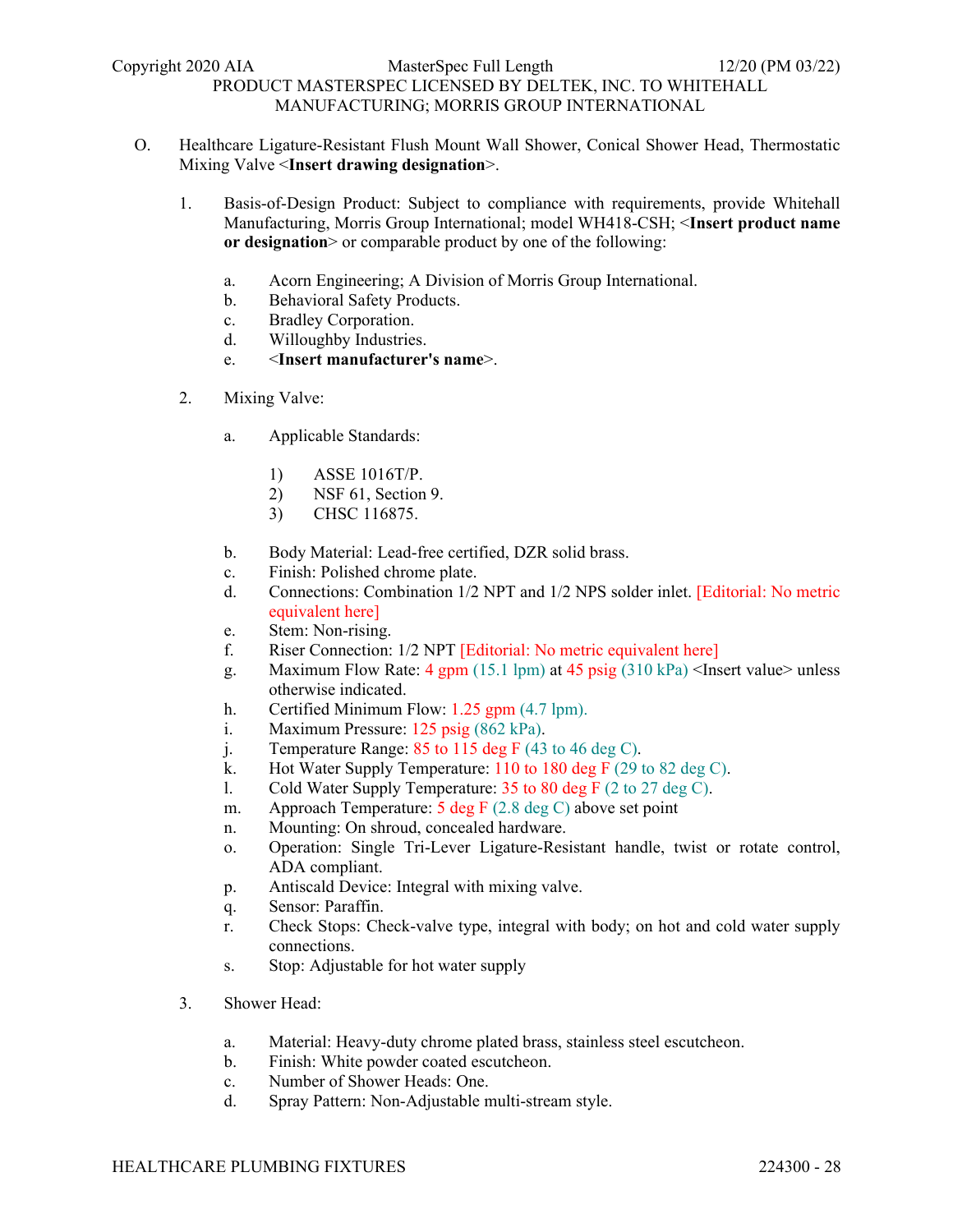O. Healthcare Ligature-Resistant Flush Mount Wall Shower, Conical Shower Head, Thermostatic Mixing Valve <**Insert drawing designation**>.

1. Basis-of-Design Product: Subject to compliance with requirements, provide Whitehall Manufacturing, Morris Group International; model WH418-CSH; <**Insert product name or designation**> or comparable product by one of the following:

    a. Acorn Engineering; A Division of Morris Group International.
    b. Behavioral Safety Products.
    c. Bradley Corporation.
    d. Willoughby Industries.
    e. <**Insert manufacturer's name**>.

2. Mixing Valve:

    a. Applicable Standards:

        1) ASSE 1016T/P.
        2) NSF 61, Section 9.
        3) CHSC 116875.

    b. Body Material: Lead-free certified, DZR solid brass.
    c. Finish: Polished chrome plate.
    d. Connections: Combination 1/2 NPT and 1/2 NPS solder inlet. [Editorial: No metric equivalent here]
    e. Stem: Non-rising.
    f. Riser Connection: 1/2 NPT [Editorial: No metric equivalent here]
    g. Maximum Flow Rate: 4 gpm (15.1 lpm) at 45 psig (310 kPa) <Insert value> unless otherwise indicated.
    h. Certified Minimum Flow: 1.25 gpm (4.7 lpm).
    i. Maximum Pressure: 125 psig (862 kPa).
    j. Temperature Range: 85 to 115 deg F (43 to 46 deg C).
    k. Hot Water Supply Temperature: 110 to 180 deg F (29 to 82 deg C).
    l. Cold Water Supply Temperature: 35 to 80 deg F (2 to 27 deg C).
    m. Approach Temperature: 5 deg F (2.8 deg C) above set point
    n. Mounting: On shroud, concealed hardware.
    o. Operation: Single Tri-Lever Ligature-Resistant handle, twist or rotate control, ADA compliant.
    p. Antiscald Device: Integral with mixing valve.
    q. Sensor: Paraffin.
    r. Check Stops: Check-valve type, integral with body; on hot and cold water supply connections.
    s. Stop: Adjustable for hot water supply

3. Shower Head:

    a. Material: Heavy-duty chrome plated brass, stainless steel escutcheon.
    b. Finish: White powder coated escutcheon.
    c. Number of Shower Heads: One.
    d. Spray Pattern: Non-Adjustable multi-stream style.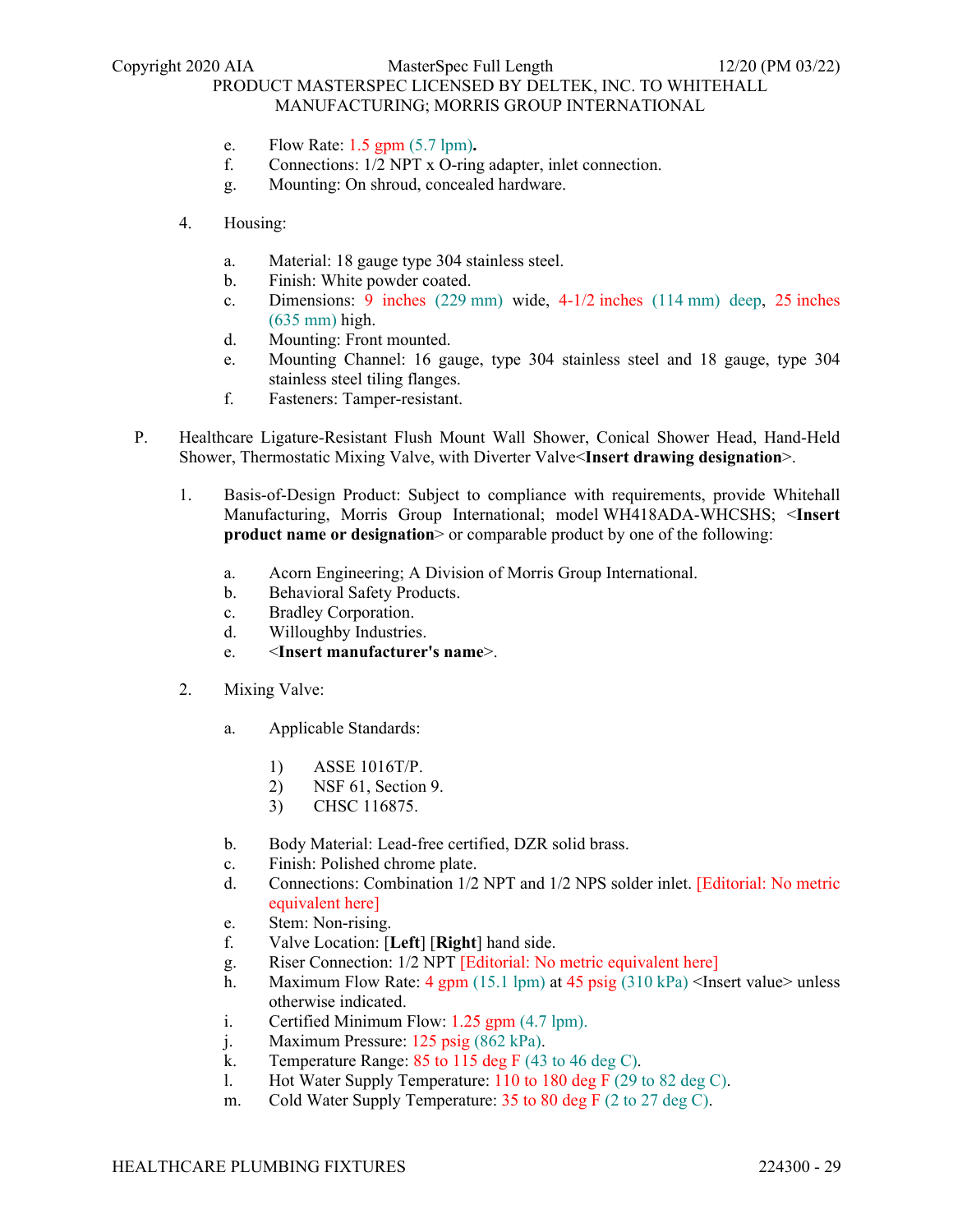e. Flow Rate: 1.5 gpm (5.7 lpm).
f. Connections: 1/2 NPT x O-ring adapter, inlet connection.
g. Mounting: On shroud, concealed hardware.

4. Housing:

a. Material: 18 gauge type 304 stainless steel.
b. Finish: White powder coated.
c. Dimensions: 9 inches (229 mm) wide, 4-1/2 inches (114 mm) deep, 25 inches (635 mm) high.
d. Mounting: Front mounted.
e. Mounting Channel: 16 gauge, type 304 stainless steel and 18 gauge, type 304 stainless steel tiling flanges.
f. Fasteners: Tamper-resistant.

P. Healthcare Ligature-Resistant Flush Mount Wall Shower, Conical Shower Head, Hand-Held Shower, Thermostatic Mixing Valve, with Diverter Valve<**Insert drawing designation**>.

1. Basis-of-Design Product: Subject to compliance with requirements, provide Whitehall Manufacturing, Morris Group International; model WH418ADA-WHCSHS; <**Insert product name or designation**> or comparable product by one of the following:

a. Acorn Engineering; A Division of Morris Group International.
b. Behavioral Safety Products.
c. Bradley Corporation.
d. Willoughby Industries.
e. <**Insert manufacturer's name**>.

2. Mixing Valve:

a. Applicable Standards:

1) ASSE 1016T/P.
2) NSF 61, Section 9.
3) CHSC 116875.

b. Body Material: Lead-free certified, DZR solid brass.
c. Finish: Polished chrome plate.
d. Connections: Combination 1/2 NPT and 1/2 NPS solder inlet. [Editorial: No metric equivalent here]
e. Stem: Non-rising.
f. Valve Location: [**Left**] [**Right**] hand side.
g. Riser Connection: 1/2 NPT [Editorial: No metric equivalent here]
h. Maximum Flow Rate: 4 gpm (15.1 lpm) at 45 psig (310 kPa) <Insert value> unless otherwise indicated.
i. Certified Minimum Flow: 1.25 gpm (4.7 lpm).
j. Maximum Pressure: 125 psig (862 kPa).
k. Temperature Range: 85 to 115 deg F (43 to 46 deg C).
l. Hot Water Supply Temperature: 110 to 180 deg F (29 to 82 deg C).
m. Cold Water Supply Temperature: 35 to 80 deg F (2 to 27 deg C).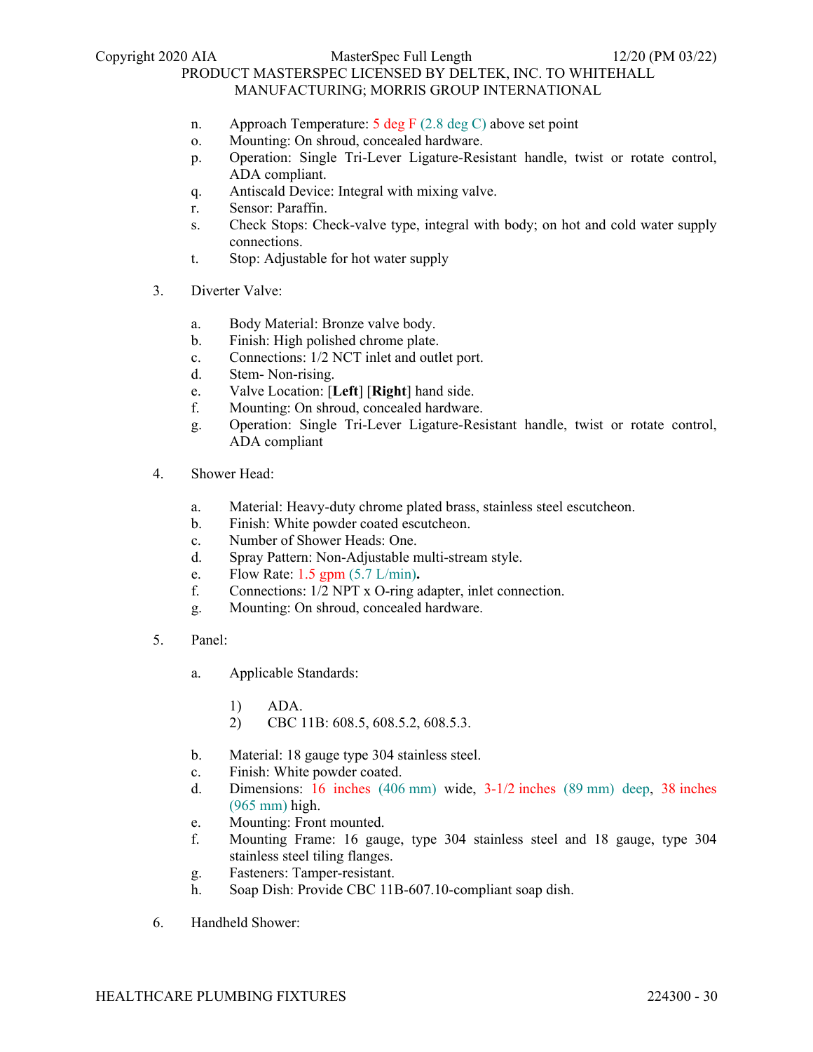n. Approach Temperature: 5 deg F (2.8 deg C) above set point
o. Mounting: On shroud, concealed hardware.
p. Operation: Single Tri-Lever Ligature-Resistant handle, twist or rotate control, ADA compliant.
q. Antiscald Device: Integral with mixing valve.
r. Sensor: Paraffin.
s. Check Stops: Check-valve type, integral with body; on hot and cold water supply connections.
t. Stop: Adjustable for hot water supply

3. Diverter Valve:

    a. Body Material: Bronze valve body.
    b. Finish: High polished chrome plate.
    c. Connections: 1/2 NCT inlet and outlet port.
    d. Stem- Non-rising.
    e. Valve Location: [**Left**] [**Right**] hand side.
    f. Mounting: On shroud, concealed hardware.
    g. Operation: Single Tri-Lever Ligature-Resistant handle, twist or rotate control, ADA compliant

4. Shower Head:

    a. Material: Heavy-duty chrome plated brass, stainless steel escutcheon.
    b. Finish: White powder coated escutcheon.
    c. Number of Shower Heads: One.
    d. Spray Pattern: Non-Adjustable multi-stream style.
    e. Flow Rate: 1.5 gpm (5.7 L/min)**.**
    f. Connections: 1/2 NPT x O-ring adapter, inlet connection.
    g. Mounting: On shroud, concealed hardware.

5. Panel:

    a. Applicable Standards:

        1) ADA.
        2) CBC 11B: 608.5, 608.5.2, 608.5.3.

    b. Material: 18 gauge type 304 stainless steel.
    c. Finish: White powder coated.
    d. Dimensions: 16 inches (406 mm) wide, 3-1/2 inches (89 mm) deep, 38 inches (965 mm) high.
    e. Mounting: Front mounted.
    f. Mounting Frame: 16 gauge, type 304 stainless steel and 18 gauge, type 304 stainless steel tiling flanges.
    g. Fasteners: Tamper-resistant.
    h. Soap Dish: Provide CBC 11B-607.10-compliant soap dish.

6. Handheld Shower: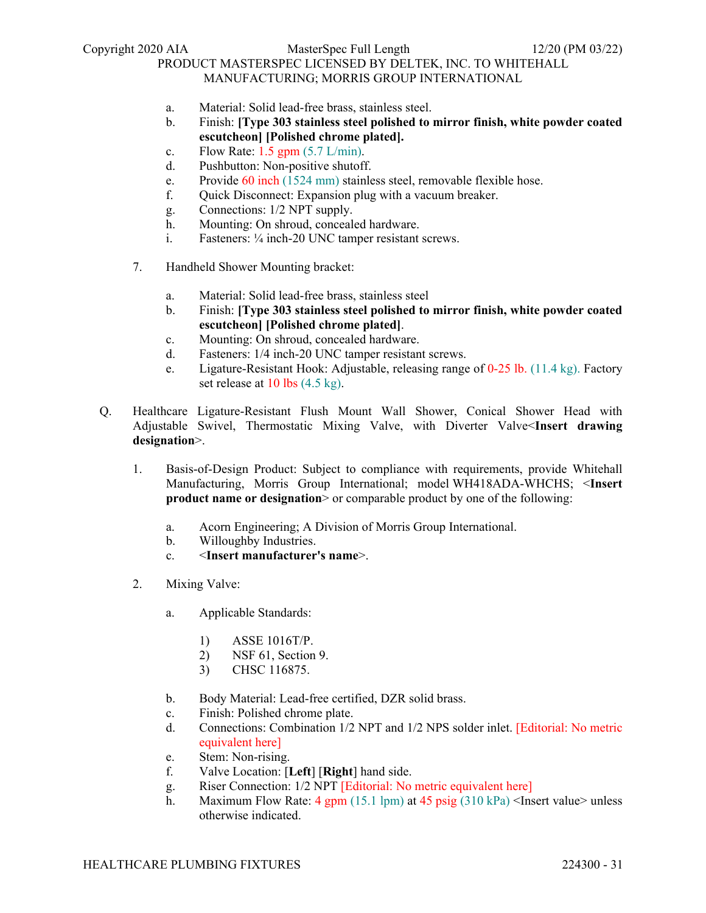a. Material: Solid lead-free brass, stainless steel.
b. Finish: **[Type 303 stainless steel polished to mirror finish, white powder coated escutcheon] [Polished chrome plated].**
c. Flow Rate: 1.5 gpm (5.7 L/min).
d. Pushbutton: Non-positive shutoff.
e. Provide 60 inch (1524 mm) stainless steel, removable flexible hose.
f. Quick Disconnect: Expansion plug with a vacuum breaker.
g. Connections: 1/2 NPT supply.
h. Mounting: On shroud, concealed hardware.
i. Fasteners: ¼ inch-20 UNC tamper resistant screws.

7. Handheld Shower Mounting bracket:

   a. Material: Solid lead-free brass, stainless steel
   b. Finish: **[Type 303 stainless steel polished to mirror finish, white powder coated escutcheon] [Polished chrome plated]**.
   c. Mounting: On shroud, concealed hardware.
   d. Fasteners: 1/4 inch-20 UNC tamper resistant screws.
   e. Ligature-Resistant Hook: Adjustable, releasing range of 0-25 lb. (11.4 kg). Factory set release at 10 lbs (4.5 kg).

Q. Healthcare Ligature-Resistant Flush Mount Wall Shower, Conical Shower Head with Adjustable Swivel, Thermostatic Mixing Valve, with Diverter Valve<**Insert drawing designation**>.

1. Basis-of-Design Product: Subject to compliance with requirements, provide Whitehall Manufacturing, Morris Group International; model WH418ADA-WHCHS; <**Insert product name or designation**> or comparable product by one of the following:

   a. Acorn Engineering; A Division of Morris Group International.
   b. Willoughby Industries.
   c. <**Insert manufacturer's name**>.

2. Mixing Valve:

   a. Applicable Standards:

      1) ASSE 1016T/P.
      2) NSF 61, Section 9.
      3) CHSC 116875.

   b. Body Material: Lead-free certified, DZR solid brass.
   c. Finish: Polished chrome plate.
   d. Connections: Combination 1/2 NPT and 1/2 NPS solder inlet. [Editorial: No metric equivalent here]
   e. Stem: Non-rising.
   f. Valve Location: [**Left**] [**Right**] hand side.
   g. Riser Connection: 1/2 NPT [Editorial: No metric equivalent here]
   h. Maximum Flow Rate: 4 gpm (15.1 lpm) at 45 psig (310 kPa) <Insert value> unless otherwise indicated.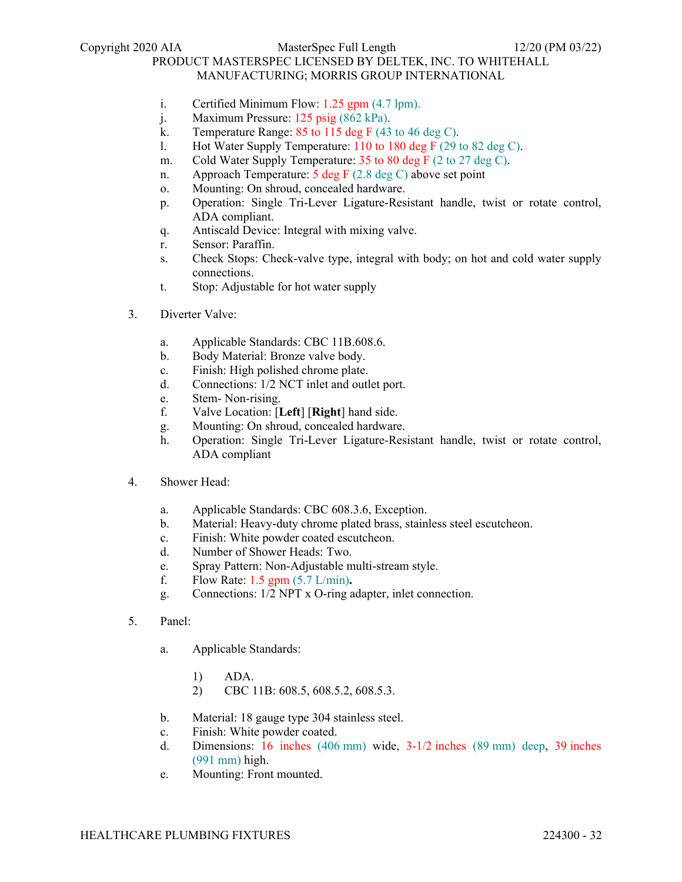i. Certified Minimum Flow: 1.25 gpm (4.7 lpm).
j. Maximum Pressure: 125 psig (862 kPa).
k. Temperature Range: 85 to 115 deg F (43 to 46 deg C).
l. Hot Water Supply Temperature: 110 to 180 deg F (29 to 82 deg C).
m. Cold Water Supply Temperature: 35 to 80 deg F (2 to 27 deg C).
n. Approach Temperature: 5 deg F (2.8 deg C) above set point
o. Mounting: On shroud, concealed hardware.
p. Operation: Single Tri-Lever Ligature-Resistant handle, twist or rotate control, ADA compliant.
q. Antiscald Device: Integral with mixing valve.
r. Sensor: Paraffin.
s. Check Stops: Check-valve type, integral with body; on hot and cold water supply connections.
t. Stop: Adjustable for hot water supply

3. Diverter Valve:

a. Applicable Standards: CBC 11B.608.6.
b. Body Material: Bronze valve body.
c. Finish: High polished chrome plate.
d. Connections: 1/2 NCT inlet and outlet port.
e. Stem- Non-rising.
f. Valve Location: [**Left**] [**Right**] hand side.
g. Mounting: On shroud, concealed hardware.
h. Operation: Single Tri-Lever Ligature-Resistant handle, twist or rotate control, ADA compliant

4. Shower Head:

a. Applicable Standards: CBC 608.3.6, Exception.
b. Material: Heavy-duty chrome plated brass, stainless steel escutcheon.
c. Finish: White powder coated escutcheon.
d. Number of Shower Heads: Two.
e. Spray Pattern: Non-Adjustable multi-stream style.
f. Flow Rate: 1.5 gpm (5.7 L/min)**.**
g. Connections: 1/2 NPT x O-ring adapter, inlet connection.

5. Panel:

a. Applicable Standards:

1) ADA.
2) CBC 11B: 608.5, 608.5.2, 608.5.3.

b. Material: 18 gauge type 304 stainless steel.
c. Finish: White powder coated.
d. Dimensions: 16 inches (406 mm) wide, 3-1/2 inches (89 mm) deep, 39 inches (991 mm) high.
e. Mounting: Front mounted.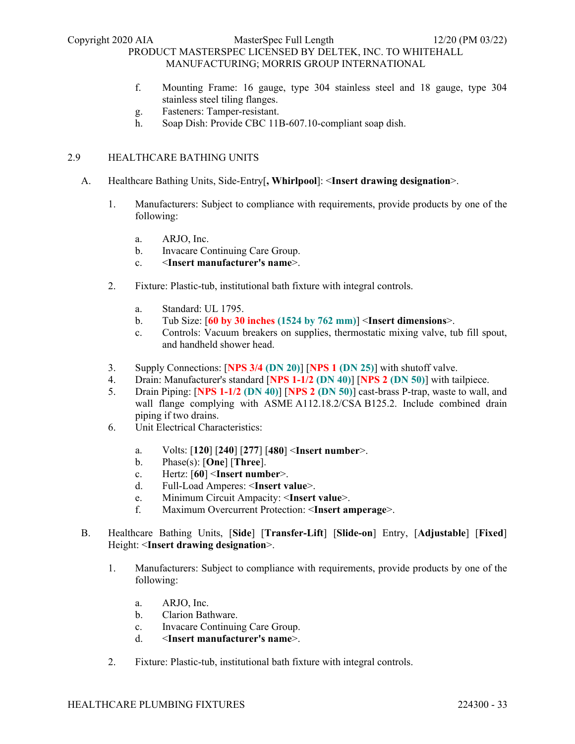f. Mounting Frame: 16 gauge, type 304 stainless steel and 18 gauge, type 304 stainless steel tiling flanges.
g. Fasteners: Tamper-resistant.
h. Soap Dish: Provide CBC 11B-607.10-compliant soap dish.

## 2.9 HEALTHCARE BATHING UNITS

A. Healthcare Bathing Units, Side-Entry[**, Whirlpool**]: <**Insert drawing designation**>.

1. Manufacturers: Subject to compliance with requirements, provide products by one of the following:

    a. ARJO, Inc.
    b. Invacare Continuing Care Group.
    c. <**Insert manufacturer's name**>.

2. Fixture: Plastic-tub, institutional bath fixture with integral controls.

    a. Standard: UL 1795.
    b. Tub Size: [**60 by 30 inches (1524 by 762 mm)**] <**Insert dimensions**>.
    c. Controls: Vacuum breakers on supplies, thermostatic mixing valve, tub fill spout, and handheld shower head.

3. Supply Connections: [**NPS 3/4 (DN 20)**] [**NPS 1 (DN 25)**] with shutoff valve.
4. Drain: Manufacturer's standard [**NPS 1-1/2 (DN 40)**] [**NPS 2 (DN 50)**] with tailpiece.
5. Drain Piping: [**NPS 1-1/2 (DN 40)**] [**NPS 2 (DN 50)**] cast-brass P-trap, waste to wall, and wall flange complying with ASME A112.18.2/CSA B125.2. Include combined drain piping if two drains.
6. Unit Electrical Characteristics:

    a. Volts: [**120**] [**240**] [**277**] [**480**] <**Insert number**>.
    b. Phase(s): [**One**] [**Three**].
    c. Hertz: [**60**] <**Insert number**>.
    d. Full-Load Amperes: <**Insert value**>.
    e. Minimum Circuit Ampacity: <**Insert value**>.
    f. Maximum Overcurrent Protection: <**Insert amperage**>.

B. Healthcare Bathing Units, [**Side**] [**Transfer-Lift**] [**Slide-on**] Entry, [**Adjustable**] [**Fixed**] Height: <**Insert drawing designation**>.

1. Manufacturers: Subject to compliance with requirements, provide products by one of the following:

    a. ARJO, Inc.
    b. Clarion Bathware.
    c. Invacare Continuing Care Group.
    d. <**Insert manufacturer's name**>.

2. Fixture: Plastic-tub, institutional bath fixture with integral controls.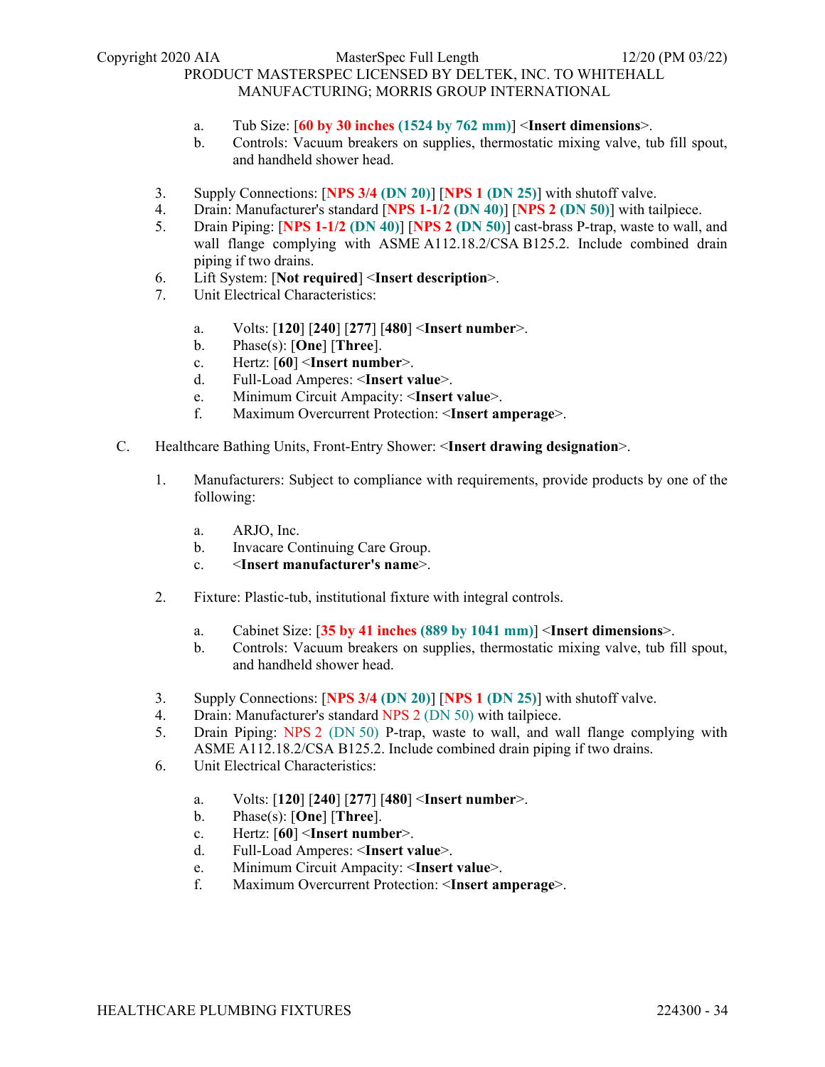a. Tub Size: [**60 by 30 inches (1524 by 762 mm)**] <**Insert dimensions**>.
b. Controls: Vacuum breakers on supplies, thermostatic mixing valve, tub fill spout, and handheld shower head.

3. Supply Connections: [**NPS 3/4 (DN 20)**] [**NPS 1 (DN 25)**] with shutoff valve.
4. Drain: Manufacturer's standard [**NPS 1-1/2 (DN 40)**] [**NPS 2 (DN 50)**] with tailpiece.
5. Drain Piping: [**NPS 1-1/2 (DN 40)**] [**NPS 2 (DN 50)**] cast-brass P-trap, waste to wall, and wall flange complying with ASME A112.18.2/CSA B125.2. Include combined drain piping if two drains.
6. Lift System: [**Not required**] <**Insert description**>.
7. Unit Electrical Characteristics:

   a. Volts: [**120**] [**240**] [**277**] [**480**] <**Insert number**>.
   b. Phase(s): [**One**] [**Three**].
   c. Hertz: [**60**] <**Insert number**>.
   d. Full-Load Amperes: <**Insert value**>.
   e. Minimum Circuit Ampacity: <**Insert value**>.
   f. Maximum Overcurrent Protection: <**Insert amperage**>.

C. Healthcare Bathing Units, Front-Entry Shower: <**Insert drawing designation**>.

1. Manufacturers: Subject to compliance with requirements, provide products by one of the following:

   a. ARJO, Inc.
   b. Invacare Continuing Care Group.
   c. <**Insert manufacturer's name**>.

2. Fixture: Plastic-tub, institutional fixture with integral controls.

   a. Cabinet Size: [**35 by 41 inches (889 by 1041 mm)**] <**Insert dimensions**>.
   b. Controls: Vacuum breakers on supplies, thermostatic mixing valve, tub fill spout, and handheld shower head.

3. Supply Connections: [**NPS 3/4 (DN 20)**] [**NPS 1 (DN 25)**] with shutoff valve.
4. Drain: Manufacturer's standard NPS 2 (DN 50) with tailpiece.
5. Drain Piping: NPS 2 (DN 50) P-trap, waste to wall, and wall flange complying with ASME A112.18.2/CSA B125.2. Include combined drain piping if two drains.
6. Unit Electrical Characteristics:

   a. Volts: [**120**] [**240**] [**277**] [**480**] <**Insert number**>.
   b. Phase(s): [**One**] [**Three**].
   c. Hertz: [**60**] <**Insert number**>.
   d. Full-Load Amperes: <**Insert value**>.
   e. Minimum Circuit Ampacity: <**Insert value**>.
   f. Maximum Overcurrent Protection: <**Insert amperage**>.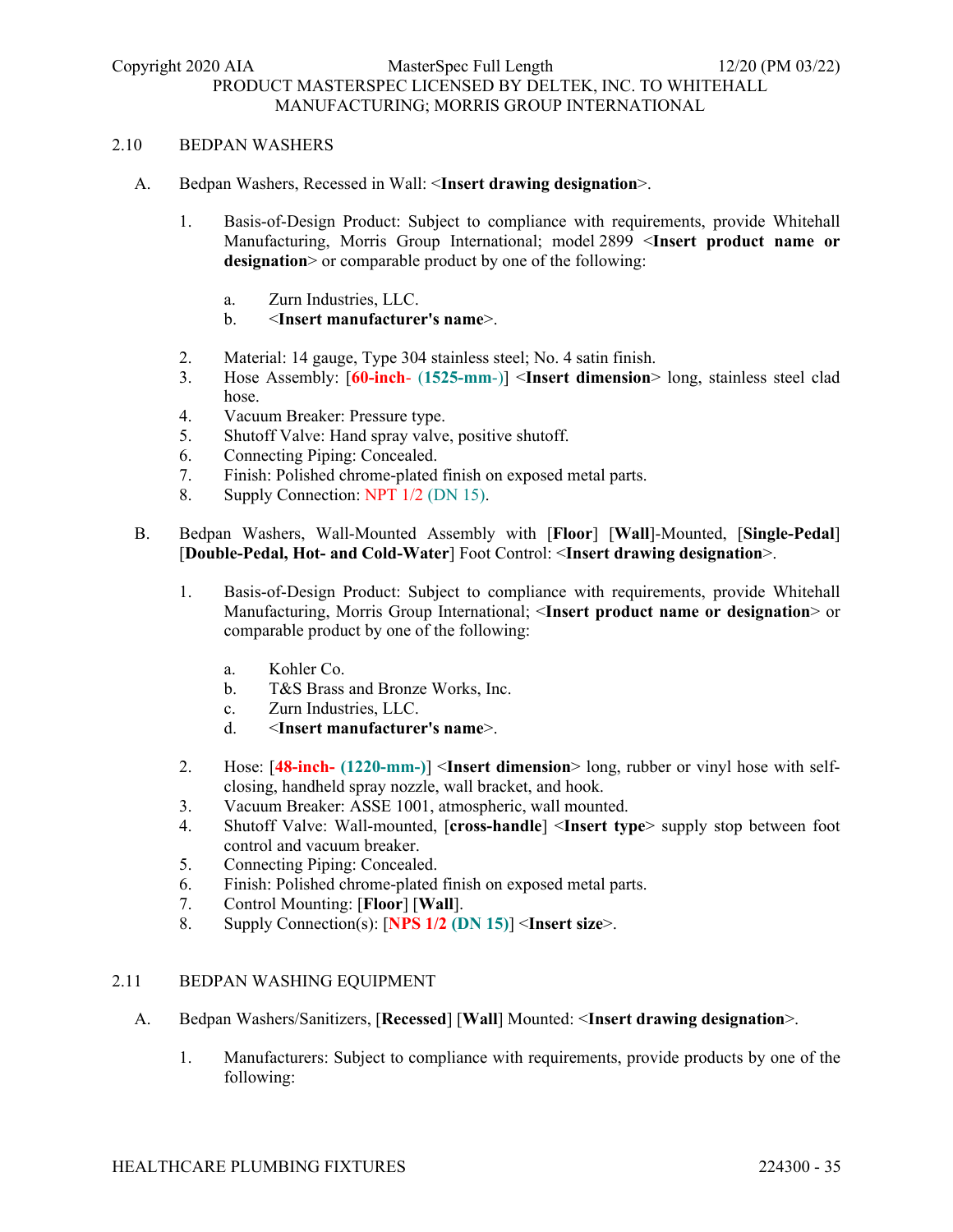## 2.10 BEDPAN WASHERS

A. Bedpan Washers, Recessed in Wall: <**Insert drawing designation**>.

1. Basis-of-Design Product: Subject to compliance with requirements, provide Whitehall Manufacturing, Morris Group International; model 2899 <**Insert product name or designation**> or comparable product by one of the following:

   a. Zurn Industries, LLC.
   b. <**Insert manufacturer's name**>.

2. Material: 14 gauge, Type 304 stainless steel; No. 4 satin finish.
3. Hose Assembly: [**60-inch- (1525-mm-)**] <**Insert dimension**> long, stainless steel clad hose.
4. Vacuum Breaker: Pressure type.
5. Shutoff Valve: Hand spray valve, positive shutoff.
6. Connecting Piping: Concealed.
7. Finish: Polished chrome-plated finish on exposed metal parts.
8. Supply Connection: NPT 1/2 (DN 15).

B. Bedpan Washers, Wall-Mounted Assembly with [**Floor**] [**Wall**]-Mounted, [**Single-Pedal**] [**Double-Pedal, Hot- and Cold-Water**] Foot Control: <**Insert drawing designation**>.

1. Basis-of-Design Product: Subject to compliance with requirements, provide Whitehall Manufacturing, Morris Group International; <**Insert product name or designation**> or comparable product by one of the following:

   a. Kohler Co.
   b. T&S Brass and Bronze Works, Inc.
   c. Zurn Industries, LLC.
   d. <**Insert manufacturer's name**>.

2. Hose: [**48-inch- (1220-mm-)**] <**Insert dimension**> long, rubber or vinyl hose with self-closing, handheld spray nozzle, wall bracket, and hook.
3. Vacuum Breaker: ASSE 1001, atmospheric, wall mounted.
4. Shutoff Valve: Wall-mounted, [**cross-handle**] <**Insert type**> supply stop between foot control and vacuum breaker.
5. Connecting Piping: Concealed.
6. Finish: Polished chrome-plated finish on exposed metal parts.
7. Control Mounting: [**Floor**] [**Wall**].
8. Supply Connection(s): [**NPS 1/2 (DN 15)**] <**Insert size**>.

## 2.11 BEDPAN WASHING EQUIPMENT

A. Bedpan Washers/Sanitizers, [**Recessed**] [**Wall**] Mounted: <**Insert drawing designation**>.

1. Manufacturers: Subject to compliance with requirements, provide products by one of the following: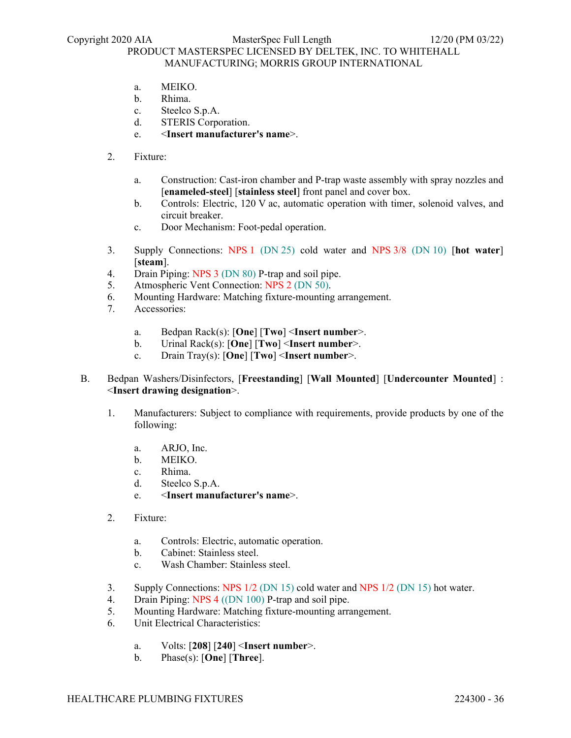a. MEIKO.
b. Rhima.
c. Steelco S.p.A.
d. STERIS Corporation.
e. <**Insert manufacturer's name**>.

2. Fixture:

   a. Construction: Cast-iron chamber and P-trap waste assembly with spray nozzles and [**enameled-steel**] [**stainless steel**] front panel and cover box.
   b. Controls: Electric, 120 V ac, automatic operation with timer, solenoid valves, and circuit breaker.
   c. Door Mechanism: Foot-pedal operation.

3. Supply Connections: NPS 1 (DN 25) cold water and NPS 3/8 (DN 10) [**hot water**] [**steam**].
4. Drain Piping: NPS 3 (DN 80) P-trap and soil pipe.
5. Atmospheric Vent Connection: NPS 2 (DN 50).
6. Mounting Hardware: Matching fixture-mounting arrangement.
7. Accessories:

   a. Bedpan Rack(s): [**One**] [**Two**] <**Insert number**>.
   b. Urinal Rack(s): [**One**] [**Two**] <**Insert number**>.
   c. Drain Tray(s): [**One**] [**Two**] <**Insert number**>.

B. Bedpan Washers/Disinfectors, [**Freestanding**] [**Wall Mounted**] [**Undercounter Mounted**] : <**Insert drawing designation**>.

1. Manufacturers: Subject to compliance with requirements, provide products by one of the following:

   a. ARJO, Inc.
   b. MEIKO.
   c. Rhima.
   d. Steelco S.p.A.
   e. <**Insert manufacturer's name**>.

2. Fixture:

   a. Controls: Electric, automatic operation.
   b. Cabinet: Stainless steel.
   c. Wash Chamber: Stainless steel.

3. Supply Connections: NPS 1/2 (DN 15) cold water and NPS 1/2 (DN 15) hot water.
4. Drain Piping: NPS 4 ((DN 100) P-trap and soil pipe.
5. Mounting Hardware: Matching fixture-mounting arrangement.
6. Unit Electrical Characteristics:

   a. Volts: [**208**] [**240**] <**Insert number**>.
   b. Phase(s): [**One**] [**Three**].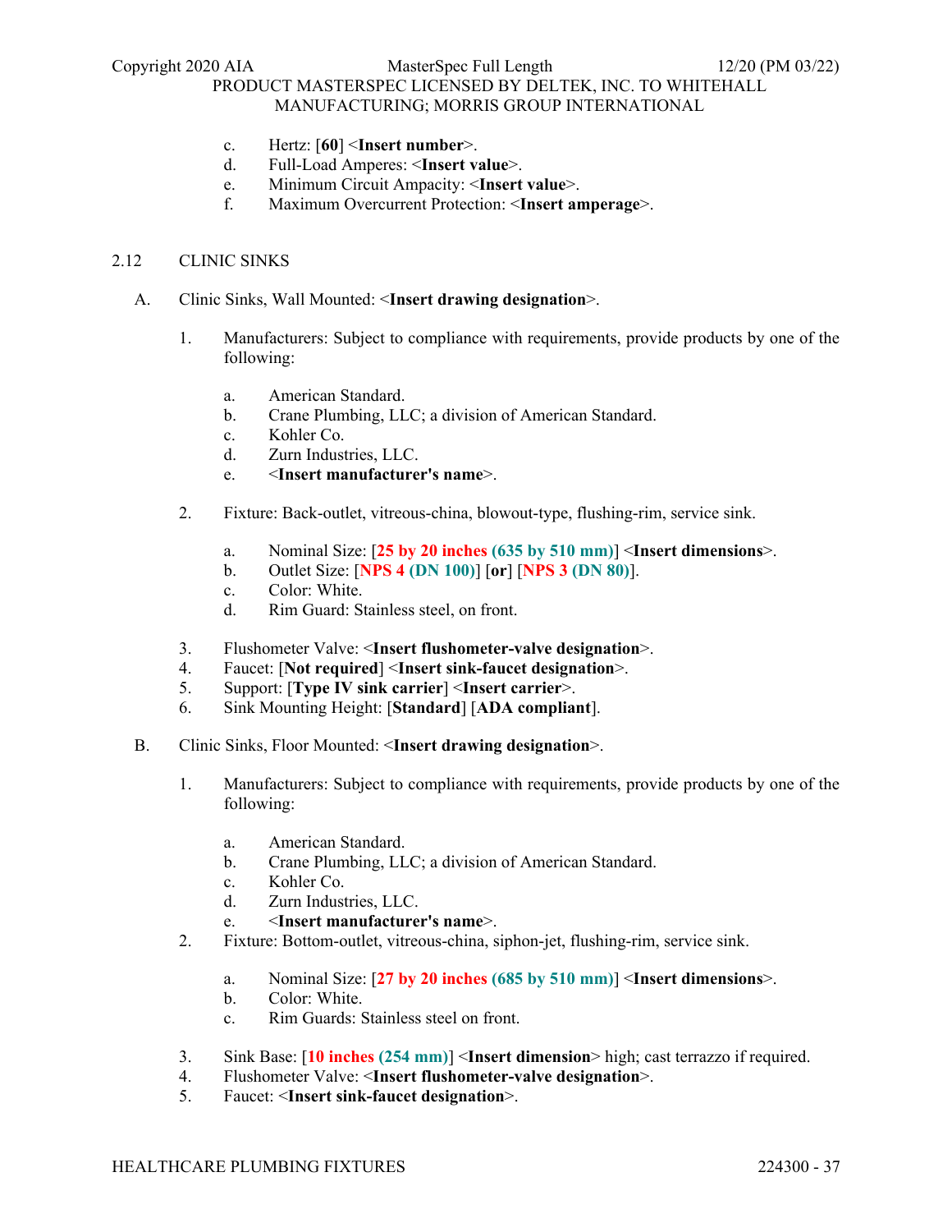c. Hertz: [**60**] <**Insert number**>.
d. Full-Load Amperes: <**Insert value**>.
e. Minimum Circuit Ampacity: <**Insert value**>.
f. Maximum Overcurrent Protection: <**Insert amperage**>.

## 2.12 CLINIC SINKS

A. Clinic Sinks, Wall Mounted: <**Insert drawing designation**>.

1. Manufacturers: Subject to compliance with requirements, provide products by one of the following:

    a. American Standard.
    b. Crane Plumbing, LLC; a division of American Standard.
    c. Kohler Co.
    d. Zurn Industries, LLC.
    e. <**Insert manufacturer's name**>.

2. Fixture: Back-outlet, vitreous-china, blowout-type, flushing-rim, service sink.

    a. Nominal Size: [**25 by 20 inches (635 by 510 mm)**] <**Insert dimensions**>.
    b. Outlet Size: [**NPS 4 (DN 100)**] [**or**] [**NPS 3 (DN 80)**].
    c. Color: White.
    d. Rim Guard: Stainless steel, on front.

3. Flushometer Valve: <**Insert flushometer-valve designation**>.
4. Faucet: [**Not required**] <**Insert sink-faucet designation**>.
5. Support: [**Type IV sink carrier**] <**Insert carrier**>.
6. Sink Mounting Height: [**Standard**] [**ADA compliant**].

B. Clinic Sinks, Floor Mounted: <**Insert drawing designation**>.

1. Manufacturers: Subject to compliance with requirements, provide products by one of the following:

    a. American Standard.
    b. Crane Plumbing, LLC; a division of American Standard.
    c. Kohler Co.
    d. Zurn Industries, LLC.
    e. <**Insert manufacturer's name**>.

2. Fixture: Bottom-outlet, vitreous-china, siphon-jet, flushing-rim, service sink.

    a. Nominal Size: [**27 by 20 inches (685 by 510 mm)**] <**Insert dimensions**>.
    b. Color: White.
    c. Rim Guards: Stainless steel on front.

3. Sink Base: [**10 inches (254 mm)**] <**Insert dimension**> high; cast terrazzo if required.
4. Flushometer Valve: <**Insert flushometer-valve designation**>.
5. Faucet: <**Insert sink-faucet designation**>.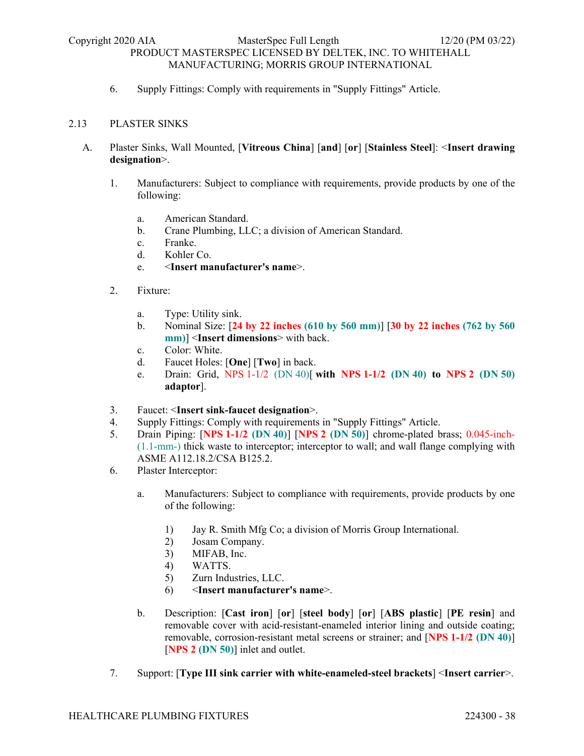6. Supply Fittings: Comply with requirements in "Supply Fittings" Article.

## 2.13 PLASTER SINKS

A. Plaster Sinks, Wall Mounted, [**Vitreous China**] [**and**] [**or**] [**Stainless Steel**]: <**Insert drawing designation**>.

1. Manufacturers: Subject to compliance with requirements, provide products by one of the following:

   a. American Standard.
   b. Crane Plumbing, LLC; a division of American Standard.
   c. Franke.
   d. Kohler Co.
   e. <**Insert manufacturer's name**>.

2. Fixture:

   a. Type: Utility sink.
   b. Nominal Size: [**24 by 22 inches (610 by 560 mm)**] [**30 by 22 inches (762 by 560 mm)**] <**Insert dimensions**> with back.
   c. Color: White.
   d. Faucet Holes: [**One**] [**Two**] in back.
   e. Drain: Grid, NPS 1-1/2 (DN 40)[ **with NPS 1-1/2 (DN 40) to NPS 2 (DN 50) adaptor**].

3. Faucet: <**Insert sink-faucet designation**>.
4. Supply Fittings: Comply with requirements in "Supply Fittings" Article.
5. Drain Piping: [**NPS 1-1/2 (DN 40)**] [**NPS 2 (DN 50)**] chrome-plated brass; 0.045-inch- (1.1-mm-) thick waste to interceptor; interceptor to wall; and wall flange complying with ASME A112.18.2/CSA B125.2.
6. Plaster Interceptor:

   a. Manufacturers: Subject to compliance with requirements, provide products by one of the following:

      1) Jay R. Smith Mfg Co; a division of Morris Group International.
      2) Josam Company.
      3) MIFAB, Inc.
      4) WATTS.
      5) Zurn Industries, LLC.
      6) <**Insert manufacturer's name**>.

   b. Description: [**Cast iron**] [**or**] [**steel body**] [**or**] [**ABS plastic**] [**PE resin**] and removable cover with acid-resistant-enameled interior lining and outside coating; removable, corrosion-resistant metal screens or strainer; and [**NPS 1-1/2 (DN 40)**] [**NPS 2 (DN 50)**] inlet and outlet.

7. Support: [**Type III sink carrier with white-enameled-steel brackets**] <**Insert carrier**>.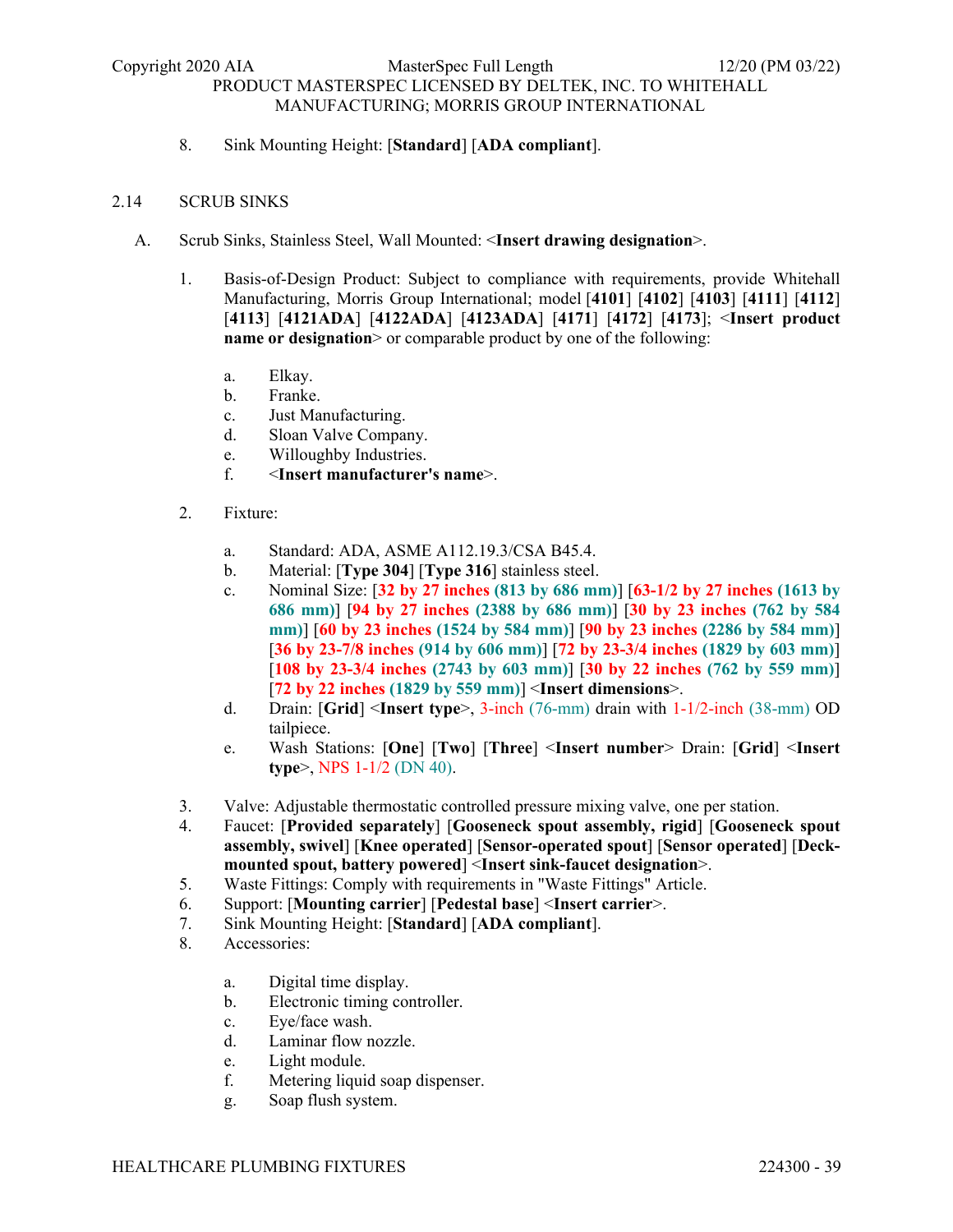8. Sink Mounting Height: [**Standard**] [**ADA compliant**].

## 2.14 SCRUB SINKS

A. Scrub Sinks, Stainless Steel, Wall Mounted: <**Insert drawing designation**>.

1. Basis-of-Design Product: Subject to compliance with requirements, provide Whitehall Manufacturing, Morris Group International; model [**4101**] [**4102**] [**4103**] [**4111**] [**4112**] [**4113**] [**4121ADA**] [**4122ADA**] [**4123ADA**] [**4171**] [**4172**] [**4173**]; <**Insert product name or designation**> or comparable product by one of the following:

   a. Elkay.
   b. Franke.
   c. Just Manufacturing.
   d. Sloan Valve Company.
   e. Willoughby Industries.
   f. <**Insert manufacturer's name**>.

2. Fixture:

   a. Standard: ADA, ASME A112.19.3/CSA B45.4.
   b. Material: [**Type 304**] [**Type 316**] stainless steel.
   c. Nominal Size: [**32 by 27 inches (813 by 686 mm)**] [**63-1/2 by 27 inches (1613 by 686 mm)**] [**94 by 27 inches (2388 by 686 mm)**] [**30 by 23 inches (762 by 584 mm)**] [**60 by 23 inches (1524 by 584 mm)**] [**90 by 23 inches (2286 by 584 mm)**] [**36 by 23-7/8 inches (914 by 606 mm)**] [**72 by 23-3/4 inches (1829 by 603 mm)**] [**108 by 23-3/4 inches (2743 by 603 mm)**] [**30 by 22 inches (762 by 559 mm)**] [**72 by 22 inches (1829 by 559 mm)**] <**Insert dimensions**>.
   d. Drain: [**Grid**] <**Insert type**>, 3-inch (76-mm) drain with 1-1/2-inch (38-mm) OD tailpiece.
   e. Wash Stations: [**One**] [**Two**] [**Three**] <**Insert number**> Drain: [**Grid**] <**Insert type**>, NPS 1-1/2 (DN 40).

3. Valve: Adjustable thermostatic controlled pressure mixing valve, one per station.
4. Faucet: [**Provided separately**] [**Gooseneck spout assembly, rigid**] [**Gooseneck spout assembly, swivel**] [**Knee operated**] [**Sensor-operated spout**] [**Sensor operated**] [**Deck-mounted spout, battery powered**] <**Insert sink-faucet designation**>.
5. Waste Fittings: Comply with requirements in "Waste Fittings" Article.
6. Support: [**Mounting carrier**] [**Pedestal base**] <**Insert carrier**>.
7. Sink Mounting Height: [**Standard**] [**ADA compliant**].
8. Accessories:

   a. Digital time display.
   b. Electronic timing controller.
   c. Eye/face wash.
   d. Laminar flow nozzle.
   e. Light module.
   f. Metering liquid soap dispenser.
   g. Soap flush system.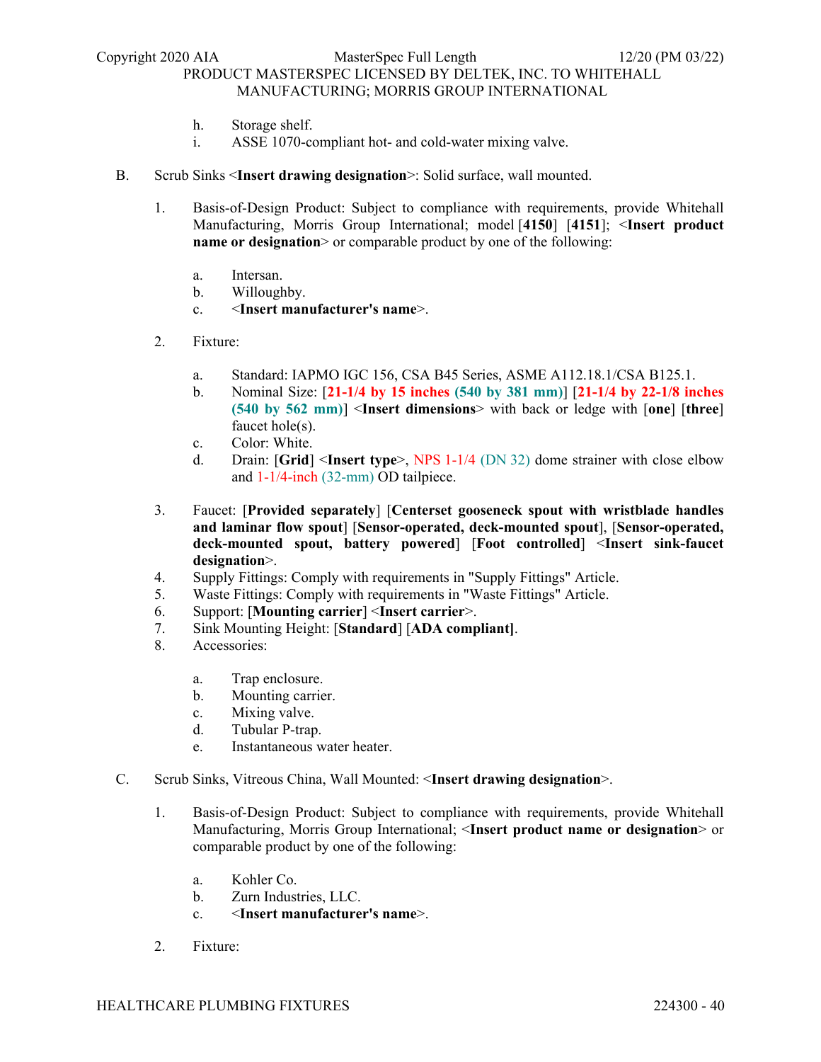h. Storage shelf.
i. ASSE 1070-compliant hot- and cold-water mixing valve.

B. Scrub Sinks <**Insert drawing designation**>: Solid surface, wall mounted.

1. Basis-of-Design Product: Subject to compliance with requirements, provide Whitehall Manufacturing, Morris Group International; model [**4150**] [**4151**]; <**Insert product name or designation**> or comparable product by one of the following:

   a. Intersan.
   b. Willoughby.
   c. <**Insert manufacturer's name**>.

2. Fixture:

   a. Standard: IAPMO IGC 156, CSA B45 Series, ASME A112.18.1/CSA B125.1.
   b. Nominal Size: [**21-1/4 by 15 inches (540 by 381 mm)**] [**21-1/4 by 22-1/8 inches (540 by 562 mm)**] <**Insert dimensions**> with back or ledge with [**one**] [**three**] faucet hole(s).
   c. Color: White.
   d. Drain: [**Grid**] <**Insert type**>, NPS 1-1/4 (DN 32) dome strainer with close elbow and 1-1/4-inch (32-mm) OD tailpiece.

3. Faucet: [**Provided separately**] [**Centerset gooseneck spout with wristblade handles and laminar flow spout**] [**Sensor-operated, deck-mounted spout**], [**Sensor-operated, deck-mounted spout, battery powered**] [**Foot controlled**] <**Insert sink-faucet designation**>.
4. Supply Fittings: Comply with requirements in "Supply Fittings" Article.
5. Waste Fittings: Comply with requirements in "Waste Fittings" Article.
6. Support: [**Mounting carrier**] <**Insert carrier**>.
7. Sink Mounting Height: [**Standard**] [**ADA compliant]**.
8. Accessories:

   a. Trap enclosure.
   b. Mounting carrier.
   c. Mixing valve.
   d. Tubular P-trap.
   e. Instantaneous water heater.

C. Scrub Sinks, Vitreous China, Wall Mounted: <**Insert drawing designation**>.

1. Basis-of-Design Product: Subject to compliance with requirements, provide Whitehall Manufacturing, Morris Group International; <**Insert product name or designation**> or comparable product by one of the following:

   a. Kohler Co.
   b. Zurn Industries, LLC.
   c. <**Insert manufacturer's name**>.

2. Fixture: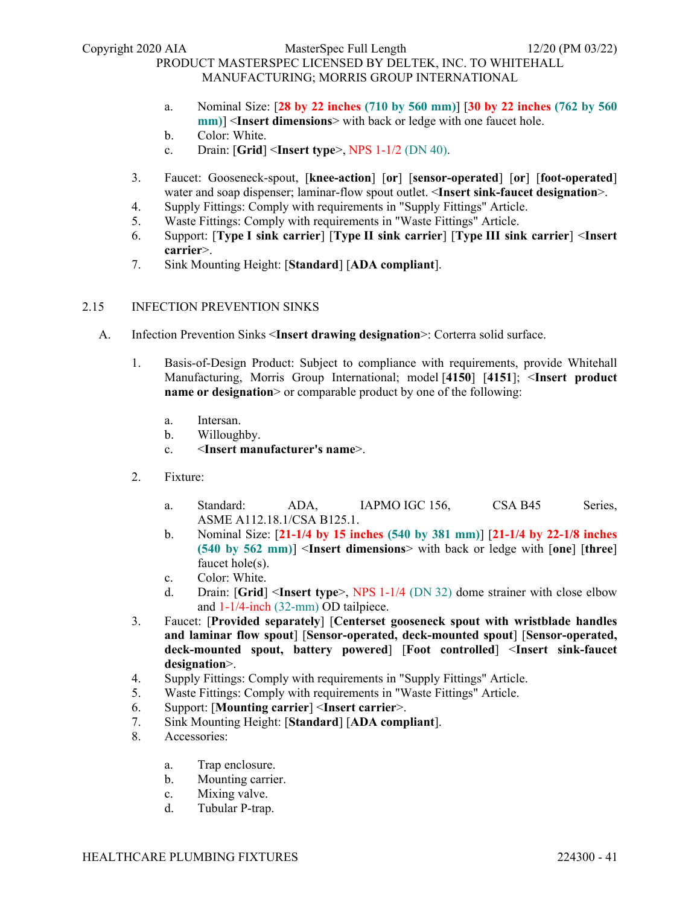a. Nominal Size: [**28 by 22 inches (710 by 560 mm)**] [**30 by 22 inches (762 by 560 mm)**] <**Insert dimensions**> with back or ledge with one faucet hole.
b. Color: White.
c. Drain: [**Grid**] <**Insert type**>, NPS 1-1/2 (DN 40).

3. Faucet: Gooseneck-spout, [**knee-action**] [**or**] [**sensor-operated**] [**or**] [**foot-operated**] water and soap dispenser; laminar-flow spout outlet. <**Insert sink-faucet designation**>.
4. Supply Fittings: Comply with requirements in "Supply Fittings" Article.
5. Waste Fittings: Comply with requirements in "Waste Fittings" Article.
6. Support: [**Type I sink carrier**] [**Type II sink carrier**] [**Type III sink carrier**] <**Insert carrier**>.
7. Sink Mounting Height: [**Standard**] [**ADA compliant**].

## 2.15 INFECTION PREVENTION SINKS

A. Infection Prevention Sinks <**Insert drawing designation**>: Corterra solid surface.

1. Basis-of-Design Product: Subject to compliance with requirements, provide Whitehall Manufacturing, Morris Group International; model [**4150**] [**4151**]; <**Insert product name or designation**> or comparable product by one of the following:

   a. Intersan.
   b. Willoughby.
   c. <**Insert manufacturer's name**>.

2. Fixture:

   a. Standard: ADA, IAPMO IGC 156, CSA B45 Series, ASME A112.18.1/CSA B125.1.
   b. Nominal Size: [**21-1/4 by 15 inches (540 by 381 mm)**] [**21-1/4 by 22-1/8 inches (540 by 562 mm)**] <**Insert dimensions**> with back or ledge with [**one**] [**three**] faucet hole(s).
   c. Color: White.
   d. Drain: [**Grid**] <**Insert type**>, NPS 1-1/4 (DN 32) dome strainer with close elbow and 1-1/4-inch (32-mm) OD tailpiece.

3. Faucet: [**Provided separately**] [**Centerset gooseneck spout with wristblade handles and laminar flow spout**] [**Sensor-operated, deck-mounted spout**] [**Sensor-operated, deck-mounted spout, battery powered**] [**Foot controlled**] <**Insert sink-faucet designation**>.
4. Supply Fittings: Comply with requirements in "Supply Fittings" Article.
5. Waste Fittings: Comply with requirements in "Waste Fittings" Article.
6. Support: [**Mounting carrier**] <**Insert carrier**>.
7. Sink Mounting Height: [**Standard**] [**ADA compliant**].
8. Accessories:

   a. Trap enclosure.
   b. Mounting carrier.
   c. Mixing valve.
   d. Tubular P-trap.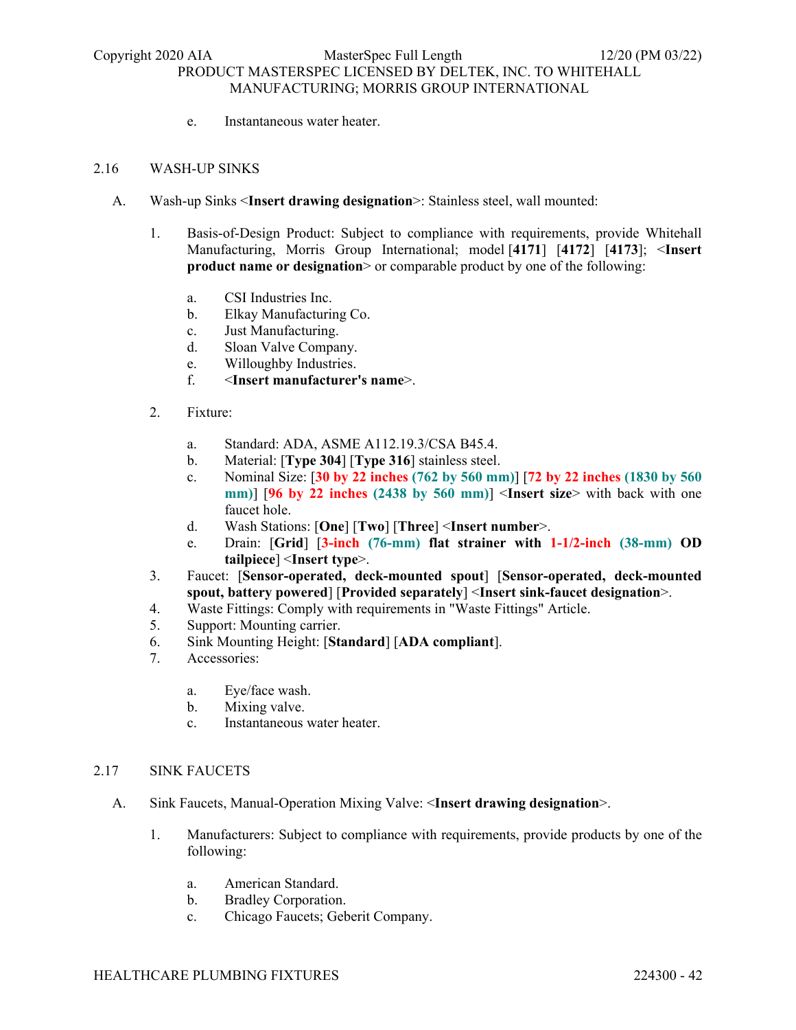e. Instantaneous water heater.

## 2.16 WASH-UP SINKS

A. Wash-up Sinks <**Insert drawing designation**>: Stainless steel, wall mounted:

1. Basis-of-Design Product: Subject to compliance with requirements, provide Whitehall Manufacturing, Morris Group International; model [**4171**] [**4172**] [**4173**]; <**Insert product name or designation**> or comparable product by one of the following:

    a. CSI Industries Inc.
    b. Elkay Manufacturing Co.
    c. Just Manufacturing.
    d. Sloan Valve Company.
    e. Willoughby Industries.
    f. <**Insert manufacturer's name**>.

2. Fixture:

    a. Standard: ADA, ASME A112.19.3/CSA B45.4.
    b. Material: [**Type 304**] [**Type 316**] stainless steel.
    c. Nominal Size: [**30 by 22 inches (762 by 560 mm)**] [**72 by 22 inches (1830 by 560 mm)**] [**96 by 22 inches (2438 by 560 mm)**] <**Insert size**> with back with one faucet hole.
    d. Wash Stations: [**One**] [**Two**] [**Three**] <**Insert number**>.
    e. Drain: [**Grid**] [**3-inch (76-mm) flat strainer with 1-1/2-inch (38-mm) OD tailpiece**] <**Insert type**>.

3. Faucet: [**Sensor-operated, deck-mounted spout**] [**Sensor-operated, deck-mounted spout, battery powered**] [**Provided separately**] <**Insert sink-faucet designation**>.
4. Waste Fittings: Comply with requirements in "Waste Fittings" Article.
5. Support: Mounting carrier.
6. Sink Mounting Height: [**Standard**] [**ADA compliant**].
7. Accessories:

    a. Eye/face wash.
    b. Mixing valve.
    c. Instantaneous water heater.

## 2.17 SINK FAUCETS

A. Sink Faucets, Manual-Operation Mixing Valve: <**Insert drawing designation**>.

1. Manufacturers: Subject to compliance with requirements, provide products by one of the following:

    a. American Standard.
    b. Bradley Corporation.
    c. Chicago Faucets; Geberit Company.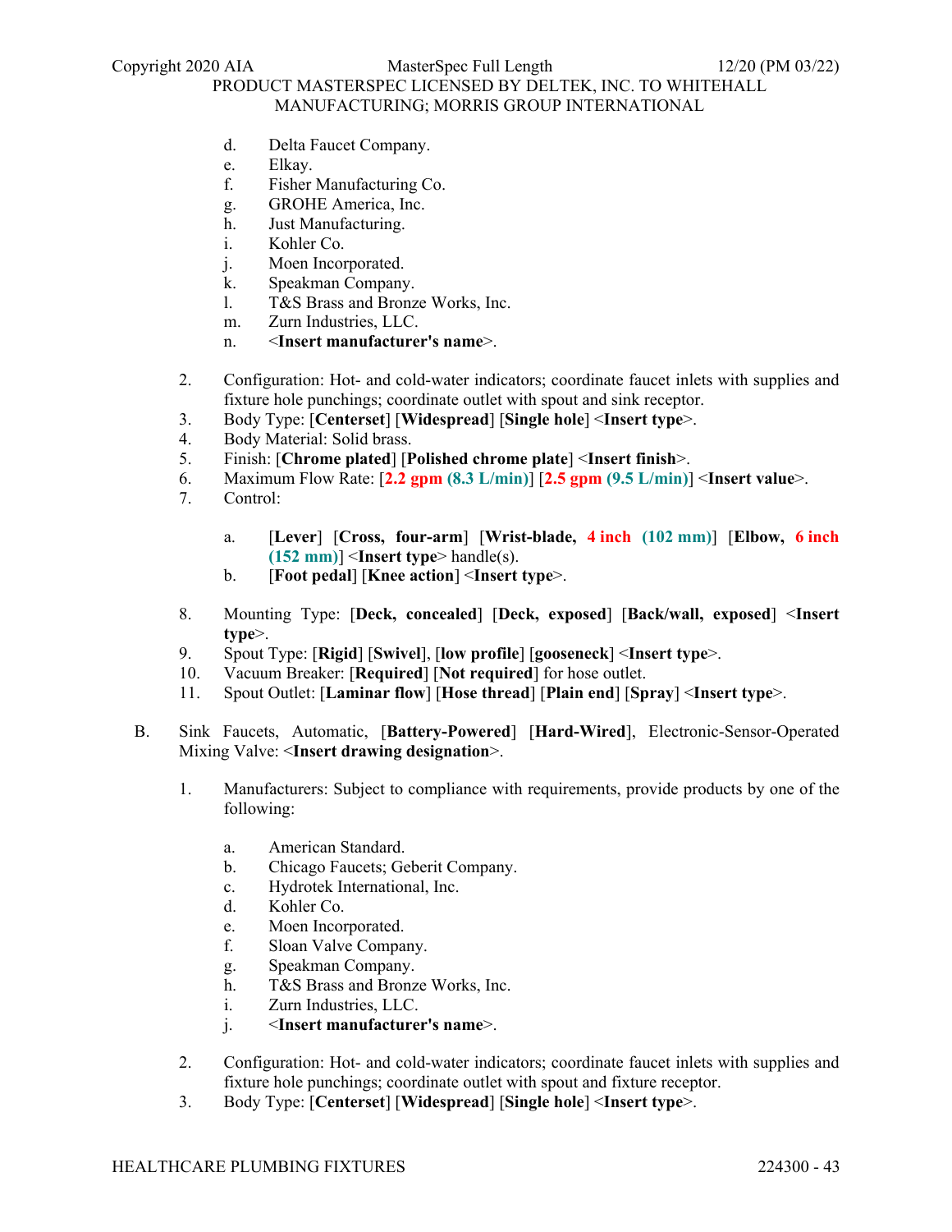d. Delta Faucet Company.
e. Elkay.
f. Fisher Manufacturing Co.
g. GROHE America, Inc.
h. Just Manufacturing.
i. Kohler Co.
j. Moen Incorporated.
k. Speakman Company.
l. T&S Brass and Bronze Works, Inc.
m. Zurn Industries, LLC.
n. <**Insert manufacturer's name**>.

2. Configuration: Hot- and cold-water indicators; coordinate faucet inlets with supplies and fixture hole punchings; coordinate outlet with spout and sink receptor.
3. Body Type: [**Centerset**] [**Widespread**] [**Single hole**] <**Insert type**>.
4. Body Material: Solid brass.
5. Finish: [**Chrome plated**] [**Polished chrome plate**] <**Insert finish**>.
6. Maximum Flow Rate: [**2.2 gpm (8.3 L/min)**] [**2.5 gpm (9.5 L/min)**] <**Insert value**>.
7. Control:

   a. [**Lever**] [**Cross, four-arm**] [**Wrist-blade, 4 inch (102 mm)**] [**Elbow, 6 inch (152 mm)**] <**Insert type**> handle(s).
   b. [**Foot pedal**] [**Knee action**] <**Insert type**>.

8. Mounting Type: [**Deck, concealed**] [**Deck, exposed**] [**Back/wall, exposed**] <**Insert type**>.
9. Spout Type: [**Rigid**] [**Swivel**], [**low profile**] [**gooseneck**] <**Insert type**>.
10. Vacuum Breaker: [**Required**] [**Not required**] for hose outlet.
11. Spout Outlet: [**Laminar flow**] [**Hose thread**] [**Plain end**] [**Spray**] <**Insert type**>.

B. Sink Faucets, Automatic, [**Battery-Powered**] [**Hard-Wired**], Electronic-Sensor-Operated Mixing Valve: <**Insert drawing designation**>.

1. Manufacturers: Subject to compliance with requirements, provide products by one of the following:

   a. American Standard.
   b. Chicago Faucets; Geberit Company.
   c. Hydrotek International, Inc.
   d. Kohler Co.
   e. Moen Incorporated.
   f. Sloan Valve Company.
   g. Speakman Company.
   h. T&S Brass and Bronze Works, Inc.
   i. Zurn Industries, LLC.
   j. <**Insert manufacturer's name**>.

2. Configuration: Hot- and cold-water indicators; coordinate faucet inlets with supplies and fixture hole punchings; coordinate outlet with spout and fixture receptor.
3. Body Type: [**Centerset**] [**Widespread**] [**Single hole**] <**Insert type**>.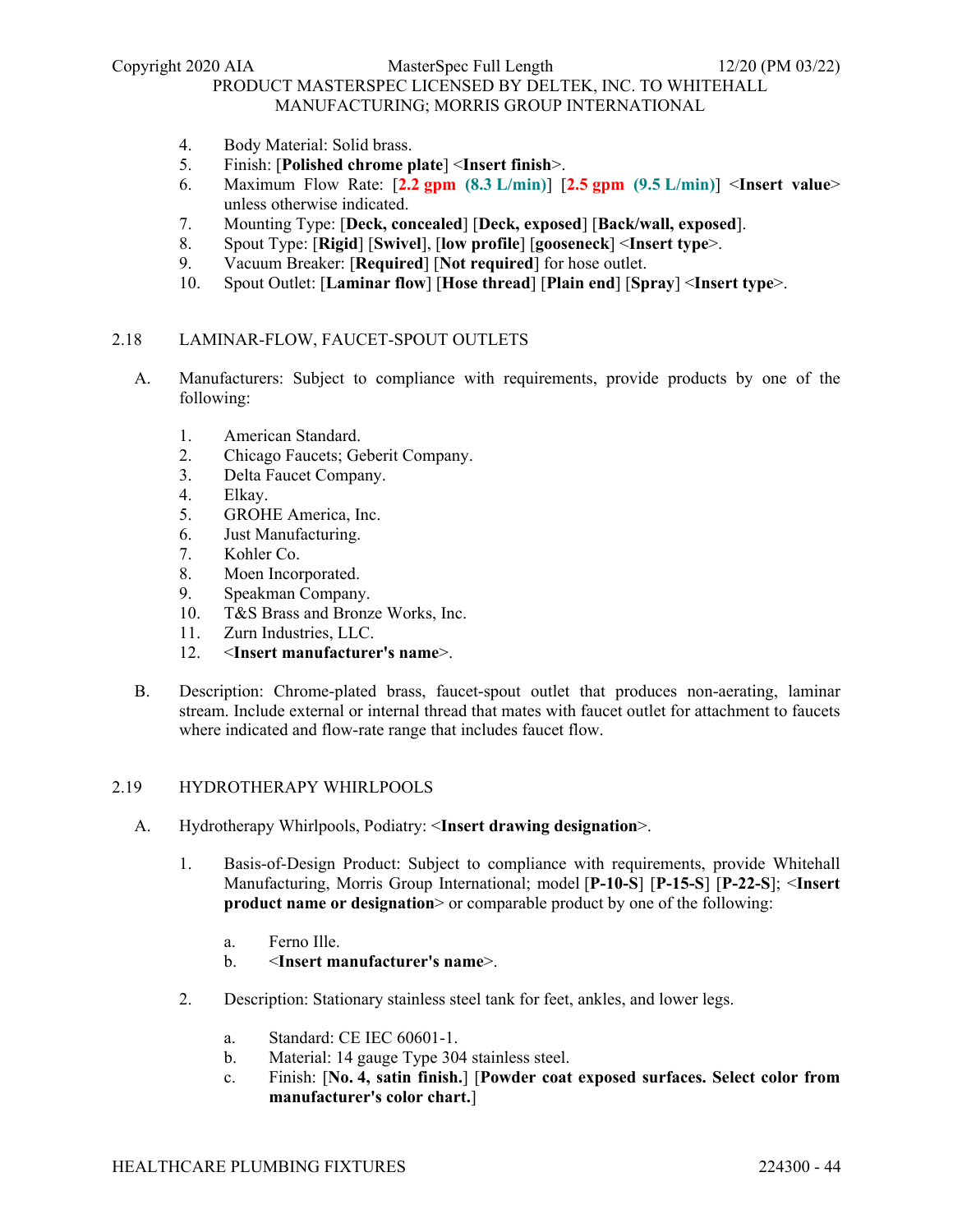4. Body Material: Solid brass.
5. Finish: [**Polished chrome plate**] <**Insert finish**>.
6. Maximum Flow Rate: [**2.2 gpm (8.3 L/min)**] [**2.5 gpm (9.5 L/min)**] <**Insert value**> unless otherwise indicated.
7. Mounting Type: [**Deck, concealed**] [**Deck, exposed**] [**Back/wall, exposed**].
8. Spout Type: [**Rigid**] [**Swivel**], [**low profile**] [**gooseneck**] <**Insert type**>.
9. Vacuum Breaker: [**Required**] [**Not required**] for hose outlet.
10. Spout Outlet: [**Laminar flow**] [**Hose thread**] [**Plain end**] [**Spray**] <**Insert type**>.

## 2.18 LAMINAR-FLOW, FAUCET-SPOUT OUTLETS

A. Manufacturers: Subject to compliance with requirements, provide products by one of the following:

1. American Standard.
2. Chicago Faucets; Geberit Company.
3. Delta Faucet Company.
4. Elkay.
5. GROHE America, Inc.
6. Just Manufacturing.
7. Kohler Co.
8. Moen Incorporated.
9. Speakman Company.
10. T&S Brass and Bronze Works, Inc.
11. Zurn Industries, LLC.
12. <**Insert manufacturer's name**>.

B. Description: Chrome-plated brass, faucet-spout outlet that produces non-aerating, laminar stream. Include external or internal thread that mates with faucet outlet for attachment to faucets where indicated and flow-rate range that includes faucet flow.

## 2.19 HYDROTHERAPY WHIRLPOOLS

A. Hydrotherapy Whirlpools, Podiatry: <**Insert drawing designation**>.

1. Basis-of-Design Product: Subject to compliance with requirements, provide Whitehall Manufacturing, Morris Group International; model [**P-10-S**] [**P-15-S**] [**P-22-S**]; <**Insert product name or designation**> or comparable product by one of the following:

   a. Ferno Ille.
   b. <**Insert manufacturer's name**>.

2. Description: Stationary stainless steel tank for feet, ankles, and lower legs.

   a. Standard: CE IEC 60601-1.
   b. Material: 14 gauge Type 304 stainless steel.
   c. Finish: [**No. 4, satin finish.**] [**Powder coat exposed surfaces. Select color from manufacturer's color chart.**]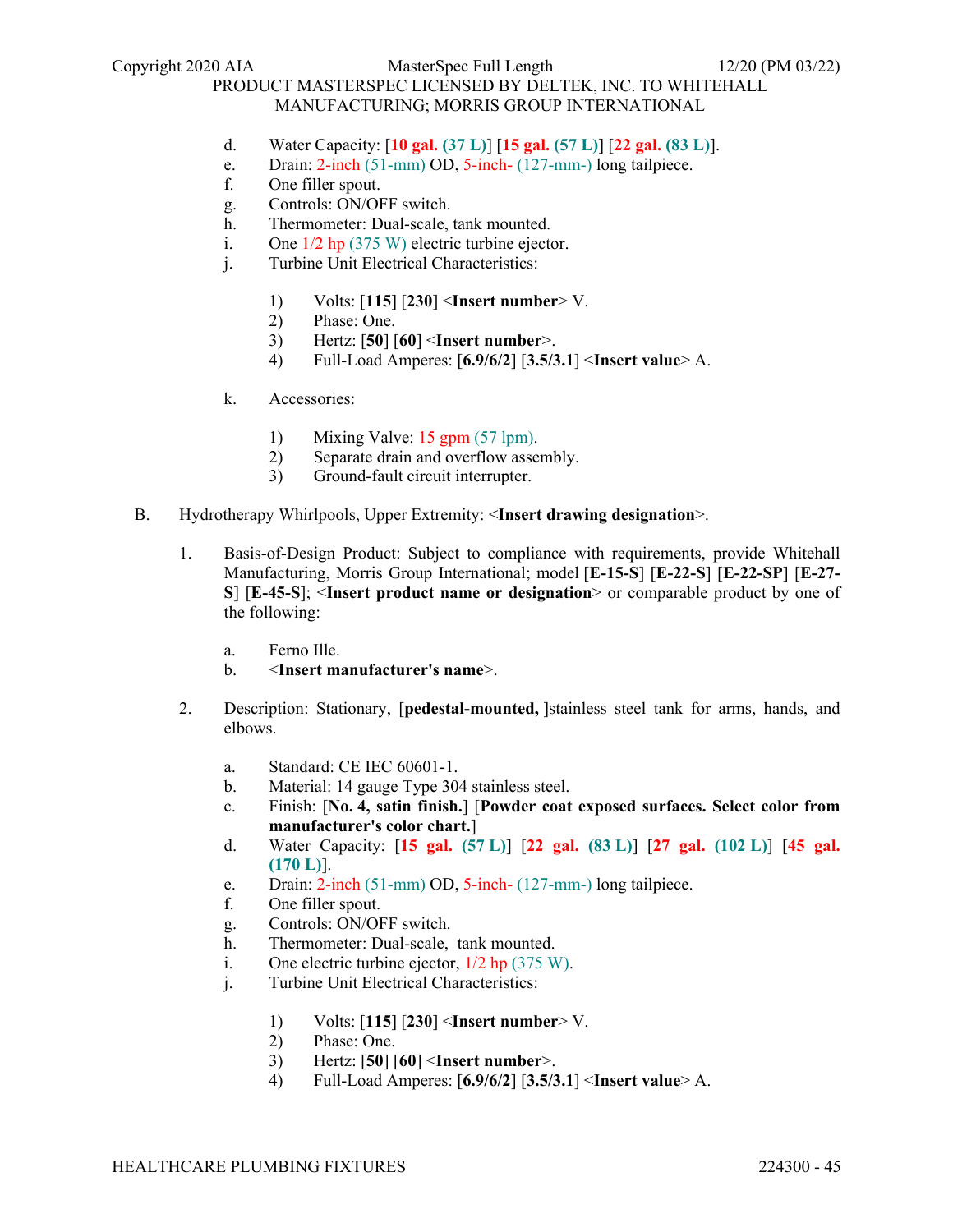d. Water Capacity: [**10 gal. (37 L)**] [**15 gal. (57 L)**] [**22 gal. (83 L)**].
e. Drain: 2-inch (51-mm) OD, 5-inch- (127-mm-) long tailpiece.
f. One filler spout.
g. Controls: ON/OFF switch.
h. Thermometer: Dual-scale, tank mounted.
i. One 1/2 hp (375 W) electric turbine ejector.
j. Turbine Unit Electrical Characteristics:

   1) Volts: [**115**] [**230**] <**Insert number**> V.
   2) Phase: One.
   3) Hertz: [**50**] [**60**] <**Insert number**>.
   4) Full-Load Amperes: [**6.9/6/2**] [**3.5/3.1**] <**Insert value**> A.

k. Accessories:

   1) Mixing Valve: 15 gpm (57 lpm).
   2) Separate drain and overflow assembly.
   3) Ground-fault circuit interrupter.

B. Hydrotherapy Whirlpools, Upper Extremity: <**Insert drawing designation**>.

1. Basis-of-Design Product: Subject to compliance with requirements, provide Whitehall Manufacturing, Morris Group International; model [**E-15-S**] [**E-22-S**] [**E-22-SP**] [**E-27-S**] [**E-45-S**]; <**Insert product name or designation**> or comparable product by one of the following:

   a. Ferno Ille.
   b. <**Insert manufacturer's name**>.

2. Description: Stationary, [**pedestal-mounted,** ]stainless steel tank for arms, hands, and elbows.

   a. Standard: CE IEC 60601-1.
   b. Material: 14 gauge Type 304 stainless steel.
   c. Finish: [**No. 4, satin finish.**] [**Powder coat exposed surfaces. Select color from manufacturer's color chart.**]
   d. Water Capacity: [**15 gal. (57 L)**] [**22 gal. (83 L)**] [**27 gal. (102 L)**] [**45 gal. (170 L)**].
   e. Drain: 2-inch (51-mm) OD, 5-inch- (127-mm-) long tailpiece.
   f. One filler spout.
   g. Controls: ON/OFF switch.
   h. Thermometer: Dual-scale, tank mounted.
   i. One electric turbine ejector, 1/2 hp (375 W).
   j. Turbine Unit Electrical Characteristics:

      1) Volts: [**115**] [**230**] <**Insert number**> V.
      2) Phase: One.
      3) Hertz: [**50**] [**60**] <**Insert number**>.
      4) Full-Load Amperes: [**6.9/6/2**] [**3.5/3.1**] <**Insert value**> A.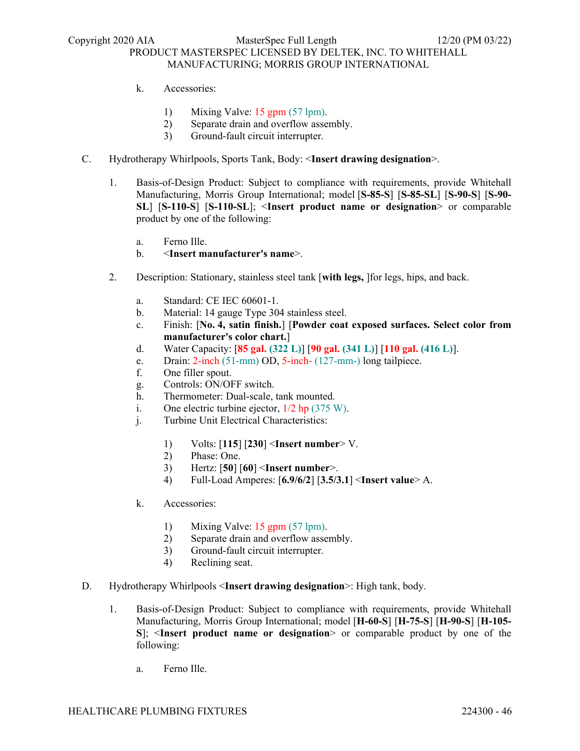k. Accessories:

    1) Mixing Valve: 15 gpm (57 lpm).
    2) Separate drain and overflow assembly.
    3) Ground-fault circuit interrupter.

C. Hydrotherapy Whirlpools, Sports Tank, Body: <**Insert drawing designation**>.

1. Basis-of-Design Product: Subject to compliance with requirements, provide Whitehall Manufacturing, Morris Group International; model [**S-85-S**] [**S-85-SL**] [**S-90-S**] [**S-90-SL**] [**S-110-S**] [**S-110-SL**]; <**Insert product name or designation**> or comparable product by one of the following:

    a. Ferno Ille.
    b. <**Insert manufacturer's name**>.

2. Description: Stationary, stainless steel tank [**with legs,** ]for legs, hips, and back.

    a. Standard: CE IEC 60601-1.
    b. Material: 14 gauge Type 304 stainless steel.
    c. Finish: [**No. 4, satin finish.**] [**Powder coat exposed surfaces. Select color from manufacturer's color chart.**]
    d. Water Capacity: [**85 gal. (322 L)**] [**90 gal. (341 L)**] [**110 gal. (416 L)**].
    e. Drain: 2-inch (51-mm) OD, 5-inch- (127-mm-) long tailpiece.
    f. One filler spout.
    g. Controls: ON/OFF switch.
    h. Thermometer: Dual-scale, tank mounted.
    i. One electric turbine ejector, 1/2 hp (375 W).
    j. Turbine Unit Electrical Characteristics:

        1) Volts: [**115**] [**230**] <**Insert number**> V.
        2) Phase: One.
        3) Hertz: [**50**] [**60**] <**Insert number**>.
        4) Full-Load Amperes: [**6.9/6/2**] [**3.5/3.1**] <**Insert value**> A.

    k. Accessories:

        1) Mixing Valve: 15 gpm (57 lpm).
        2) Separate drain and overflow assembly.
        3) Ground-fault circuit interrupter.
        4) Reclining seat.

D. Hydrotherapy Whirlpools <**Insert drawing designation**>: High tank, body.

1. Basis-of-Design Product: Subject to compliance with requirements, provide Whitehall Manufacturing, Morris Group International; model [**H-60-S**] [**H-75-S**] [**H-90-S**] [**H-105-S**]; <**Insert product name or designation**> or comparable product by one of the following:

    a. Ferno Ille.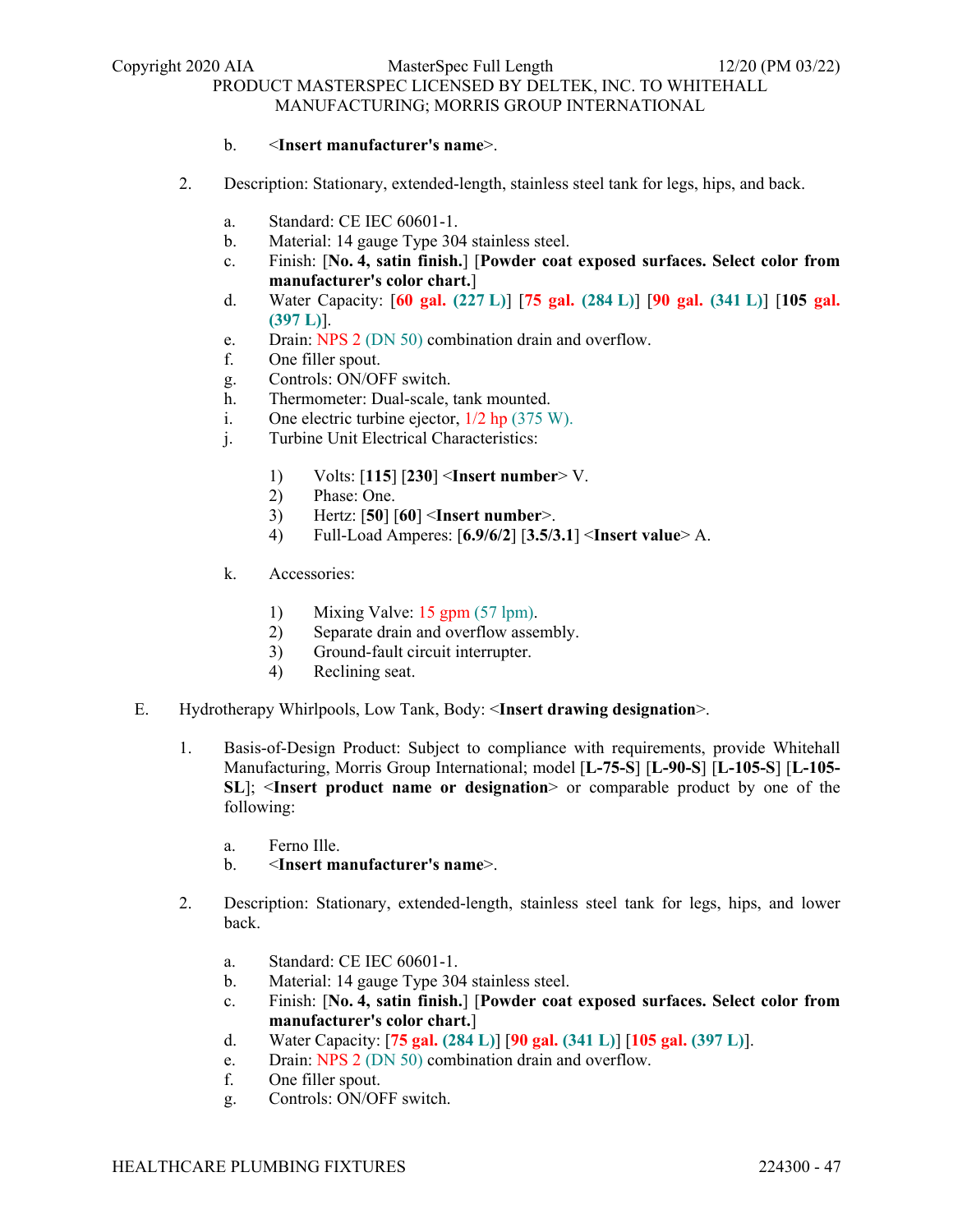b. <**Insert manufacturer's name**>.

2. Description: Stationary, extended-length, stainless steel tank for legs, hips, and back.

   a. Standard: CE IEC 60601-1.
   b. Material: 14 gauge Type 304 stainless steel.
   c. Finish: [**No. 4, satin finish.**] [**Powder coat exposed surfaces. Select color from manufacturer's color chart.**]
   d. Water Capacity: [**60 gal. (227 L)**] [**75 gal. (284 L)**] [**90 gal. (341 L)**] [**105 gal. (397 L)**].
   e. Drain: NPS 2 (DN 50) combination drain and overflow.
   f. One filler spout.
   g. Controls: ON/OFF switch.
   h. Thermometer: Dual-scale, tank mounted.
   i. One electric turbine ejector, 1/2 hp (375 W).
   j. Turbine Unit Electrical Characteristics:

      1) Volts: [**115**] [**230**] <**Insert number**> V.
      2) Phase: One.
      3) Hertz: [**50**] [**60**] <**Insert number**>.
      4) Full-Load Amperes: [**6.9/6/2**] [**3.5/3.1**] <**Insert value**> A.

   k. Accessories:

      1) Mixing Valve: 15 gpm (57 lpm).
      2) Separate drain and overflow assembly.
      3) Ground-fault circuit interrupter.
      4) Reclining seat.

E. Hydrotherapy Whirlpools, Low Tank, Body: <**Insert drawing designation**>.

1. Basis-of-Design Product: Subject to compliance with requirements, provide Whitehall Manufacturing, Morris Group International; model [**L-75-S**] [**L-90-S**] [**L-105-S**] [**L-105-SL**]; <**Insert product name or designation**> or comparable product by one of the following:

   a. Ferno Ille.
   b. <**Insert manufacturer's name**>.

2. Description: Stationary, extended-length, stainless steel tank for legs, hips, and lower back.

   a. Standard: CE IEC 60601-1.
   b. Material: 14 gauge Type 304 stainless steel.
   c. Finish: [**No. 4, satin finish.**] [**Powder coat exposed surfaces. Select color from manufacturer's color chart.**]
   d. Water Capacity: [**75 gal. (284 L)**] [**90 gal. (341 L)**] [**105 gal. (397 L)**].
   e. Drain: NPS 2 (DN 50) combination drain and overflow.
   f. One filler spout.
   g. Controls: ON/OFF switch.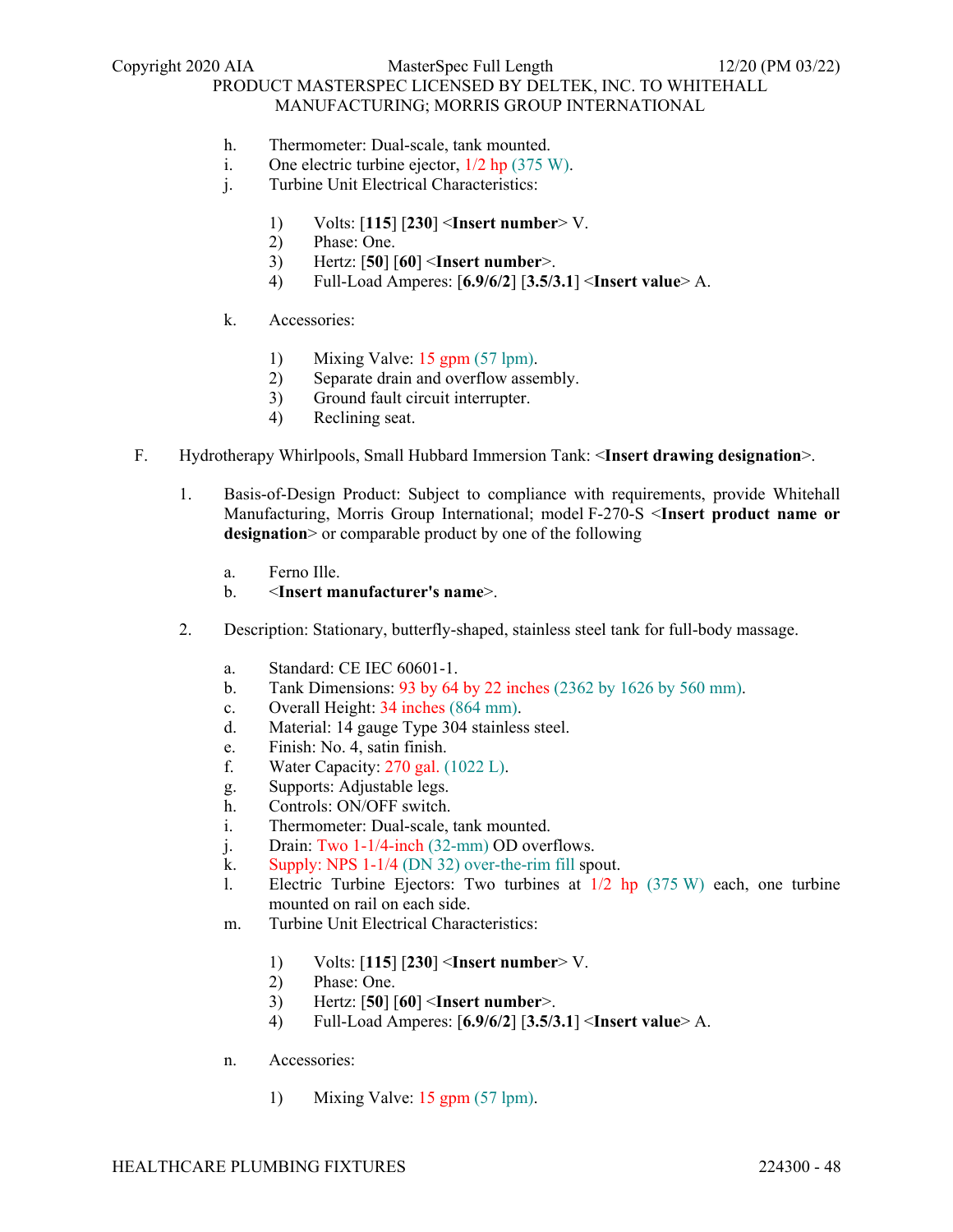h. Thermometer: Dual-scale, tank mounted.
i. One electric turbine ejector, 1/2 hp (375 W).
j. Turbine Unit Electrical Characteristics:

   1) Volts: [**115**] [**230**] <**Insert number**> V.
   2) Phase: One.
   3) Hertz: [**50**] [**60**] <**Insert number**>.
   4) Full-Load Amperes: [**6.9/6/2**] [**3.5/3.1**] <**Insert value**> A.

k. Accessories:

   1) Mixing Valve: 15 gpm (57 lpm).
   2) Separate drain and overflow assembly.
   3) Ground fault circuit interrupter.
   4) Reclining seat.

F. Hydrotherapy Whirlpools, Small Hubbard Immersion Tank: <**Insert drawing designation**>.

1. Basis-of-Design Product: Subject to compliance with requirements, provide Whitehall Manufacturing, Morris Group International; model F-270-S <**Insert product name or designation**> or comparable product by one of the following

   a. Ferno Ille.
   b. <**Insert manufacturer's name**>.

2. Description: Stationary, butterfly-shaped, stainless steel tank for full-body massage.

   a. Standard: CE IEC 60601-1.
   b. Tank Dimensions: 93 by 64 by 22 inches (2362 by 1626 by 560 mm).
   c. Overall Height: 34 inches (864 mm).
   d. Material: 14 gauge Type 304 stainless steel.
   e. Finish: No. 4, satin finish.
   f. Water Capacity: 270 gal. (1022 L).
   g. Supports: Adjustable legs.
   h. Controls: ON/OFF switch.
   i. Thermometer: Dual-scale, tank mounted.
   j. Drain: Two 1-1/4-inch (32-mm) OD overflows.
   k. Supply: NPS 1-1/4 (DN 32) over-the-rim fill spout.
   l. Electric Turbine Ejectors: Two turbines at 1/2 hp (375 W) each, one turbine mounted on rail on each side.
   m. Turbine Unit Electrical Characteristics:

      1) Volts: [**115**] [**230**] <**Insert number**> V.
      2) Phase: One.
      3) Hertz: [**50**] [**60**] <**Insert number**>.
      4) Full-Load Amperes: [**6.9/6/2**] [**3.5/3.1**] <**Insert value**> A.

   n. Accessories:

      1) Mixing Valve: 15 gpm (57 lpm).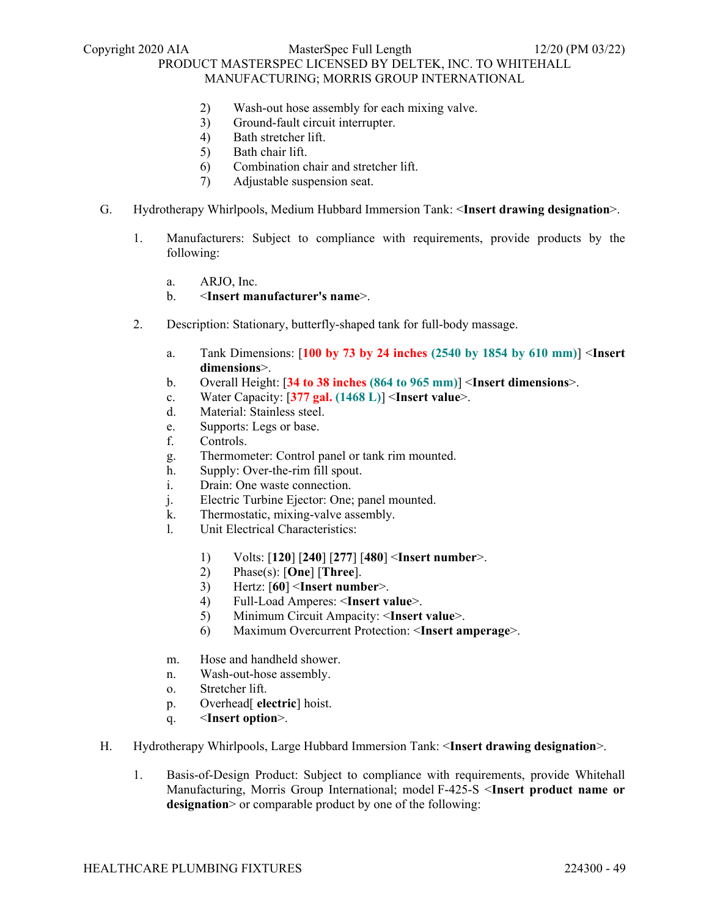2) Wash-out hose assembly for each mixing valve.
3) Ground-fault circuit interrupter.
4) Bath stretcher lift.
5) Bath chair lift.
6) Combination chair and stretcher lift.
7) Adjustable suspension seat.

G. Hydrotherapy Whirlpools, Medium Hubbard Immersion Tank: <**Insert drawing designation**>.

1. Manufacturers: Subject to compliance with requirements, provide products by the following:

    a. ARJO, Inc.
    b. <**Insert manufacturer's name**>.

2. Description: Stationary, butterfly-shaped tank for full-body massage.

    a. Tank Dimensions: [**100 by 73 by 24 inches (2540 by 1854 by 610 mm)**] <**Insert dimensions**>.
    b. Overall Height: [**34 to 38 inches (864 to 965 mm)**] <**Insert dimensions**>.
    c. Water Capacity: [**377 gal. (1468 L)**] <**Insert value**>.
    d. Material: Stainless steel.
    e. Supports: Legs or base.
    f. Controls.
    g. Thermometer: Control panel or tank rim mounted.
    h. Supply: Over-the-rim fill spout.
    i. Drain: One waste connection.
    j. Electric Turbine Ejector: One; panel mounted.
    k. Thermostatic, mixing-valve assembly.
    l. Unit Electrical Characteristics:

        1) Volts: [**120**] [**240**] [**277**] [**480**] <**Insert number**>.
        2) Phase(s): [**One**] [**Three**].
        3) Hertz: [**60**] <**Insert number**>.
        4) Full-Load Amperes: <**Insert value**>.
        5) Minimum Circuit Ampacity: <**Insert value**>.
        6) Maximum Overcurrent Protection: <**Insert amperage**>.

    m. Hose and handheld shower.
    n. Wash-out-hose assembly.
    o. Stretcher lift.
    p. Overhead[ **electric**] hoist.
    q. <**Insert option**>.

H. Hydrotherapy Whirlpools, Large Hubbard Immersion Tank: <**Insert drawing designation**>.

1. Basis-of-Design Product: Subject to compliance with requirements, provide Whitehall Manufacturing, Morris Group International; model F-425-S <**Insert product name or designation**> or comparable product by one of the following: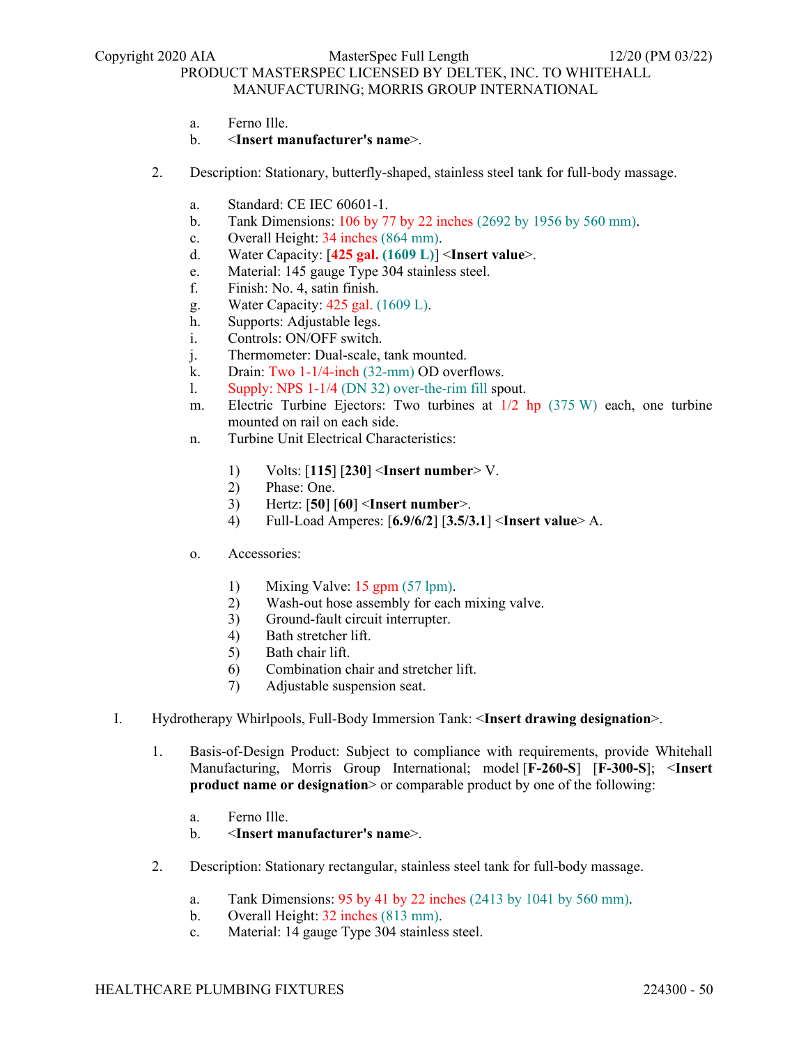a. Ferno Ille.
b. <**Insert manufacturer's name**>.

2. Description: Stationary, butterfly-shaped, stainless steel tank for full-body massage.

   a. Standard: CE IEC 60601-1.
   b. Tank Dimensions: 106 by 77 by 22 inches (2692 by 1956 by 560 mm).
   c. Overall Height: 34 inches (864 mm).
   d. Water Capacity: [**425 gal. (1609 L)**] <**Insert value**>.
   e. Material: 145 gauge Type 304 stainless steel.
   f. Finish: No. 4, satin finish.
   g. Water Capacity: 425 gal. (1609 L).
   h. Supports: Adjustable legs.
   i. Controls: ON/OFF switch.
   j. Thermometer: Dual-scale, tank mounted.
   k. Drain: Two 1-1/4-inch (32-mm) OD overflows.
   l. Supply: NPS 1-1/4 (DN 32) over-the-rim fill spout.
   m. Electric Turbine Ejectors: Two turbines at 1/2 hp (375 W) each, one turbine mounted on rail on each side.
   n. Turbine Unit Electrical Characteristics:

      1) Volts: [**115**] [**230**] <**Insert number**> V.
      2) Phase: One.
      3) Hertz: [**50**] [**60**] <**Insert number**>.
      4) Full-Load Amperes: [**6.9/6/2**] [**3.5/3.1**] <**Insert value**> A.

   o. Accessories:

      1) Mixing Valve: 15 gpm (57 lpm).
      2) Wash-out hose assembly for each mixing valve.
      3) Ground-fault circuit interrupter.
      4) Bath stretcher lift.
      5) Bath chair lift.
      6) Combination chair and stretcher lift.
      7) Adjustable suspension seat.

I. Hydrotherapy Whirlpools, Full-Body Immersion Tank: <**Insert drawing designation**>.

1. Basis-of-Design Product: Subject to compliance with requirements, provide Whitehall Manufacturing, Morris Group International; model [**F-260-S**] [**F-300-S**]; <**Insert product name or designation**> or comparable product by one of the following:

   a. Ferno Ille.
   b. <**Insert manufacturer's name**>.

2. Description: Stationary rectangular, stainless steel tank for full-body massage.

   a. Tank Dimensions: 95 by 41 by 22 inches (2413 by 1041 by 560 mm).
   b. Overall Height: 32 inches (813 mm).
   c. Material: 14 gauge Type 304 stainless steel.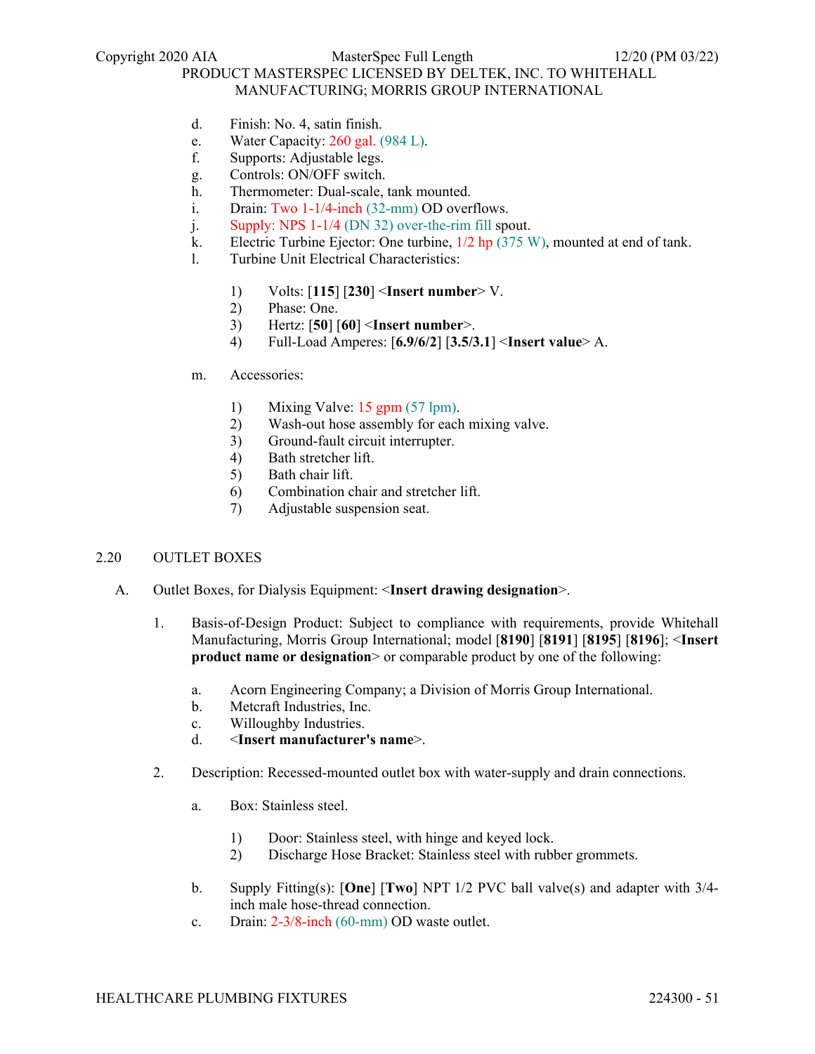d. Finish: No. 4, satin finish.
e. Water Capacity: 260 gal. (984 L).
f. Supports: Adjustable legs.
g. Controls: ON/OFF switch.
h. Thermometer: Dual-scale, tank mounted.
i. Drain: Two 1-1/4-inch (32-mm) OD overflows.
j. Supply: NPS 1-1/4 (DN 32) over-the-rim fill spout.
k. Electric Turbine Ejector: One turbine, 1/2 hp (375 W), mounted at end of tank.
l. Turbine Unit Electrical Characteristics:

    1) Volts: [**115**] [**230**] <**Insert number**> V.
    2) Phase: One.
    3) Hertz: [**50**] [**60**] <**Insert number**>.
    4) Full-Load Amperes: [**6.9/6/2**] [**3.5/3.1**] <**Insert value**> A.

m. Accessories:

    1) Mixing Valve: 15 gpm (57 lpm).
    2) Wash-out hose assembly for each mixing valve.
    3) Ground-fault circuit interrupter.
    4) Bath stretcher lift.
    5) Bath chair lift.
    6) Combination chair and stretcher lift.
    7) Adjustable suspension seat.

## 2.20 OUTLET BOXES

A. Outlet Boxes, for Dialysis Equipment: <**Insert drawing designation**>.

1. Basis-of-Design Product: Subject to compliance with requirements, provide Whitehall Manufacturing, Morris Group International; model [**8190**] [**8191**] [**8195**] [**8196**]; <**Insert product name or designation**> or comparable product by one of the following:

    a. Acorn Engineering Company; a Division of Morris Group International.
    b. Metcraft Industries, Inc.
    c. Willoughby Industries.
    d. <**Insert manufacturer's name**>.

2. Description: Recessed-mounted outlet box with water-supply and drain connections.

    a. Box: Stainless steel.

        1) Door: Stainless steel, with hinge and keyed lock.
        2) Discharge Hose Bracket: Stainless steel with rubber grommets.

    b. Supply Fitting(s): [**One**] [**Two**] NPT 1/2 PVC ball valve(s) and adapter with 3/4-inch male hose-thread connection.
    c. Drain: 2-3/8-inch (60-mm) OD waste outlet.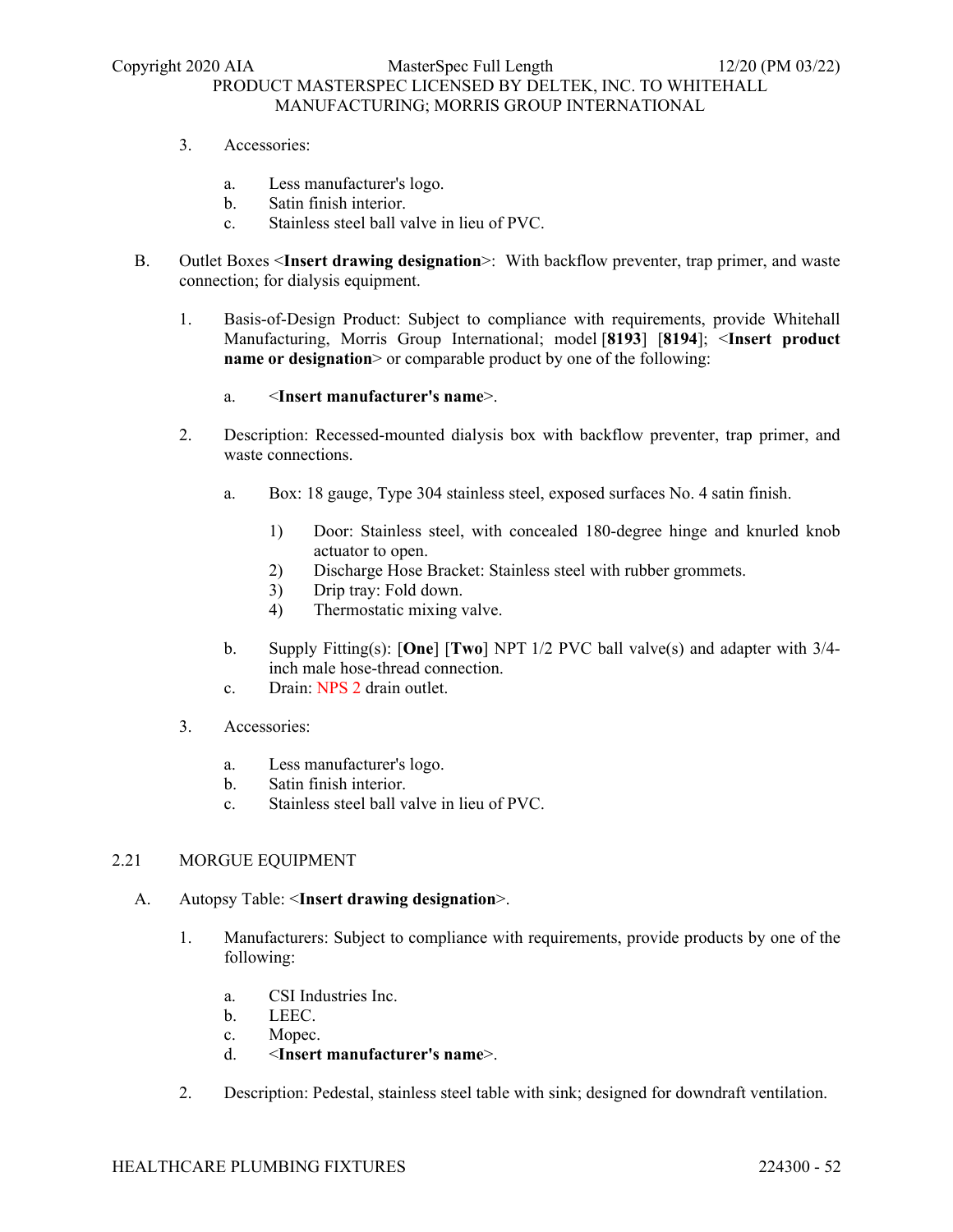3. Accessories:

    a. Less manufacturer's logo.
    b. Satin finish interior.
    c. Stainless steel ball valve in lieu of PVC.

B. Outlet Boxes <**Insert drawing designation**>: With backflow preventer, trap primer, and waste connection; for dialysis equipment.

1. Basis-of-Design Product: Subject to compliance with requirements, provide Whitehall Manufacturing, Morris Group International; model [**8193**] [**8194**]; <**Insert product name or designation**> or comparable product by one of the following:

    a. <**Insert manufacturer's name**>.

2. Description: Recessed-mounted dialysis box with backflow preventer, trap primer, and waste connections.

    a. Box: 18 gauge, Type 304 stainless steel, exposed surfaces No. 4 satin finish.

        1) Door: Stainless steel, with concealed 180-degree hinge and knurled knob actuator to open.
        2) Discharge Hose Bracket: Stainless steel with rubber grommets.
        3) Drip tray: Fold down.
        4) Thermostatic mixing valve.

    b. Supply Fitting(s): [**One**] [**Two**] NPT 1/2 PVC ball valve(s) and adapter with 3/4-inch male hose-thread connection.
    c. Drain: NPS 2 drain outlet.

3. Accessories:

    a. Less manufacturer's logo.
    b. Satin finish interior.
    c. Stainless steel ball valve in lieu of PVC.

## 2.21 MORGUE EQUIPMENT

A. Autopsy Table: <**Insert drawing designation**>.

1. Manufacturers: Subject to compliance with requirements, provide products by one of the following:

    a. CSI Industries Inc.
    b. LEEC.
    c. Mopec.
    d. <**Insert manufacturer's name**>.

2. Description: Pedestal, stainless steel table with sink; designed for downdraft ventilation.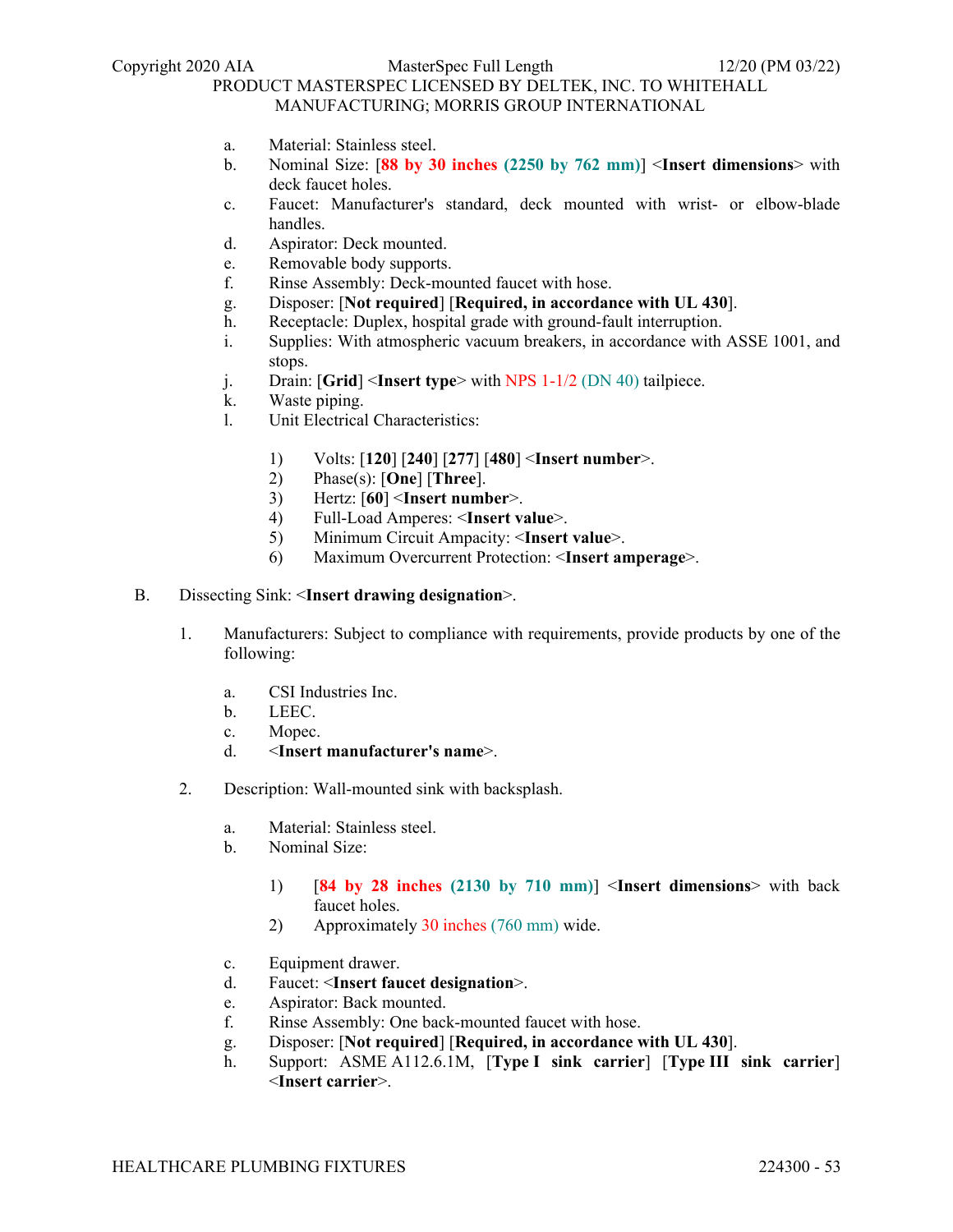a. Material: Stainless steel.
b. Nominal Size: [**88 by 30 inches (2250 by 762 mm)**] <**Insert dimensions**> with deck faucet holes.
c. Faucet: Manufacturer's standard, deck mounted with wrist- or elbow-blade handles.
d. Aspirator: Deck mounted.
e. Removable body supports.
f. Rinse Assembly: Deck-mounted faucet with hose.
g. Disposer: [**Not required**] [**Required, in accordance with UL 430**].
h. Receptacle: Duplex, hospital grade with ground-fault interruption.
i. Supplies: With atmospheric vacuum breakers, in accordance with ASSE 1001, and stops.
j. Drain: [**Grid**] <**Insert type**> with NPS 1-1/2 (DN 40) tailpiece.
k. Waste piping.
l. Unit Electrical Characteristics:

    1) Volts: [**120**] [**240**] [**277**] [**480**] <**Insert number**>.
    2) Phase(s): [**One**] [**Three**].
    3) Hertz: [**60**] <**Insert number**>.
    4) Full-Load Amperes: <**Insert value**>.
    5) Minimum Circuit Ampacity: <**Insert value**>.
    6) Maximum Overcurrent Protection: <**Insert amperage**>.

B. Dissecting Sink: <**Insert drawing designation**>.

1. Manufacturers: Subject to compliance with requirements, provide products by one of the following:

    a. CSI Industries Inc.
    b. LEEC.
    c. Mopec.
    d. <**Insert manufacturer's name**>.

2. Description: Wall-mounted sink with backsplash.

    a. Material: Stainless steel.
    b. Nominal Size:

        1) [**84 by 28 inches (2130 by 710 mm)**] <**Insert dimensions**> with back faucet holes.
        2) Approximately 30 inches (760 mm) wide.

    c. Equipment drawer.
    d. Faucet: <**Insert faucet designation**>.
    e. Aspirator: Back mounted.
    f. Rinse Assembly: One back-mounted faucet with hose.
    g. Disposer: [**Not required**] [**Required, in accordance with UL 430**].
    h. Support: ASME A112.6.1M, [**Type I sink carrier**] [**Type III sink carrier**] <**Insert carrier**>.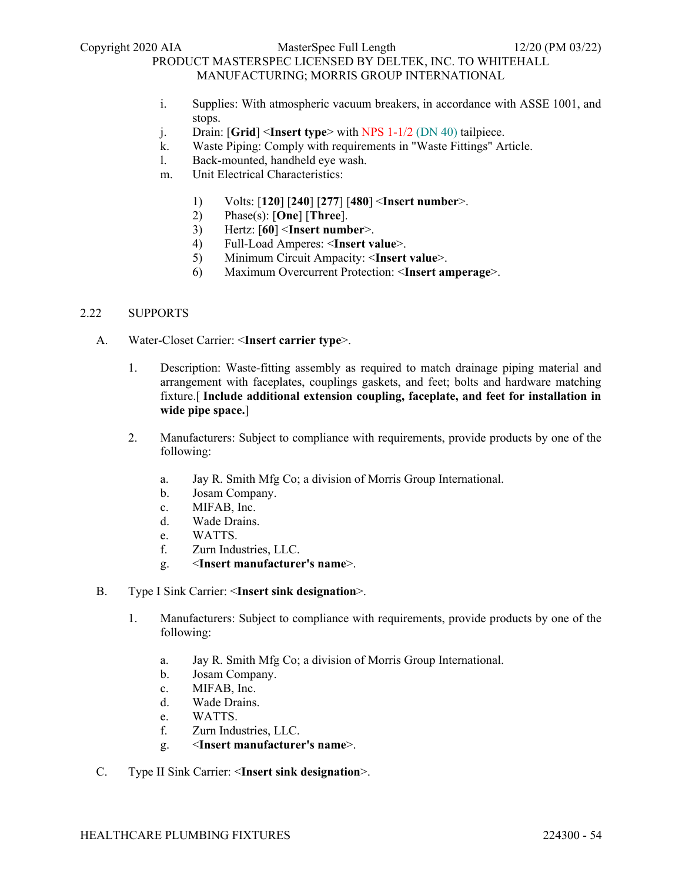i. Supplies: With atmospheric vacuum breakers, in accordance with ASSE 1001, and stops.
j. Drain: [**Grid**] <**Insert type**> with NPS 1-1/2 (DN 40) tailpiece.
k. Waste Piping: Comply with requirements in "Waste Fittings" Article.
l. Back-mounted, handheld eye wash.
m. Unit Electrical Characteristics:

   1) Volts: [**120**] [**240**] [**277**] [**480**] <**Insert number**>.
   2) Phase(s): [**One**] [**Three**].
   3) Hertz: [**60**] <**Insert number**>.
   4) Full-Load Amperes: <**Insert value**>.
   5) Minimum Circuit Ampacity: <**Insert value**>.
   6) Maximum Overcurrent Protection: <**Insert amperage**>.

## 2.22 SUPPORTS

A. Water-Closet Carrier: <**Insert carrier type**>.

   1. Description: Waste-fitting assembly as required to match drainage piping material and arrangement with faceplates, couplings gaskets, and feet; bolts and hardware matching fixture.[ **Include additional extension coupling, faceplate, and feet for installation in wide pipe space.**]

   2. Manufacturers: Subject to compliance with requirements, provide products by one of the following:

      a. Jay R. Smith Mfg Co; a division of Morris Group International.
      b. Josam Company.
      c. MIFAB, Inc.
      d. Wade Drains.
      e. WATTS.
      f. Zurn Industries, LLC.
      g. <**Insert manufacturer's name**>.

B. Type I Sink Carrier: <**Insert sink designation**>.

   1. Manufacturers: Subject to compliance with requirements, provide products by one of the following:

      a. Jay R. Smith Mfg Co; a division of Morris Group International.
      b. Josam Company.
      c. MIFAB, Inc.
      d. Wade Drains.
      e. WATTS.
      f. Zurn Industries, LLC.
      g. <**Insert manufacturer's name**>.

C. Type II Sink Carrier: <**Insert sink designation**>.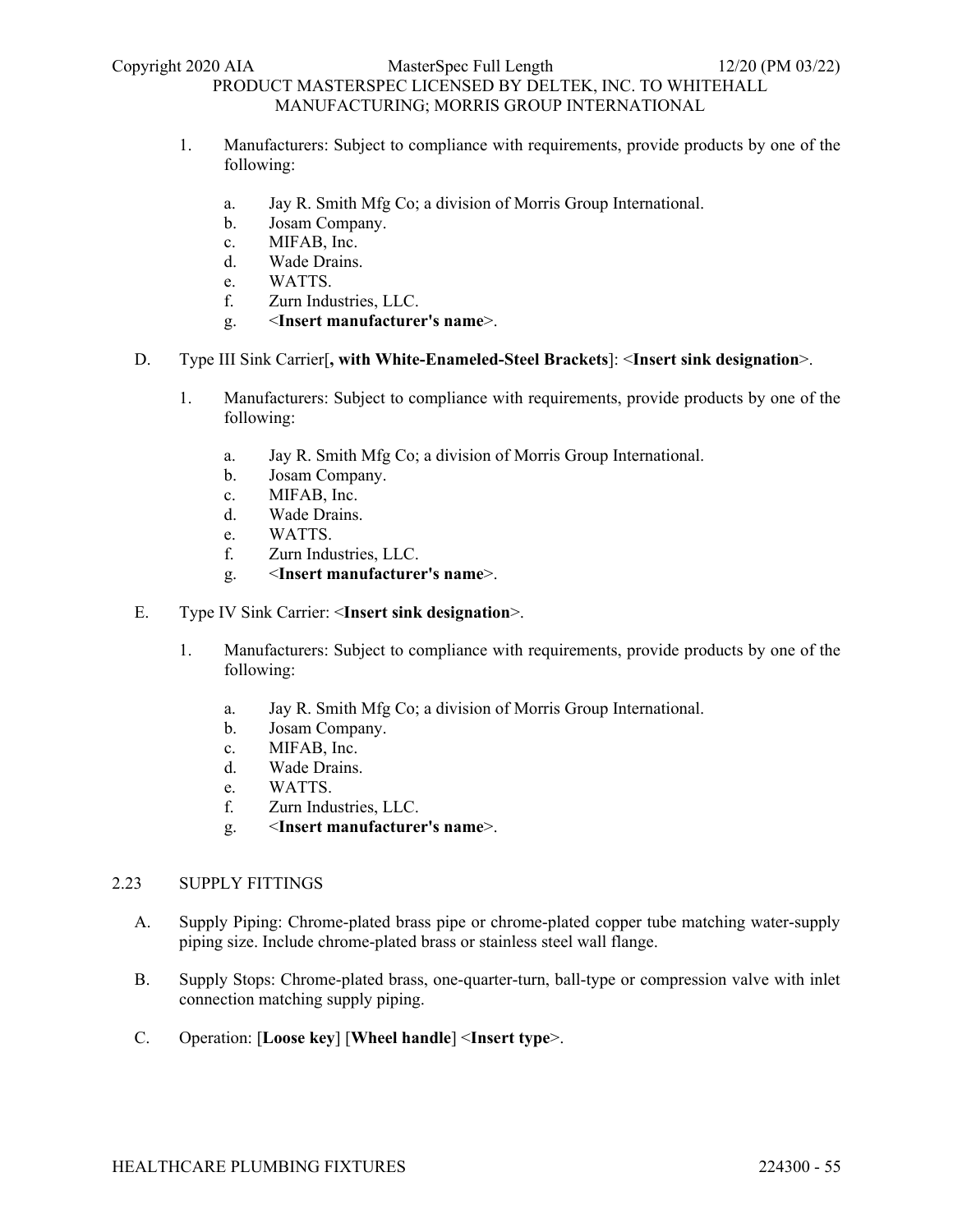1. Manufacturers: Subject to compliance with requirements, provide products by one of the following:

   a. Jay R. Smith Mfg Co; a division of Morris Group International.
   b. Josam Company.
   c. MIFAB, Inc.
   d. Wade Drains.
   e. WATTS.
   f. Zurn Industries, LLC.
   g. <**Insert manufacturer's name**>.

D. Type III Sink Carrier[**, with White-Enameled-Steel Brackets**]: <**Insert sink designation**>.

   1. Manufacturers: Subject to compliance with requirements, provide products by one of the following:

      a. Jay R. Smith Mfg Co; a division of Morris Group International.
      b. Josam Company.
      c. MIFAB, Inc.
      d. Wade Drains.
      e. WATTS.
      f. Zurn Industries, LLC.
      g. <**Insert manufacturer's name**>.

E. Type IV Sink Carrier: <**Insert sink designation**>.

   1. Manufacturers: Subject to compliance with requirements, provide products by one of the following:

      a. Jay R. Smith Mfg Co; a division of Morris Group International.
      b. Josam Company.
      c. MIFAB, Inc.
      d. Wade Drains.
      e. WATTS.
      f. Zurn Industries, LLC.
      g. <**Insert manufacturer's name**>.

## 2.23 SUPPLY FITTINGS

A. Supply Piping: Chrome-plated brass pipe or chrome-plated copper tube matching water-supply piping size. Include chrome-plated brass or stainless steel wall flange.

B. Supply Stops: Chrome-plated brass, one-quarter-turn, ball-type or compression valve with inlet connection matching supply piping.

C. Operation: [**Loose key**] [**Wheel handle**] <**Insert type**>.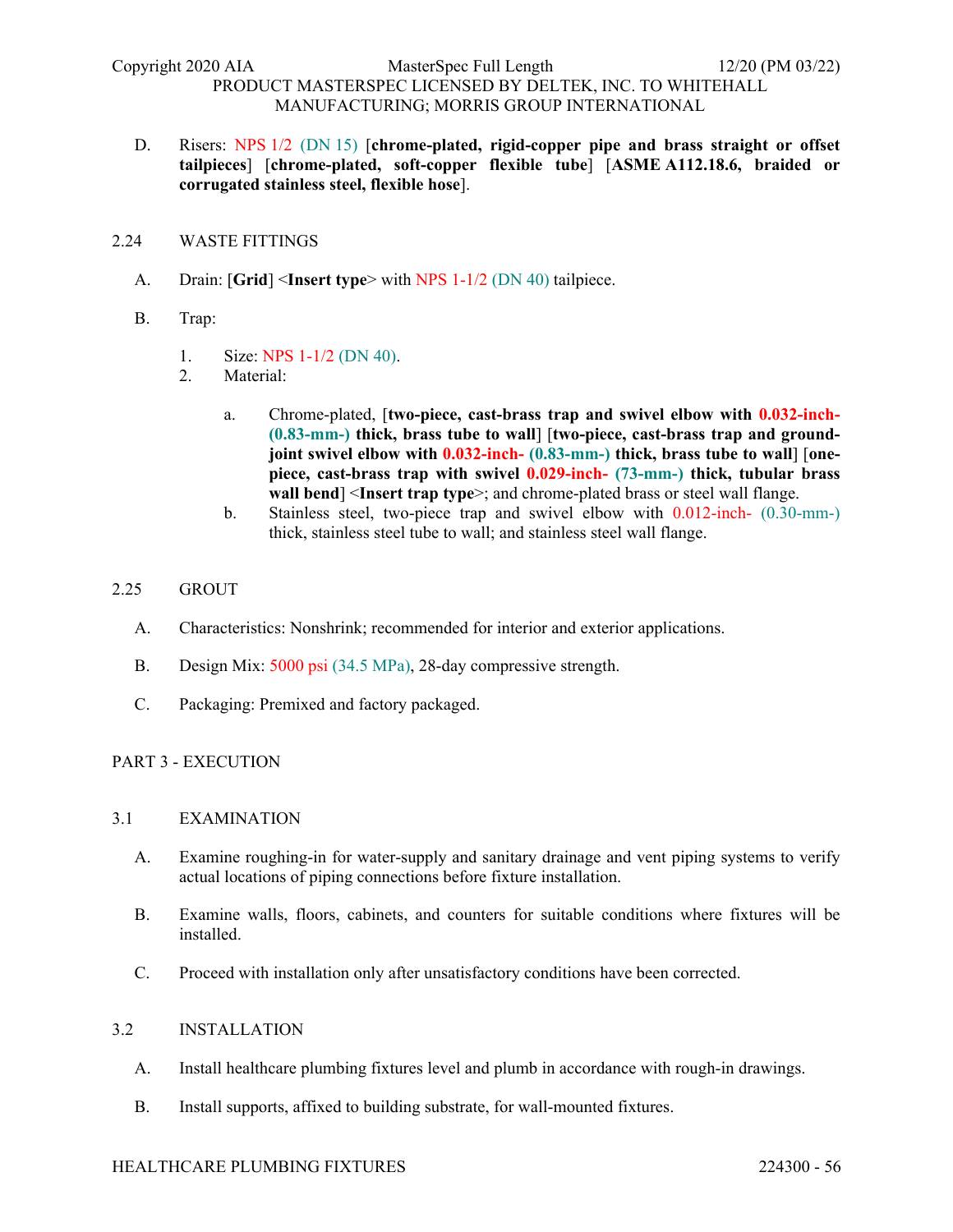D. Risers: NPS 1/2 (DN 15) [**chrome-plated, rigid-copper pipe and brass straight or offset tailpieces**] [**chrome-plated, soft-copper flexible tube**] [**ASME A112.18.6, braided or corrugated stainless steel, flexible hose**].

## 2.24 WASTE FITTINGS

A. Drain: [**Grid**] <**Insert type**> with NPS 1-1/2 (DN 40) tailpiece.

B. Trap:

1. Size: NPS 1-1/2 (DN 40).
2. Material:

   a. Chrome-plated, [**two-piece, cast-brass trap and swivel elbow with 0.032-inch- (0.83-mm-) thick, brass tube to wall**] [**two-piece, cast-brass trap and ground-joint swivel elbow with 0.032-inch- (0.83-mm-) thick, brass tube to wall**] [**one-piece, cast-brass trap with swivel 0.029-inch- (73-mm-) thick, tubular brass wall bend**] <**Insert trap type**>; and chrome-plated brass or steel wall flange.

   b. Stainless steel, two-piece trap and swivel elbow with 0.012-inch- (0.30-mm-) thick, stainless steel tube to wall; and stainless steel wall flange.

## 2.25 GROUT

A. Characteristics: Nonshrink; recommended for interior and exterior applications.

B. Design Mix: 5000 psi (34.5 MPa), 28-day compressive strength.

C. Packaging: Premixed and factory packaged.

# PART 3 - EXECUTION

## 3.1 EXAMINATION

A. Examine roughing-in for water-supply and sanitary drainage and vent piping systems to verify actual locations of piping connections before fixture installation.

B. Examine walls, floors, cabinets, and counters for suitable conditions where fixtures will be installed.

C. Proceed with installation only after unsatisfactory conditions have been corrected.

## 3.2 INSTALLATION

A. Install healthcare plumbing fixtures level and plumb in accordance with rough-in drawings.

B. Install supports, affixed to building substrate, for wall-mounted fixtures.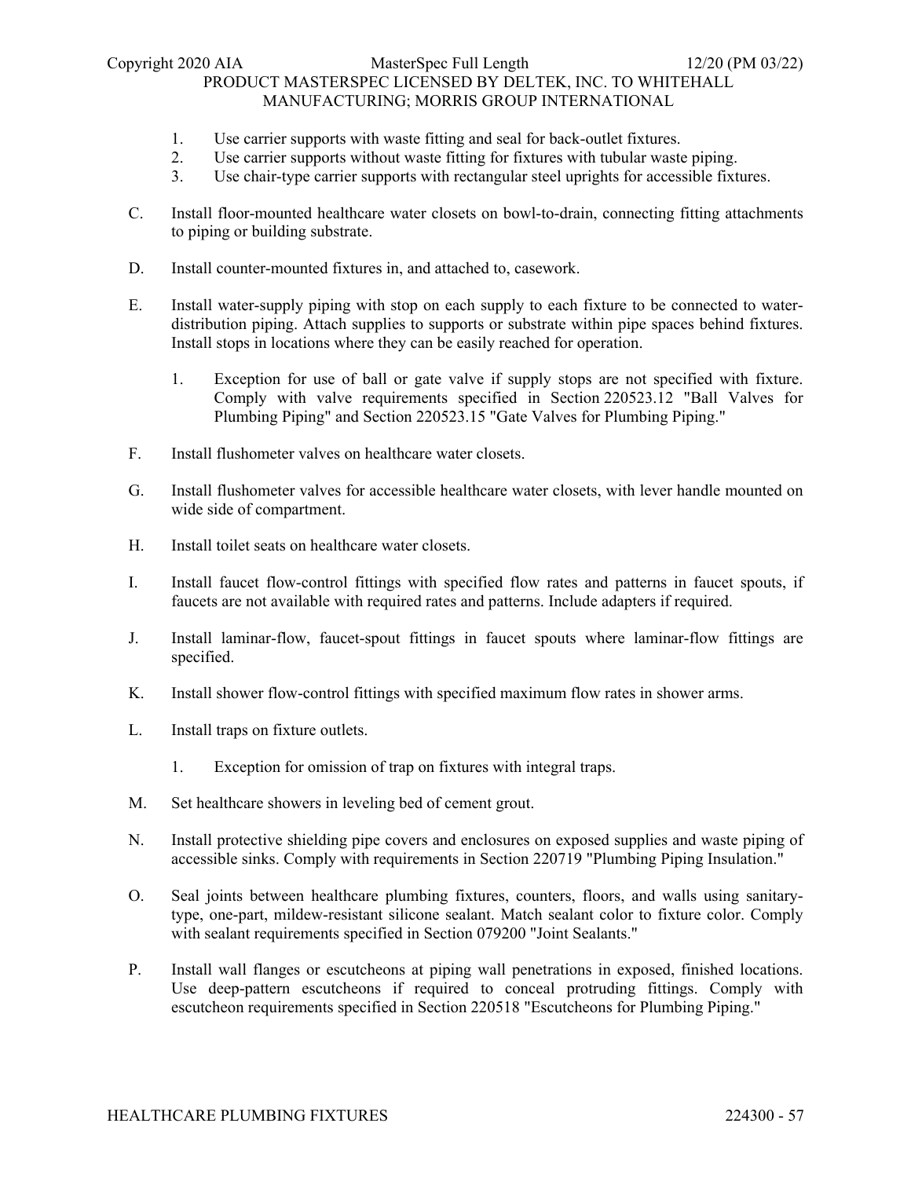1. Use carrier supports with waste fitting and seal for back-outlet fixtures.
2. Use carrier supports without waste fitting for fixtures with tubular waste piping.
3. Use chair-type carrier supports with rectangular steel uprights for accessible fixtures.

C. Install floor-mounted healthcare water closets on bowl-to-drain, connecting fitting attachments to piping or building substrate.

D. Install counter-mounted fixtures in, and attached to, casework.

E. Install water-supply piping with stop on each supply to each fixture to be connected to water-distribution piping. Attach supplies to supports or substrate within pipe spaces behind fixtures. Install stops in locations where they can be easily reached for operation.

   1. Exception for use of ball or gate valve if supply stops are not specified with fixture. Comply with valve requirements specified in Section 220523.12 "Ball Valves for Plumbing Piping" and Section 220523.15 "Gate Valves for Plumbing Piping."

F. Install flushometer valves on healthcare water closets.

G. Install flushometer valves for accessible healthcare water closets, with lever handle mounted on wide side of compartment.

H. Install toilet seats on healthcare water closets.

I. Install faucet flow-control fittings with specified flow rates and patterns in faucet spouts, if faucets are not available with required rates and patterns. Include adapters if required.

J. Install laminar-flow, faucet-spout fittings in faucet spouts where laminar-flow fittings are specified.

K. Install shower flow-control fittings with specified maximum flow rates in shower arms.

L. Install traps on fixture outlets.

   1. Exception for omission of trap on fixtures with integral traps.

M. Set healthcare showers in leveling bed of cement grout.

N. Install protective shielding pipe covers and enclosures on exposed supplies and waste piping of accessible sinks. Comply with requirements in Section 220719 "Plumbing Piping Insulation."

O. Seal joints between healthcare plumbing fixtures, counters, floors, and walls using sanitary-type, one-part, mildew-resistant silicone sealant. Match sealant color to fixture color. Comply with sealant requirements specified in Section 079200 "Joint Sealants."

P. Install wall flanges or escutcheons at piping wall penetrations in exposed, finished locations. Use deep-pattern escutcheons if required to conceal protruding fittings. Comply with escutcheon requirements specified in Section 220518 "Escutcheons for Plumbing Piping."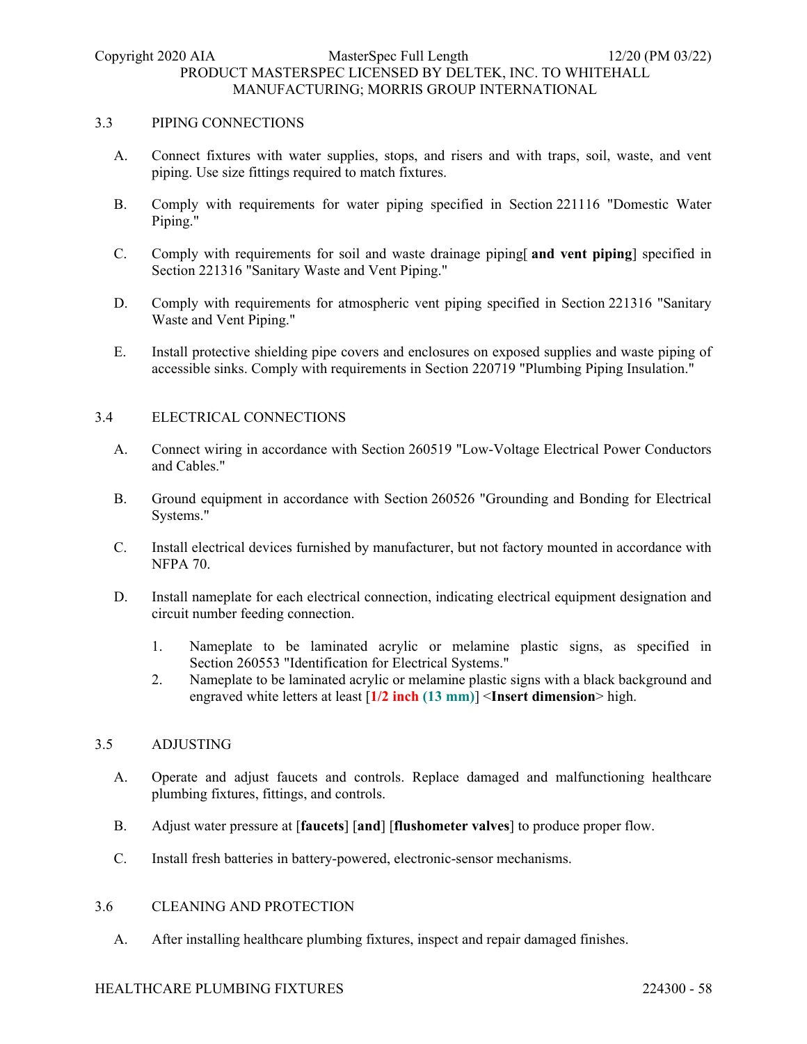## 3.3 PIPING CONNECTIONS

A. Connect fixtures with water supplies, stops, and risers and with traps, soil, waste, and vent piping. Use size fittings required to match fixtures.

B. Comply with requirements for water piping specified in Section 221116 "Domestic Water Piping."

C. Comply with requirements for soil and waste drainage piping[ **and vent piping**] specified in Section 221316 "Sanitary Waste and Vent Piping."

D. Comply with requirements for atmospheric vent piping specified in Section 221316 "Sanitary Waste and Vent Piping."

E. Install protective shielding pipe covers and enclosures on exposed supplies and waste piping of accessible sinks. Comply with requirements in Section 220719 "Plumbing Piping Insulation."

## 3.4 ELECTRICAL CONNECTIONS

A. Connect wiring in accordance with Section 260519 "Low-Voltage Electrical Power Conductors and Cables."

B. Ground equipment in accordance with Section 260526 "Grounding and Bonding for Electrical Systems."

C. Install electrical devices furnished by manufacturer, but not factory mounted in accordance with NFPA 70.

D. Install nameplate for each electrical connection, indicating electrical equipment designation and circuit number feeding connection.

1. Nameplate to be laminated acrylic or melamine plastic signs, as specified in Section 260553 "Identification for Electrical Systems."
2. Nameplate to be laminated acrylic or melamine plastic signs with a black background and engraved white letters at least [**1/2 inch (13 mm)**] <**Insert dimension**> high.

## 3.5 ADJUSTING

A. Operate and adjust faucets and controls. Replace damaged and malfunctioning healthcare plumbing fixtures, fittings, and controls.

B. Adjust water pressure at [**faucets**] [**and**] [**flushometer valves**] to produce proper flow.

C. Install fresh batteries in battery-powered, electronic-sensor mechanisms.

## 3.6 CLEANING AND PROTECTION

A. After installing healthcare plumbing fixtures, inspect and repair damaged finishes.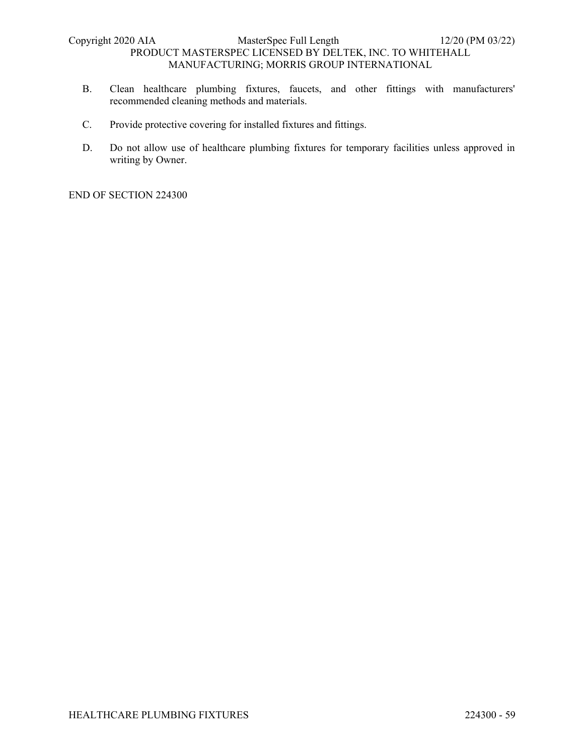B. Clean healthcare plumbing fixtures, faucets, and other fittings with manufacturers' recommended cleaning methods and materials.

C. Provide protective covering for installed fixtures and fittings.

D. Do not allow use of healthcare plumbing fixtures for temporary facilities unless approved in writing by Owner.

END OF SECTION 224300